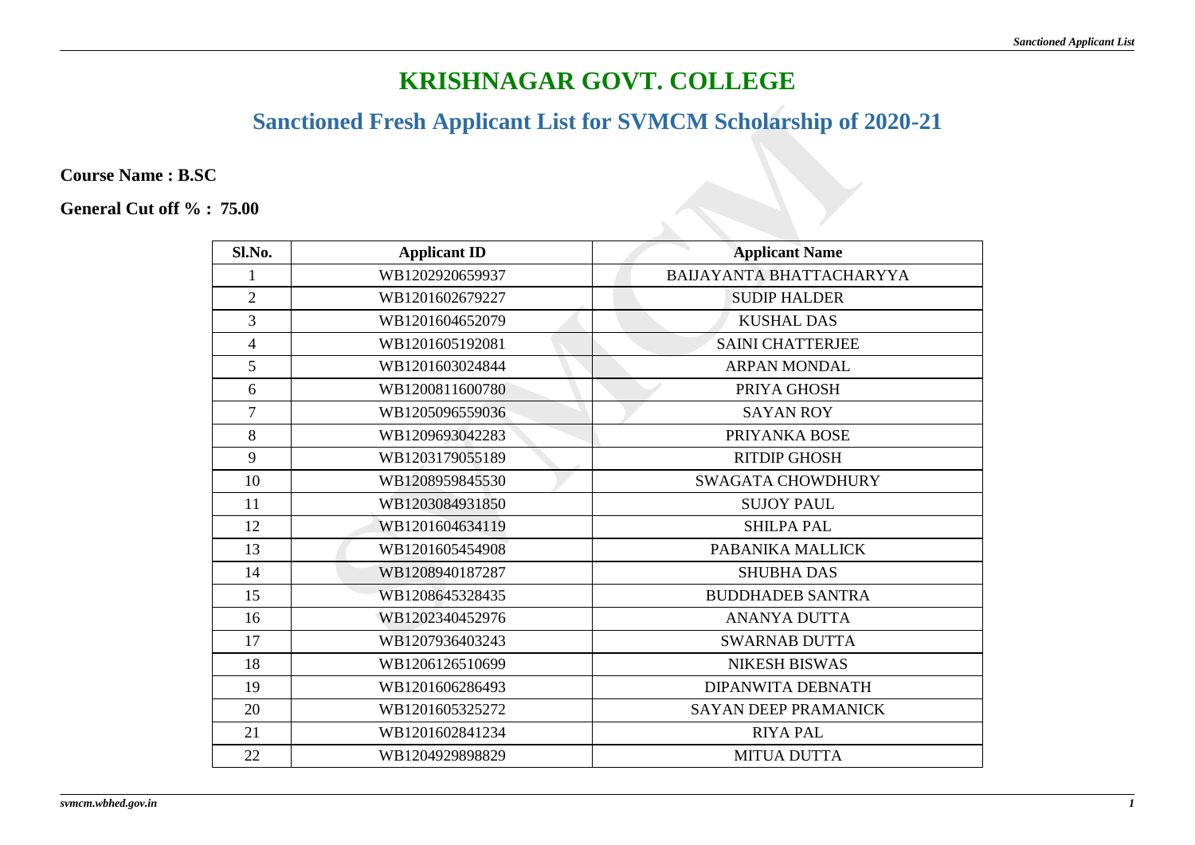# KRISHNAGAR GOVT. COLLEGE

## Sanctioned Fresh Applicant List for SVMCM Scholarship of 2020-21

**Course Name : B.SC**

**General Cut off % : 75.00**

| Sl.No. | Applicant ID | Applicant Name |
|---|---|---|
| 1 | WB1202920659937 | BAIJAYANTA BHATTACHARYYA |
| 2 | WB1201602679227 | SUDIP HALDER |
| 3 | WB1201604652079 | KUSHAL DAS |
| 4 | WB1201605192081 | SAINI CHATTERJEE |
| 5 | WB1201603024844 | ARPAN MONDAL |
| 6 | WB1200811600780 | PRIYA GHOSH |
| 7 | WB1205096559036 | SAYAN ROY |
| 8 | WB1209693042283 | PRIYANKA BOSE |
| 9 | WB1203179055189 | RITDIP GHOSH |
| 10 | WB1208959845530 | SWAGATA CHOWDHURY |
| 11 | WB1203084931850 | SUJOY PAUL |
| 12 | WB1201604634119 | SHILPA PAL |
| 13 | WB1201605454908 | PABANIKA MALLICK |
| 14 | WB1208940187287 | SHUBHA DAS |
| 15 | WB1208645328435 | BUDDHADEB SANTRA |
| 16 | WB1202340452976 | ANANYA DUTTA |
| 17 | WB1207936403243 | SWARNAB DUTTA |
| 18 | WB1206126510699 | NIKESH BISWAS |
| 19 | WB1201606286493 | DIPANWITA DEBNATH |
| 20 | WB1201605325272 | SAYAN DEEP PRAMANICK |
| 21 | WB1201602841234 | RIYA PAL |
| 22 | WB1204929898829 | MITUA DUTTA |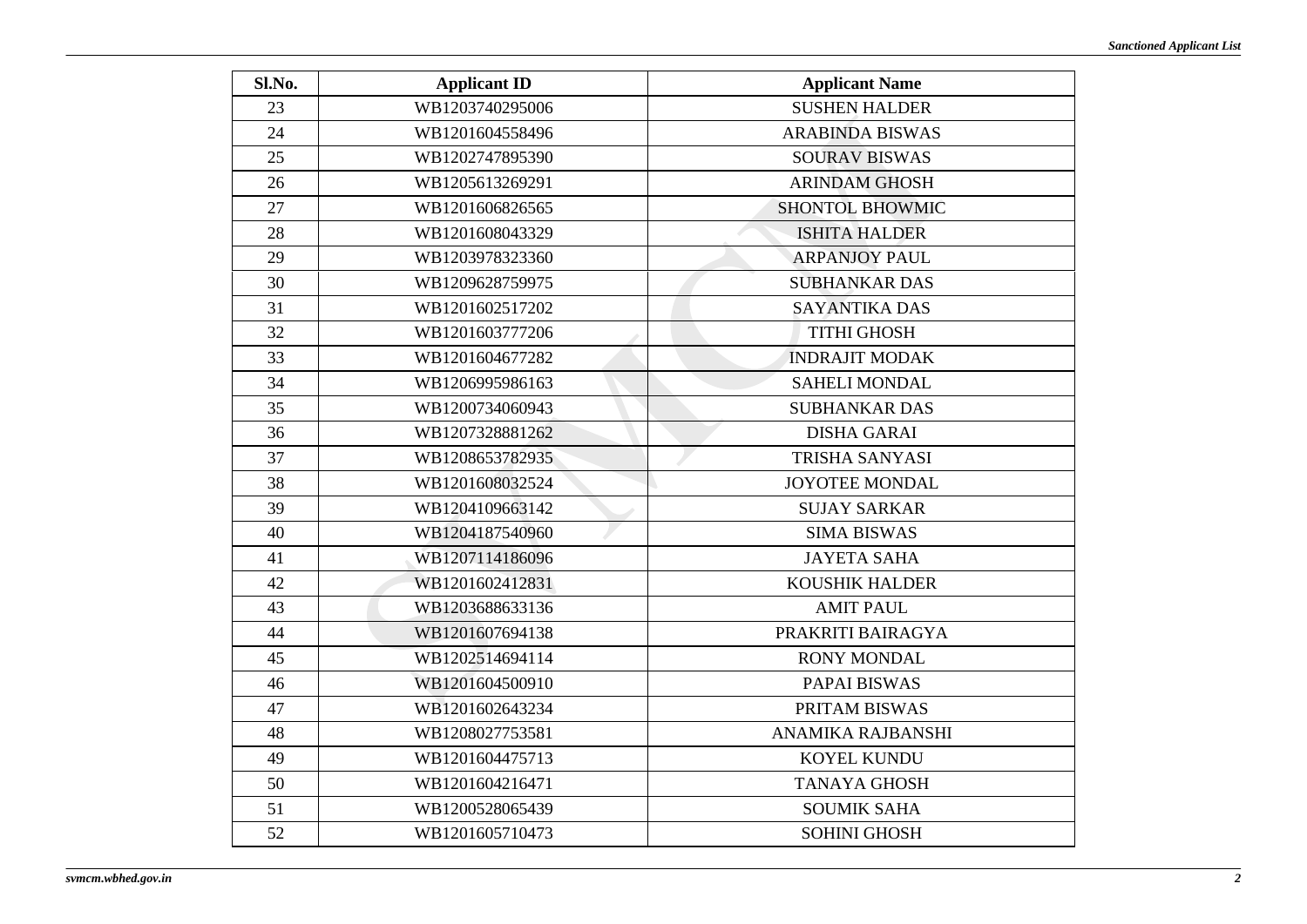| Sl.No. | Applicant ID | Applicant Name |
|---|---|---|
| 23 | WB1203740295006 | SUSHEN HALDER |
| 24 | WB1201604558496 | ARABINDA BISWAS |
| 25 | WB1202747895390 | SOURAV BISWAS |
| 26 | WB1205613269291 | ARINDAM GHOSH |
| 27 | WB1201606826565 | SHONTOL BHOWMIC |
| 28 | WB1201608043329 | ISHITA HALDER |
| 29 | WB1203978323360 | ARPANJOY PAUL |
| 30 | WB1209628759975 | SUBHANKAR DAS |
| 31 | WB1201602517202 | SAYANTIKA DAS |
| 32 | WB1201603777206 | TITHI GHOSH |
| 33 | WB1201604677282 | INDRAJIT MODAK |
| 34 | WB1206995986163 | SAHELI MONDAL |
| 35 | WB1200734060943 | SUBHANKAR DAS |
| 36 | WB1207328881262 | DISHA GARAI |
| 37 | WB1208653782935 | TRISHA SANYASI |
| 38 | WB1201608032524 | JOYOTEE MONDAL |
| 39 | WB1204109663142 | SUJAY SARKAR |
| 40 | WB1204187540960 | SIMA BISWAS |
| 41 | WB1207114186096 | JAYETA SAHA |
| 42 | WB1201602412831 | KOUSHIK HALDER |
| 43 | WB1203688633136 | AMIT PAUL |
| 44 | WB1201607694138 | PRAKRITI BAIRAGYA |
| 45 | WB1202514694114 | RONY MONDAL |
| 46 | WB1201604500910 | PAPAI BISWAS |
| 47 | WB1201602643234 | PRITAM BISWAS |
| 48 | WB1208027753581 | ANAMIKA RAJBANSHI |
| 49 | WB1201604475713 | KOYEL KUNDU |
| 50 | WB1201604216471 | TANAYA GHOSH |
| 51 | WB1200528065439 | SOUMIK SAHA |
| 52 | WB1201605710473 | SOHINI GHOSH |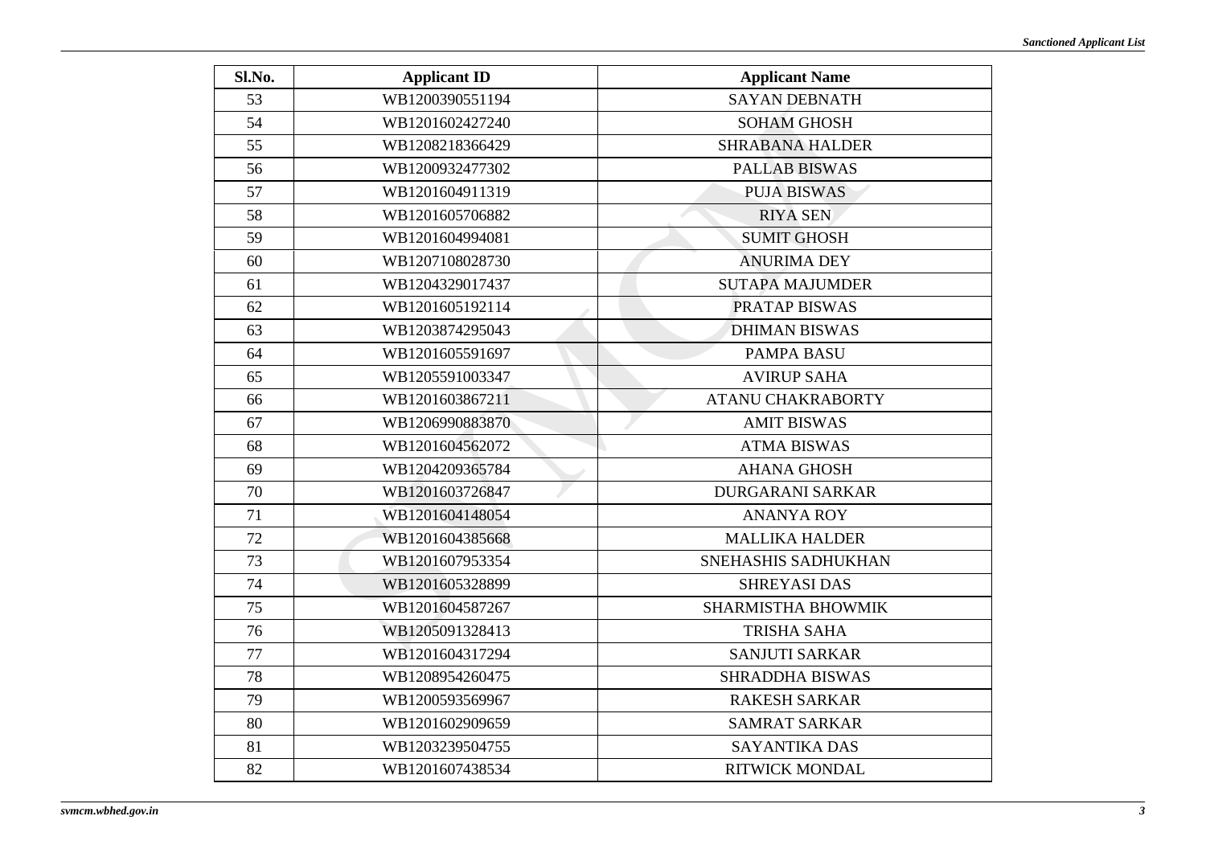| Sl.No. | Applicant ID | Applicant Name |
|---|---|---|
| 53 | WB1200390551194 | SAYAN DEBNATH |
| 54 | WB1201602427240 | SOHAM GHOSH |
| 55 | WB1208218366429 | SHRABANA HALDER |
| 56 | WB1200932477302 | PALLAB BISWAS |
| 57 | WB1201604911319 | PUJA BISWAS |
| 58 | WB1201605706882 | RIYA SEN |
| 59 | WB1201604994081 | SUMIT GHOSH |
| 60 | WB1207108028730 | ANURIMA DEY |
| 61 | WB1204329017437 | SUTAPA MAJUMDER |
| 62 | WB1201605192114 | PRATAP BISWAS |
| 63 | WB1203874295043 | DHIMAN BISWAS |
| 64 | WB1201605591697 | PAMPA BASU |
| 65 | WB1205591003347 | AVIRUP SAHA |
| 66 | WB1201603867211 | ATANU CHAKRABORTY |
| 67 | WB1206990883870 | AMIT BISWAS |
| 68 | WB1201604562072 | ATMA BISWAS |
| 69 | WB1204209365784 | AHANA GHOSH |
| 70 | WB1201603726847 | DURGARANI SARKAR |
| 71 | WB1201604148054 | ANANYA ROY |
| 72 | WB1201604385668 | MALLIKA HALDER |
| 73 | WB1201607953354 | SNEHASHIS SADHUKHAN |
| 74 | WB1201605328899 | SHREYASI DAS |
| 75 | WB1201604587267 | SHARMISTHA BHOWMIK |
| 76 | WB1205091328413 | TRISHA SAHA |
| 77 | WB1201604317294 | SANJUTI SARKAR |
| 78 | WB1208954260475 | SHRADDHA BISWAS |
| 79 | WB1200593569967 | RAKESH SARKAR |
| 80 | WB1201602909659 | SAMRAT SARKAR |
| 81 | WB1203239504755 | SAYANTIKA DAS |
| 82 | WB1201607438534 | RITWICK MONDAL |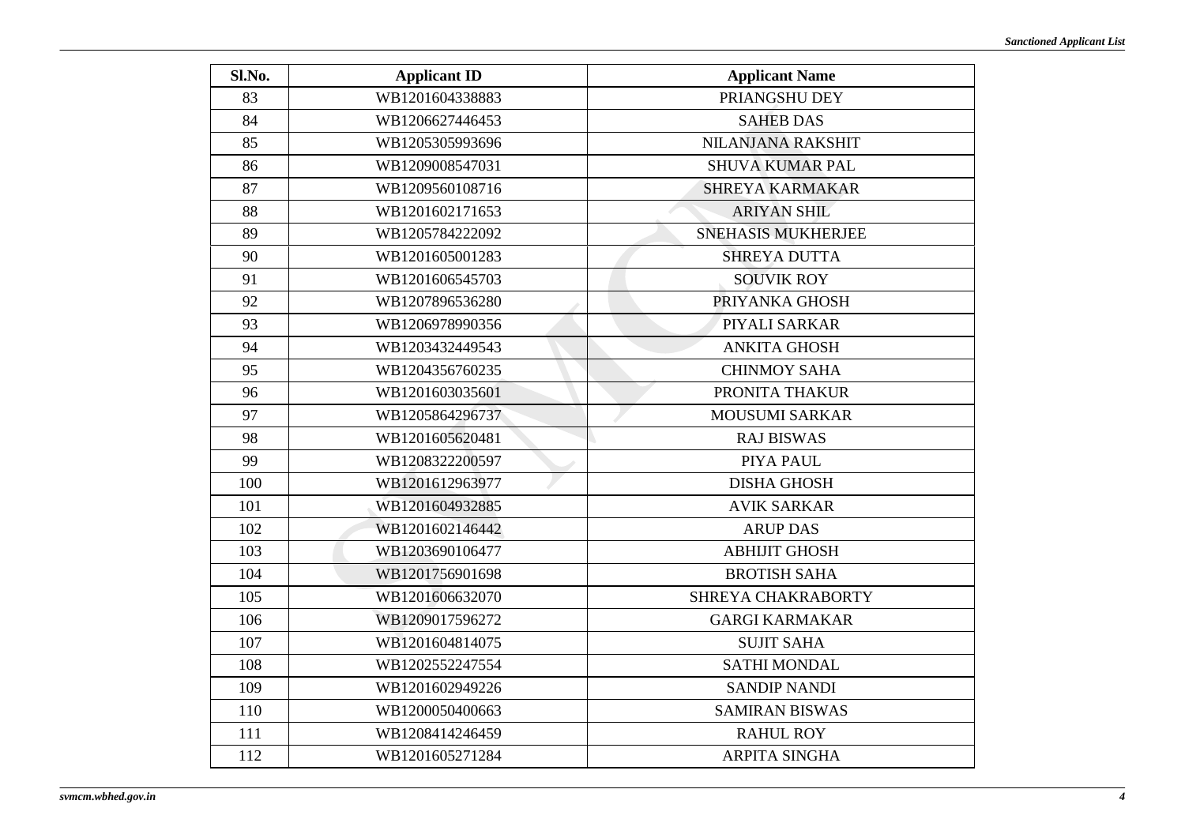| Sl.No. | Applicant ID | Applicant Name |
|---|---|---|
| 83 | WB1201604338883 | PRIANGSHU DEY |
| 84 | WB1206627446453 | SAHEB DAS |
| 85 | WB1205305993696 | NILANJANA RAKSHIT |
| 86 | WB1209008547031 | SHUVA KUMAR PAL |
| 87 | WB1209560108716 | SHREYA KARMAKAR |
| 88 | WB1201602171653 | ARIYAN SHIL |
| 89 | WB1205784222092 | SNEHASIS MUKHERJEE |
| 90 | WB1201605001283 | SHREYA DUTTA |
| 91 | WB1201606545703 | SOUVIK ROY |
| 92 | WB1207896536280 | PRIYANKA GHOSH |
| 93 | WB1206978990356 | PIYALI SARKAR |
| 94 | WB1203432449543 | ANKITA GHOSH |
| 95 | WB1204356760235 | CHINMOY SAHA |
| 96 | WB1201603035601 | PRONITA THAKUR |
| 97 | WB1205864296737 | MOUSUMI SARKAR |
| 98 | WB1201605620481 | RAJ BISWAS |
| 99 | WB1208322200597 | PIYA PAUL |
| 100 | WB1201612963977 | DISHA GHOSH |
| 101 | WB1201604932885 | AVIK SARKAR |
| 102 | WB1201602146442 | ARUP DAS |
| 103 | WB1203690106477 | ABHIJIT GHOSH |
| 104 | WB1201756901698 | BROTISH SAHA |
| 105 | WB1201606632070 | SHREYA CHAKRABORTY |
| 106 | WB1209017596272 | GARGI KARMAKAR |
| 107 | WB1201604814075 | SUJIT SAHA |
| 108 | WB1202552247554 | SATHI MONDAL |
| 109 | WB1201602949226 | SANDIP NANDI |
| 110 | WB1200050400663 | SAMIRAN BISWAS |
| 111 | WB1208414246459 | RAHUL ROY |
| 112 | WB1201605271284 | ARPITA SINGHA |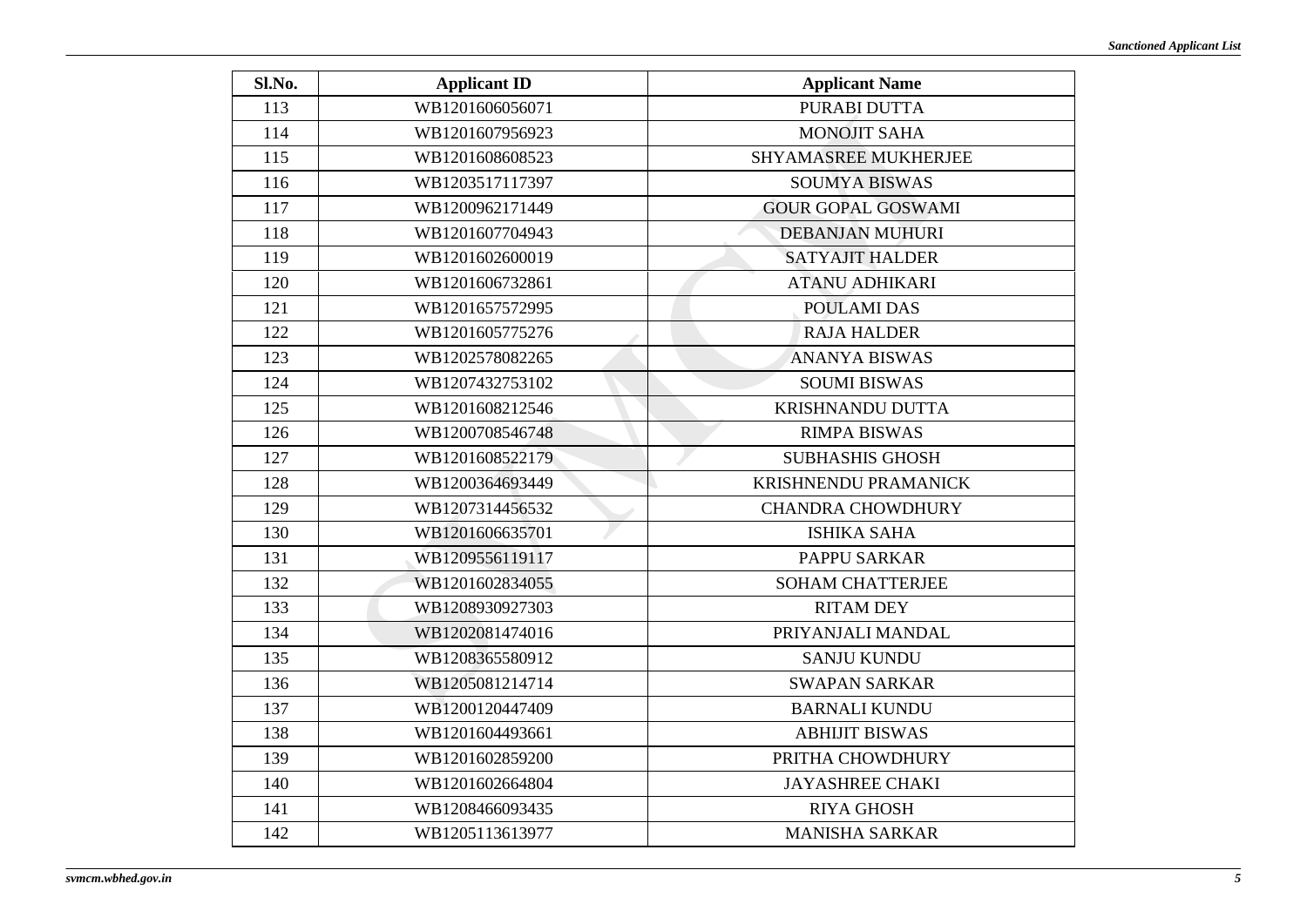| Sl.No. | Applicant ID | Applicant Name |
|---|---|---|
| 113 | WB1201606056071 | PURABI DUTTA |
| 114 | WB1201607956923 | MONOJIT SAHA |
| 115 | WB1201608608523 | SHYAMASREE MUKHERJEE |
| 116 | WB1203517117397 | SOUMYA BISWAS |
| 117 | WB1200962171449 | GOUR GOPAL GOSWAMI |
| 118 | WB1201607704943 | DEBANJAN MUHURI |
| 119 | WB1201602600019 | SATYAJIT HALDER |
| 120 | WB1201606732861 | ATANU ADHIKARI |
| 121 | WB1201657572995 | POULAMI DAS |
| 122 | WB1201605775276 | RAJA HALDER |
| 123 | WB1202578082265 | ANANYA BISWAS |
| 124 | WB1207432753102 | SOUMI BISWAS |
| 125 | WB1201608212546 | KRISHNANDU DUTTA |
| 126 | WB1200708546748 | RIMPA BISWAS |
| 127 | WB1201608522179 | SUBHASHIS GHOSH |
| 128 | WB1200364693449 | KRISHNENDU PRAMANICK |
| 129 | WB1207314456532 | CHANDRA CHOWDHURY |
| 130 | WB1201606635701 | ISHIKA SAHA |
| 131 | WB1209556119117 | PAPPU SARKAR |
| 132 | WB1201602834055 | SOHAM CHATTERJEE |
| 133 | WB1208930927303 | RITAM DEY |
| 134 | WB1202081474016 | PRIYANJALI MANDAL |
| 135 | WB1208365580912 | SANJU KUNDU |
| 136 | WB1205081214714 | SWAPAN SARKAR |
| 137 | WB1200120447409 | BARNALI KUNDU |
| 138 | WB1201604493661 | ABHIJIT BISWAS |
| 139 | WB1201602859200 | PRITHA CHOWDHURY |
| 140 | WB1201602664804 | JAYASHREE CHAKI |
| 141 | WB1208466093435 | RIYA GHOSH |
| 142 | WB1205113613977 | MANISHA SARKAR |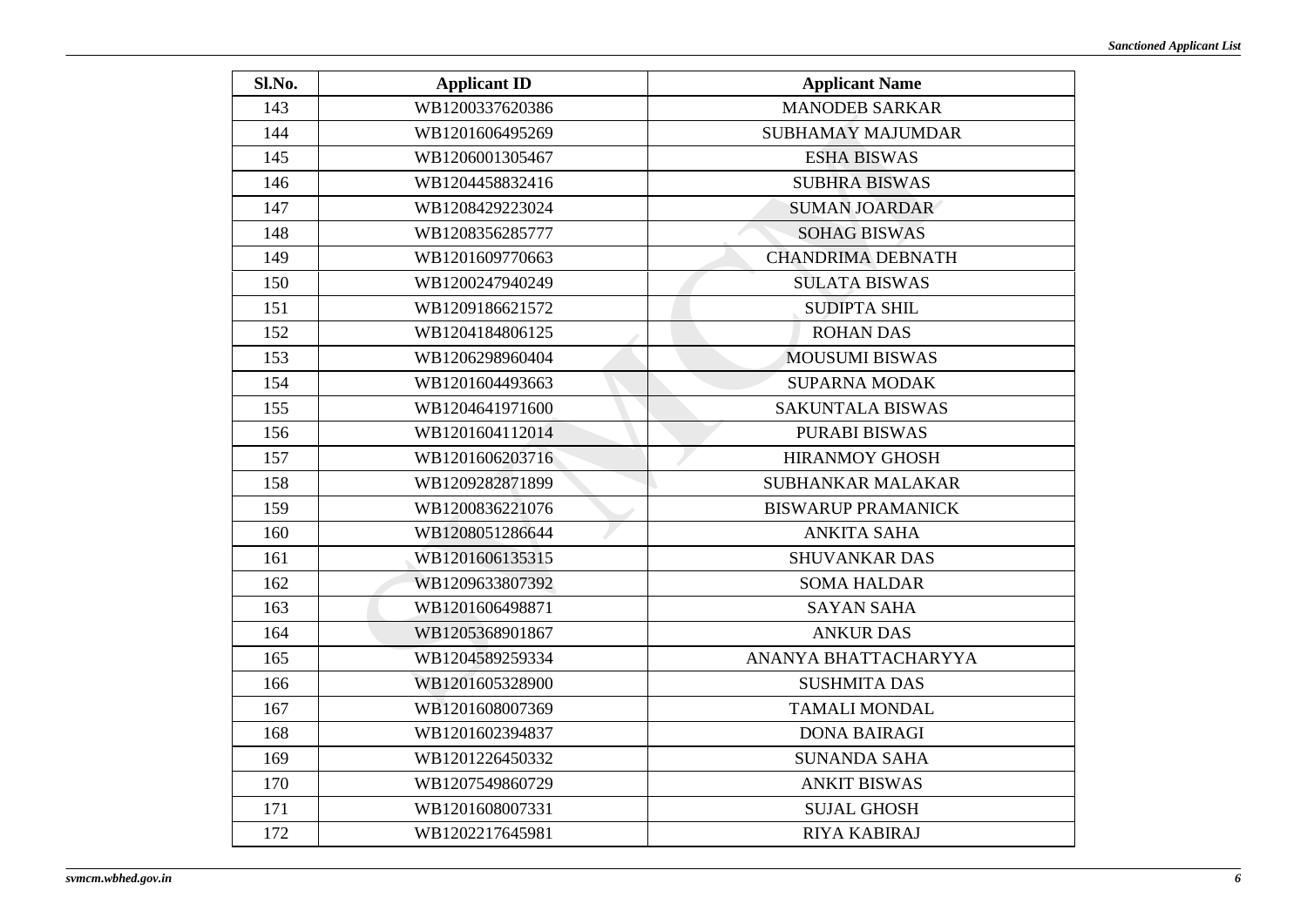| Sl.No. | Applicant ID | Applicant Name |
|---|---|---|
| 143 | WB1200337620386 | MANODEB SARKAR |
| 144 | WB1201606495269 | SUBHAMAY MAJUMDAR |
| 145 | WB1206001305467 | ESHA BISWAS |
| 146 | WB1204458832416 | SUBHRA BISWAS |
| 147 | WB1208429223024 | SUMAN JOARDAR |
| 148 | WB1208356285777 | SOHAG BISWAS |
| 149 | WB1201609770663 | CHANDRIMA DEBNATH |
| 150 | WB1200247940249 | SULATA BISWAS |
| 151 | WB1209186621572 | SUDIPTA SHIL |
| 152 | WB1204184806125 | ROHAN DAS |
| 153 | WB1206298960404 | MOUSUMI BISWAS |
| 154 | WB1201604493663 | SUPARNA MODAK |
| 155 | WB1204641971600 | SAKUNTALA BISWAS |
| 156 | WB1201604112014 | PURABI BISWAS |
| 157 | WB1201606203716 | HIRANMOY GHOSH |
| 158 | WB1209282871899 | SUBHANKAR MALAKAR |
| 159 | WB1200836221076 | BISWARUP PRAMANICK |
| 160 | WB1208051286644 | ANKITA SAHA |
| 161 | WB1201606135315 | SHUVANKAR DAS |
| 162 | WB1209633807392 | SOMA HALDAR |
| 163 | WB1201606498871 | SAYAN SAHA |
| 164 | WB1205368901867 | ANKUR DAS |
| 165 | WB1204589259334 | ANANYA BHATTACHARYYA |
| 166 | WB1201605328900 | SUSHMITA DAS |
| 167 | WB1201608007369 | TAMALI MONDAL |
| 168 | WB1201602394837 | DONA BAIRAGI |
| 169 | WB1201226450332 | SUNANDA SAHA |
| 170 | WB1207549860729 | ANKIT BISWAS |
| 171 | WB1201608007331 | SUJAL GHOSH |
| 172 | WB1202217645981 | RIYA KABIRAJ |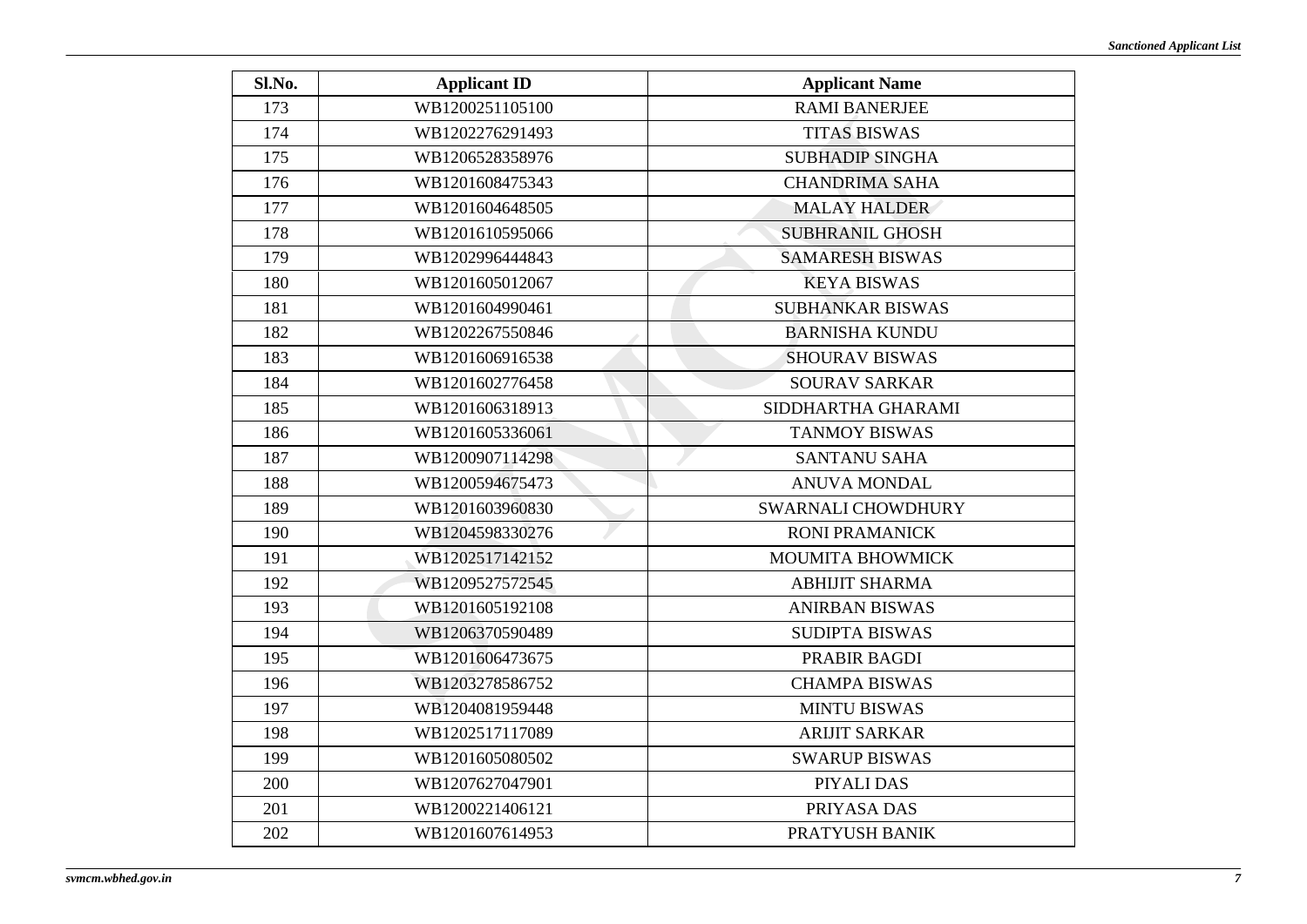| Sl.No. | Applicant ID | Applicant Name |
|---|---|---|
| 173 | WB1200251105100 | RAMI BANERJEE |
| 174 | WB1202276291493 | TITAS BISWAS |
| 175 | WB1206528358976 | SUBHADIP SINGHA |
| 176 | WB1201608475343 | CHANDRIMA SAHA |
| 177 | WB1201604648505 | MALAY HALDER |
| 178 | WB1201610595066 | SUBHRANIL GHOSH |
| 179 | WB1202996444843 | SAMARESH BISWAS |
| 180 | WB1201605012067 | KEYA BISWAS |
| 181 | WB1201604990461 | SUBHANKAR BISWAS |
| 182 | WB1202267550846 | BARNISHA KUNDU |
| 183 | WB1201606916538 | SHOURAV BISWAS |
| 184 | WB1201602776458 | SOURAV SARKAR |
| 185 | WB1201606318913 | SIDDHARTHA GHARAMI |
| 186 | WB1201605336061 | TANMOY BISWAS |
| 187 | WB1200907114298 | SANTANU SAHA |
| 188 | WB1200594675473 | ANUVA MONDAL |
| 189 | WB1201603960830 | SWARNALI CHOWDHURY |
| 190 | WB1204598330276 | RONI PRAMANICK |
| 191 | WB1202517142152 | MOUMITA BHOWMICK |
| 192 | WB1209527572545 | ABHIJIT SHARMA |
| 193 | WB1201605192108 | ANIRBAN BISWAS |
| 194 | WB1206370590489 | SUDIPTA BISWAS |
| 195 | WB1201606473675 | PRABIR BAGDI |
| 196 | WB1203278586752 | CHAMPA BISWAS |
| 197 | WB1204081959448 | MINTU BISWAS |
| 198 | WB1202517117089 | ARIJIT SARKAR |
| 199 | WB1201605080502 | SWARUP BISWAS |
| 200 | WB1207627047901 | PIYALI DAS |
| 201 | WB1200221406121 | PRIYASA DAS |
| 202 | WB1201607614953 | PRATYUSH BANIK |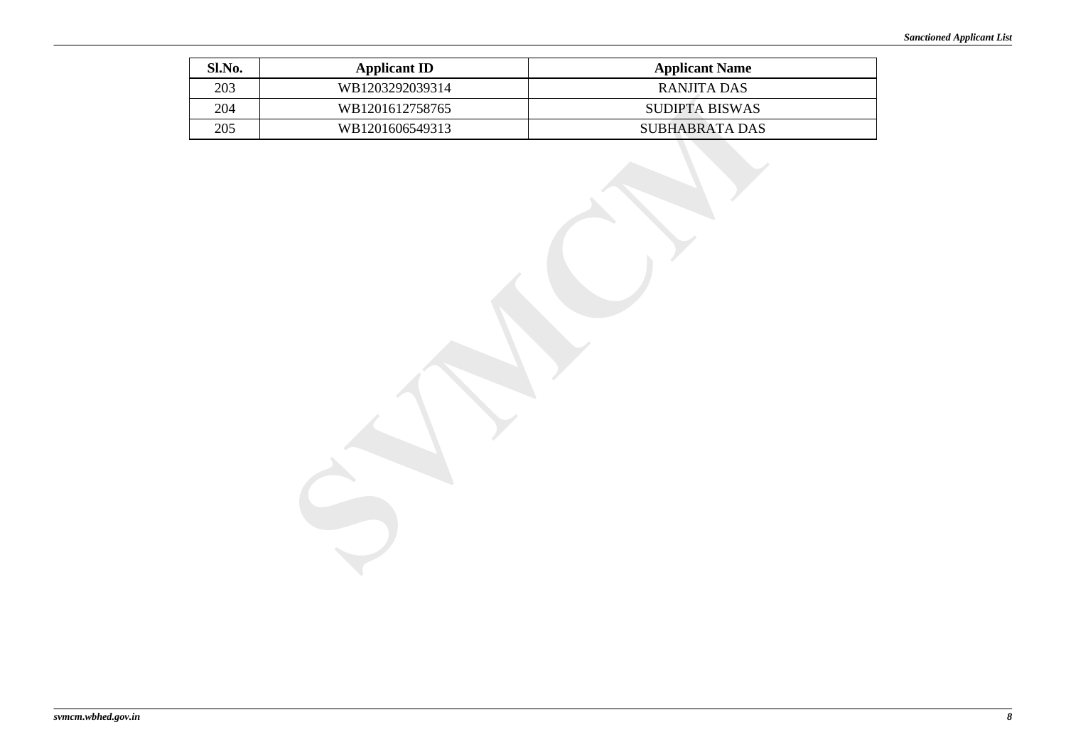| Sl.No. | Applicant ID | Applicant Name |
|---|---|---|
| 203 | WB1203292039314 | RANJITA DAS |
| 204 | WB1201612758765 | SUDIPTA BISWAS |
| 205 | WB1201606549313 | SUBHABRATA DAS |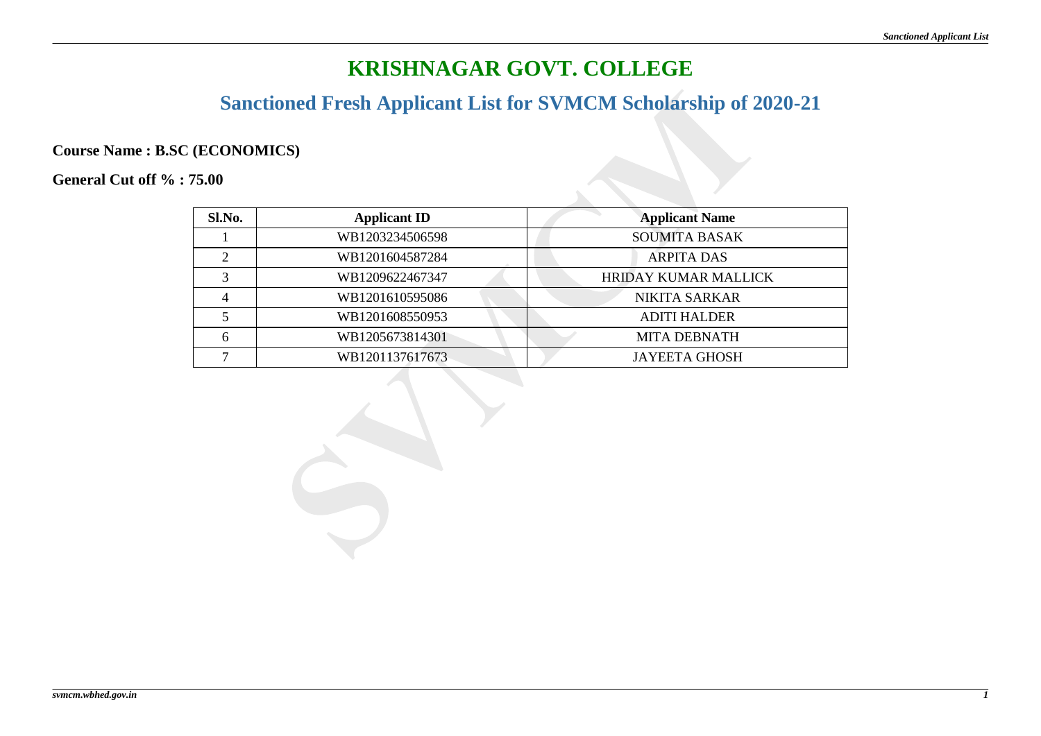# KRISHNAGAR GOVT. COLLEGE

## Sanctioned Fresh Applicant List for SVMCM Scholarship of 2020-21

**Course Name : B.SC (ECONOMICS)**

**General Cut off % : 75.00**

| Sl.No. | Applicant ID | Applicant Name |
|---|---|---|
| 1 | WB1203234506598 | SOUMITA BASAK |
| 2 | WB1201604587284 | ARPITA DAS |
| 3 | WB1209622467347 | HRIDAY KUMAR MALLICK |
| 4 | WB1201610595086 | NIKITA SARKAR |
| 5 | WB1201608550953 | ADITI HALDER |
| 6 | WB1205673814301 | MITA DEBNATH |
| 7 | WB1201137617673 | JAYEETA GHOSH |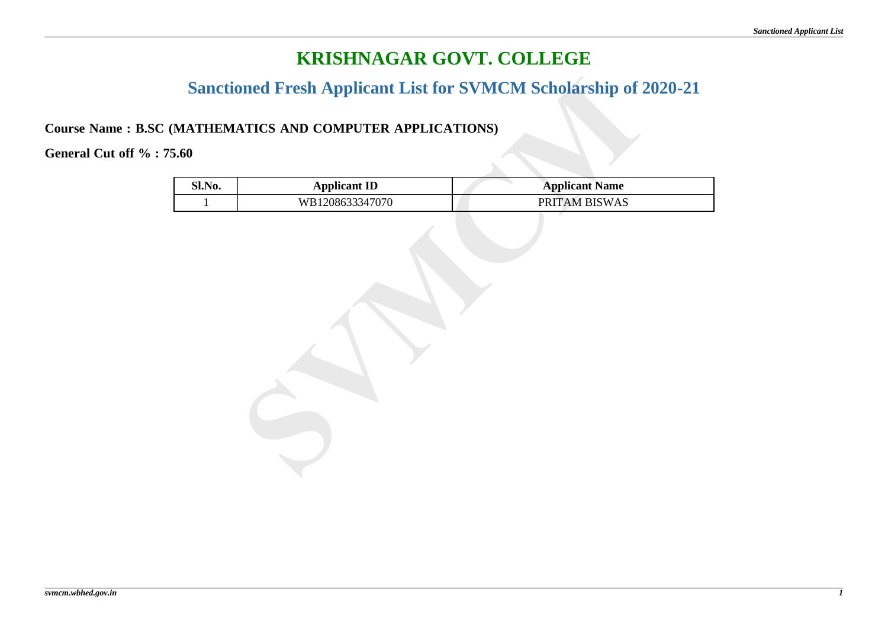# KRISHNAGAR GOVT. COLLEGE

## Sanctioned Fresh Applicant List for SVMCM Scholarship of 2020-21

**Course Name : B.SC (MATHEMATICS AND COMPUTER APPLICATIONS)**

**General Cut off % : 75.60**

| Sl.No. | Applicant ID | Applicant Name |
|---|---|---|
| 1 | WB1208633347070 | PRITAM BISWAS |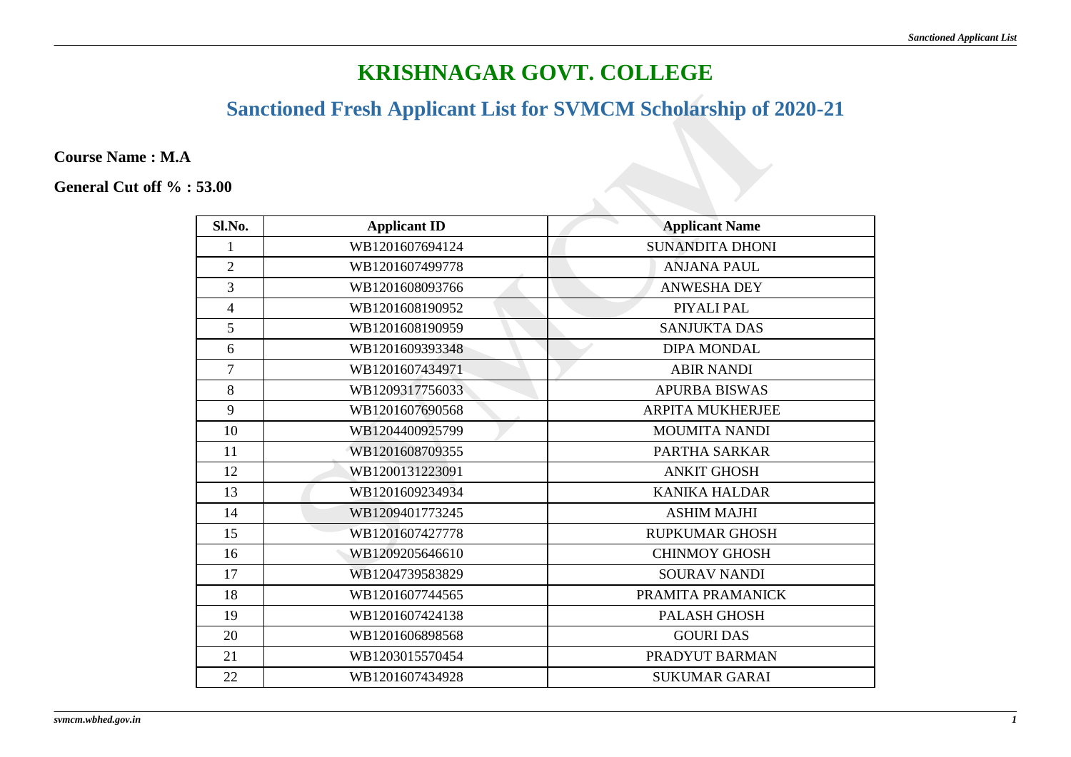# KRISHNAGAR GOVT. COLLEGE

## Sanctioned Fresh Applicant List for SVMCM Scholarship of 2020-21

**Course Name : M.A**

**General Cut off % : 53.00**

| Sl.No. | Applicant ID | Applicant Name |
|---|---|---|
| 1 | WB1201607694124 | SUNANDITA DHONI |
| 2 | WB1201607499778 | ANJANA PAUL |
| 3 | WB1201608093766 | ANWESHA DEY |
| 4 | WB1201608190952 | PIYALI PAL |
| 5 | WB1201608190959 | SANJUKTA DAS |
| 6 | WB1201609393348 | DIPA MONDAL |
| 7 | WB1201607434971 | ABIR NANDI |
| 8 | WB1209317756033 | APURBA BISWAS |
| 9 | WB1201607690568 | ARPITA MUKHERJEE |
| 10 | WB1204400925799 | MOUMITA NANDI |
| 11 | WB1201608709355 | PARTHA SARKAR |
| 12 | WB1200131223091 | ANKIT GHOSH |
| 13 | WB1201609234934 | KANIKA HALDAR |
| 14 | WB1209401773245 | ASHIM MAJHI |
| 15 | WB1201607427778 | RUPKUMAR GHOSH |
| 16 | WB1209205646610 | CHINMOY GHOSH |
| 17 | WB1204739583829 | SOURAV NANDI |
| 18 | WB1201607744565 | PRAMITA PRAMANICK |
| 19 | WB1201607424138 | PALASH GHOSH |
| 20 | WB1201606898568 | GOURI DAS |
| 21 | WB1203015570454 | PRADYUT BARMAN |
| 22 | WB1201607434928 | SUKUMAR GARAI |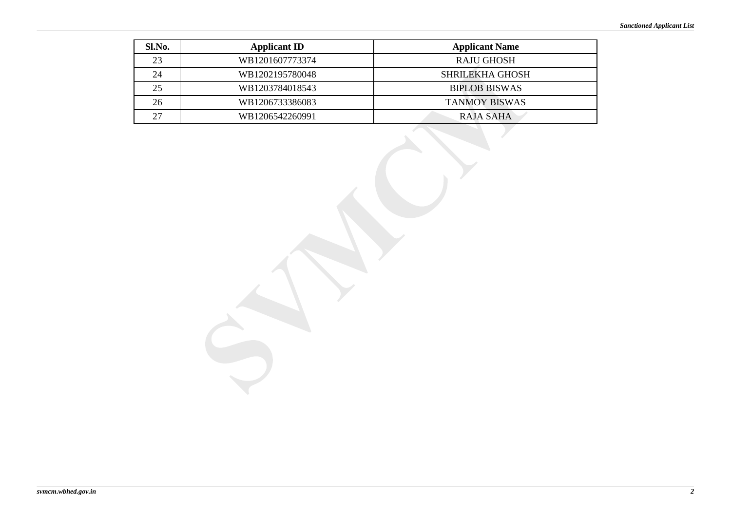| Sl.No. | Applicant ID | Applicant Name |
|---|---|---|
| 23 | WB1201607773374 | RAJU GHOSH |
| 24 | WB1202195780048 | SHRILEKHA GHOSH |
| 25 | WB1203784018543 | BIPLOB BISWAS |
| 26 | WB1206733386083 | TANMOY BISWAS |
| 27 | WB1206542260991 | RAJA SAHA |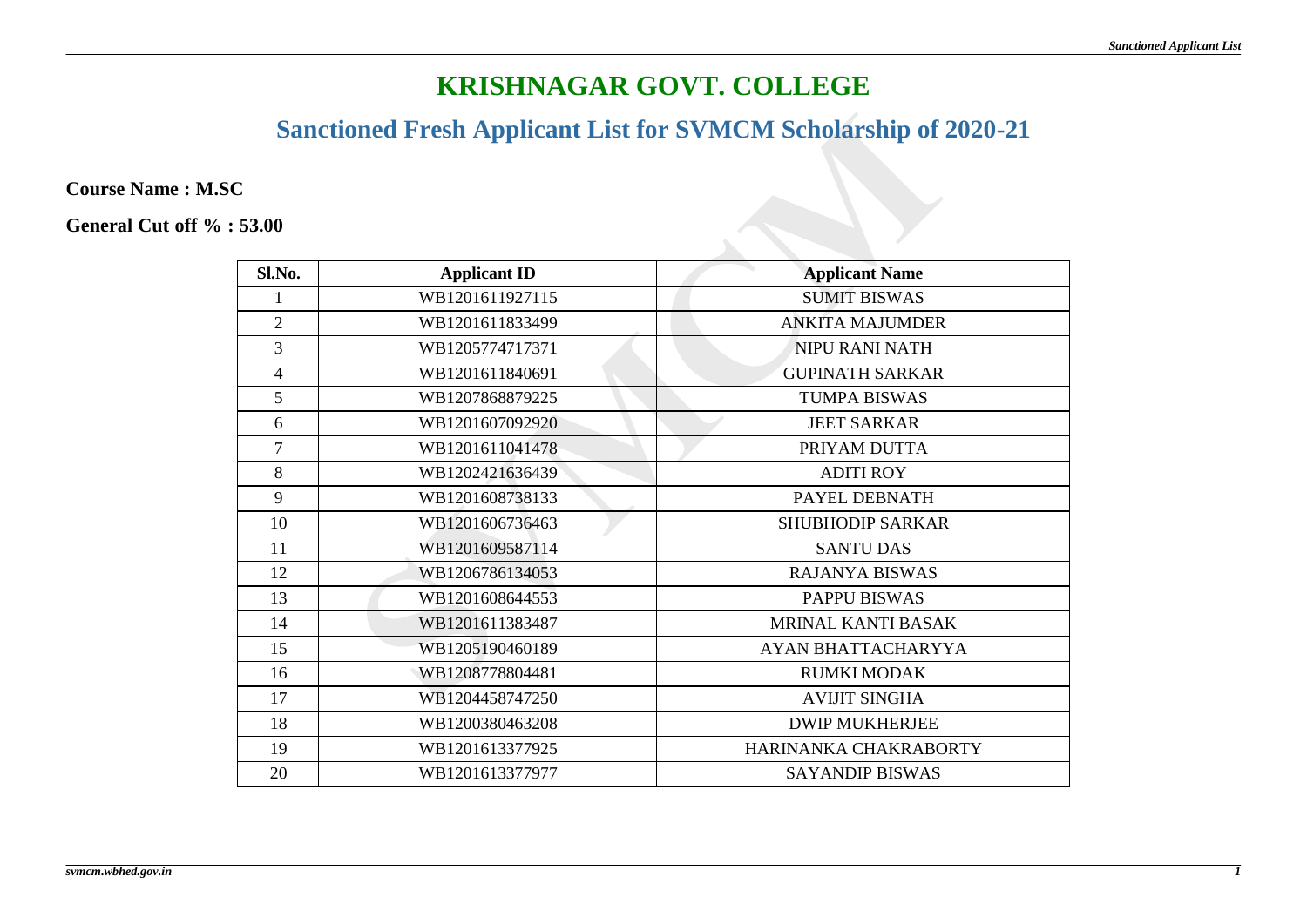# KRISHNAGAR GOVT. COLLEGE

## Sanctioned Fresh Applicant List for SVMCM Scholarship of 2020-21

**Course Name : M.SC**

**General Cut off % : 53.00**

| Sl.No. | Applicant ID | Applicant Name |
|---|---|---|
| 1 | WB1201611927115 | SUMIT BISWAS |
| 2 | WB1201611833499 | ANKITA MAJUMDER |
| 3 | WB1205774717371 | NIPU RANI NATH |
| 4 | WB1201611840691 | GUPINATH SARKAR |
| 5 | WB1207868879225 | TUMPA BISWAS |
| 6 | WB1201607092920 | JEET SARKAR |
| 7 | WB1201611041478 | PRIYAM DUTTA |
| 8 | WB1202421636439 | ADITI ROY |
| 9 | WB1201608738133 | PAYEL DEBNATH |
| 10 | WB1201606736463 | SHUBHODIP SARKAR |
| 11 | WB1201609587114 | SANTU DAS |
| 12 | WB1206786134053 | RAJANYA BISWAS |
| 13 | WB1201608644553 | PAPPU BISWAS |
| 14 | WB1201611383487 | MRINAL KANTI BASAK |
| 15 | WB1205190460189 | AYAN BHATTACHARYYA |
| 16 | WB1208778804481 | RUMKI MODAK |
| 17 | WB1204458747250 | AVIJIT SINGHA |
| 18 | WB1200380463208 | DWIP MUKHERJEE |
| 19 | WB1201613377925 | HARINANKA CHAKRABORTY |
| 20 | WB1201613377977 | SAYANDIP BISWAS |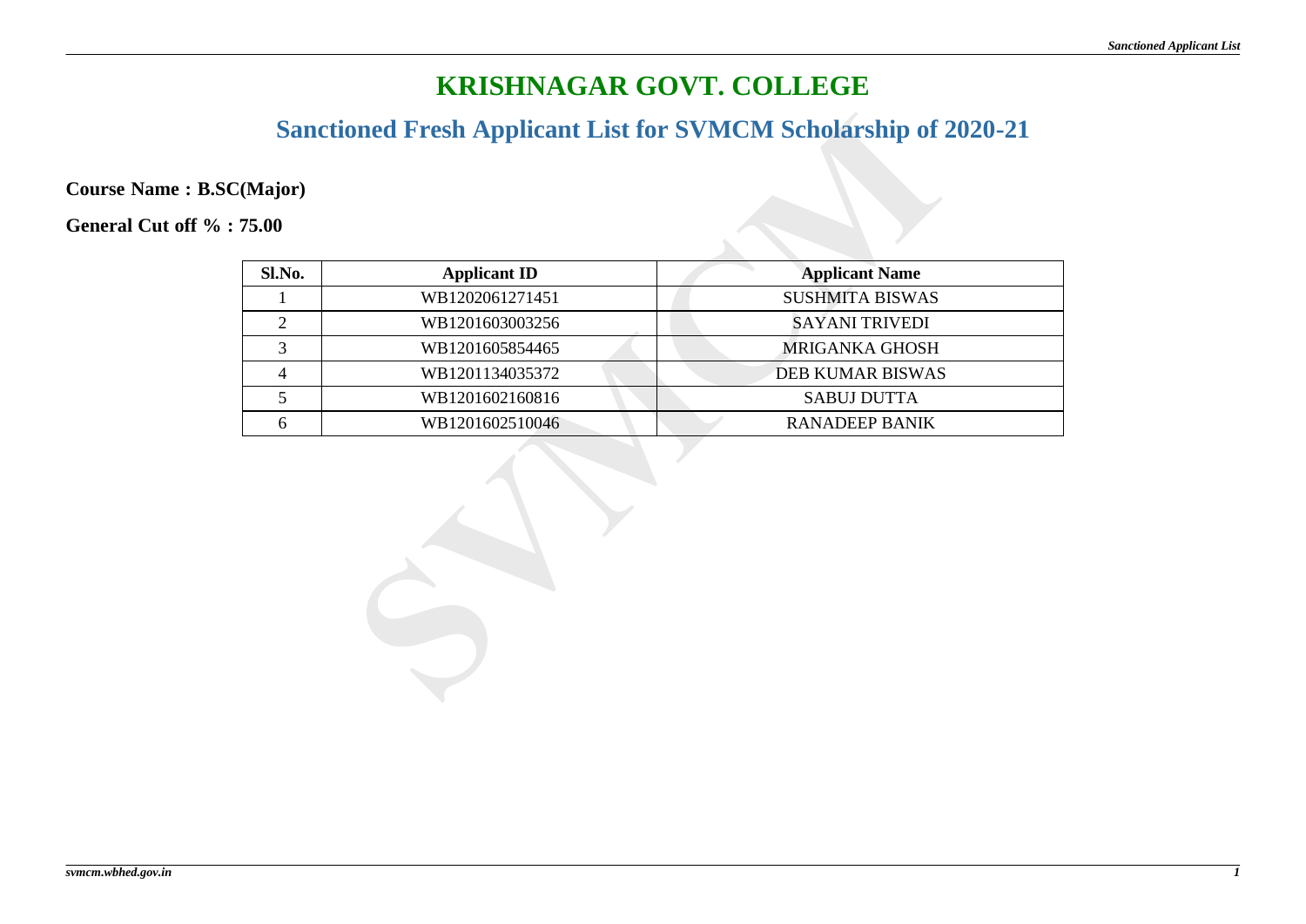# KRISHNAGAR GOVT. COLLEGE

## Sanctioned Fresh Applicant List for SVMCM Scholarship of 2020-21

**Course Name : B.SC(Major)**

**General Cut off % : 75.00**

| Sl.No. | Applicant ID | Applicant Name |
|---|---|---|
| 1 | WB1202061271451 | SUSHMITA BISWAS |
| 2 | WB1201603003256 | SAYANI TRIVEDI |
| 3 | WB1201605854465 | MRIGANKA GHOSH |
| 4 | WB1201134035372 | DEB KUMAR BISWAS |
| 5 | WB1201602160816 | SABUJ DUTTA |
| 6 | WB1201602510046 | RANADEEP BANIK |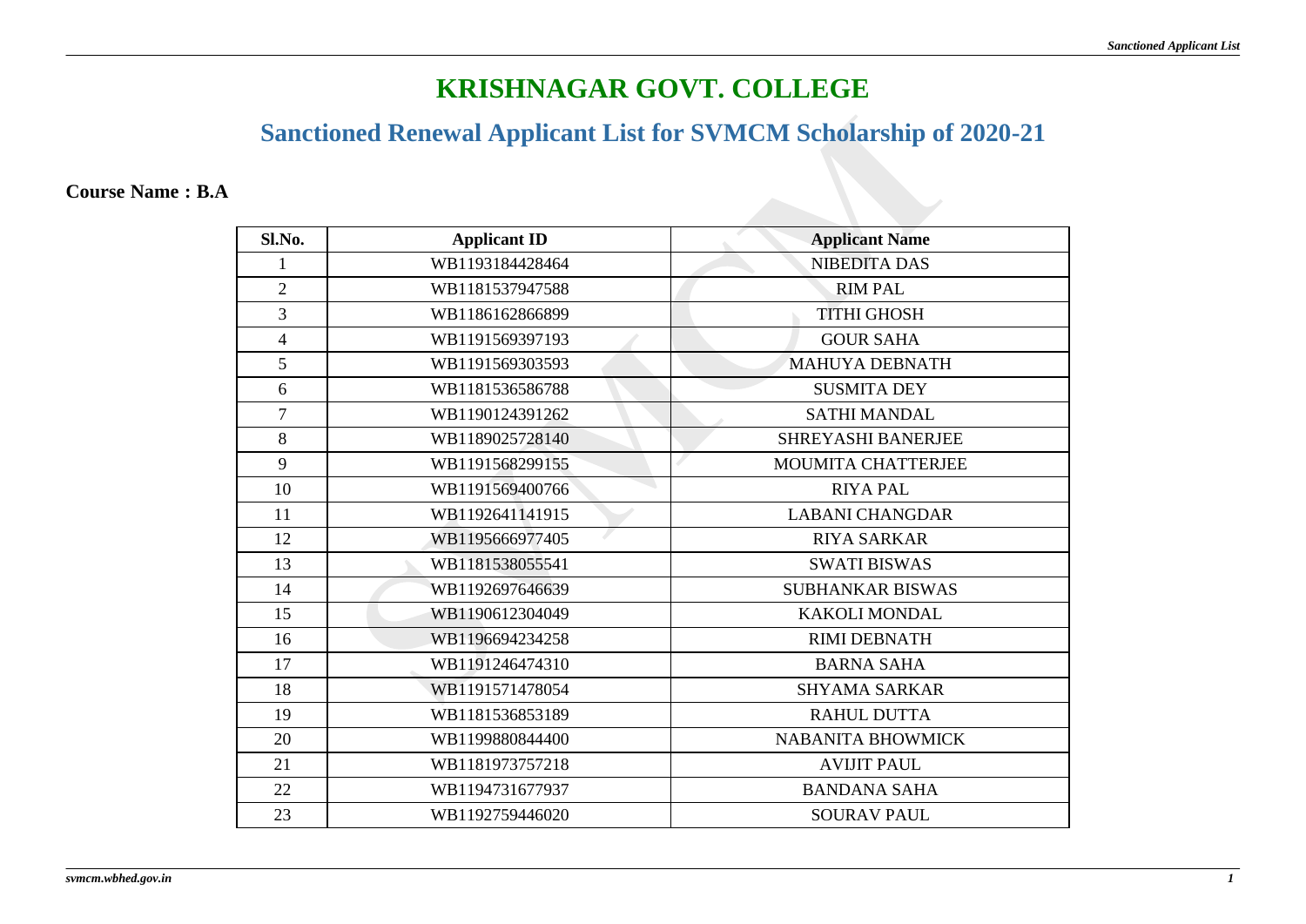# KRISHNAGAR GOVT. COLLEGE

## Sanctioned Renewal Applicant List for SVMCM Scholarship of 2020-21

**Course Name : B.A**

| Sl.No. | Applicant ID | Applicant Name |
|---|---|---|
| 1 | WB1193184428464 | NIBEDITA DAS |
| 2 | WB1181537947588 | RIM PAL |
| 3 | WB1186162866899 | TITHI GHOSH |
| 4 | WB1191569397193 | GOUR SAHA |
| 5 | WB1191569303593 | MAHUYA DEBNATH |
| 6 | WB1181536586788 | SUSMITA DEY |
| 7 | WB1190124391262 | SATHI MANDAL |
| 8 | WB1189025728140 | SHREYASHI BANERJEE |
| 9 | WB1191568299155 | MOUMITA CHATTERJEE |
| 10 | WB1191569400766 | RIYA PAL |
| 11 | WB1192641141915 | LABANI CHANGDAR |
| 12 | WB1195666977405 | RIYA SARKAR |
| 13 | WB1181538055541 | SWATI BISWAS |
| 14 | WB1192697646639 | SUBHANKAR BISWAS |
| 15 | WB1190612304049 | KAKOLI MONDAL |
| 16 | WB1196694234258 | RIMI DEBNATH |
| 17 | WB1191246474310 | BARNA SAHA |
| 18 | WB1191571478054 | SHYAMA SARKAR |
| 19 | WB1181536853189 | RAHUL DUTTA |
| 20 | WB1199880844400 | NABANITA BHOWMICK |
| 21 | WB1181973757218 | AVIJIT PAUL |
| 22 | WB1194731677937 | BANDANA SAHA |
| 23 | WB1192759446020 | SOURAV PAUL |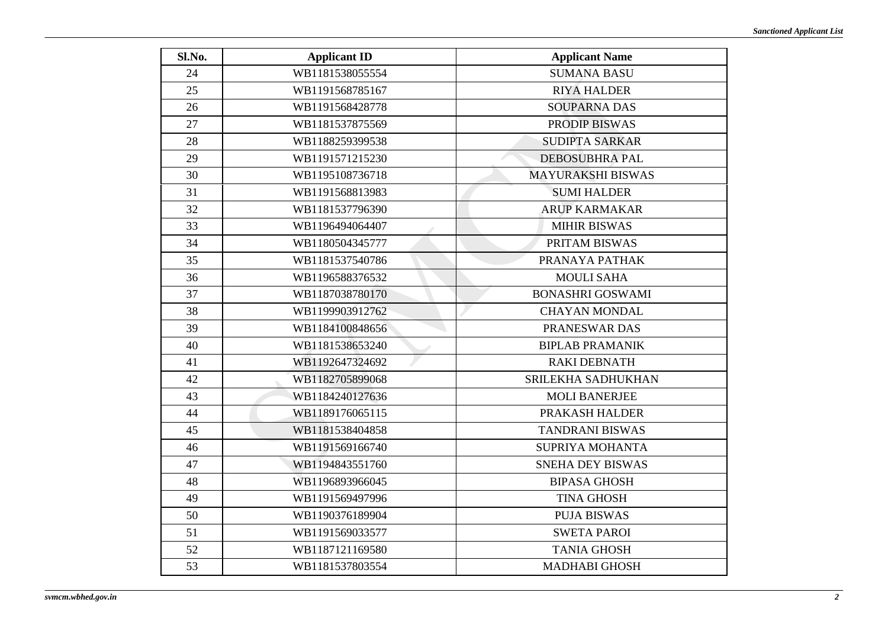| Sl.No. | Applicant ID | Applicant Name |
|---|---|---|
| 24 | WB1181538055554 | SUMANA BASU |
| 25 | WB1191568785167 | RIYA HALDER |
| 26 | WB1191568428778 | SOUPARNA DAS |
| 27 | WB1181537875569 | PRODIP BISWAS |
| 28 | WB1188259399538 | SUDIPTA SARKAR |
| 29 | WB1191571215230 | DEBOSUBHRA PAL |
| 30 | WB1195108736718 | MAYURAKSHI BISWAS |
| 31 | WB1191568813983 | SUMI HALDER |
| 32 | WB1181537796390 | ARUP KARMAKAR |
| 33 | WB1196494064407 | MIHIR BISWAS |
| 34 | WB1180504345777 | PRITAM BISWAS |
| 35 | WB1181537540786 | PRANAYA PATHAK |
| 36 | WB1196588376532 | MOULI SAHA |
| 37 | WB1187038780170 | BONASHRI GOSWAMI |
| 38 | WB1199903912762 | CHAYAN MONDAL |
| 39 | WB1184100848656 | PRANESWAR DAS |
| 40 | WB1181538653240 | BIPLAB PRAMANIK |
| 41 | WB1192647324692 | RAKI DEBNATH |
| 42 | WB1182705899068 | SRILEKHA SADHUKHAN |
| 43 | WB1184240127636 | MOLI BANERJEE |
| 44 | WB1189176065115 | PRAKASH HALDER |
| 45 | WB1181538404858 | TANDRANI BISWAS |
| 46 | WB1191569166740 | SUPRIYA MOHANTA |
| 47 | WB1194843551760 | SNEHA DEY BISWAS |
| 48 | WB1196893966045 | BIPASA GHOSH |
| 49 | WB1191569497996 | TINA GHOSH |
| 50 | WB1190376189904 | PUJA BISWAS |
| 51 | WB1191569033577 | SWETA PAROI |
| 52 | WB1187121169580 | TANIA GHOSH |
| 53 | WB1181537803554 | MADHABI GHOSH |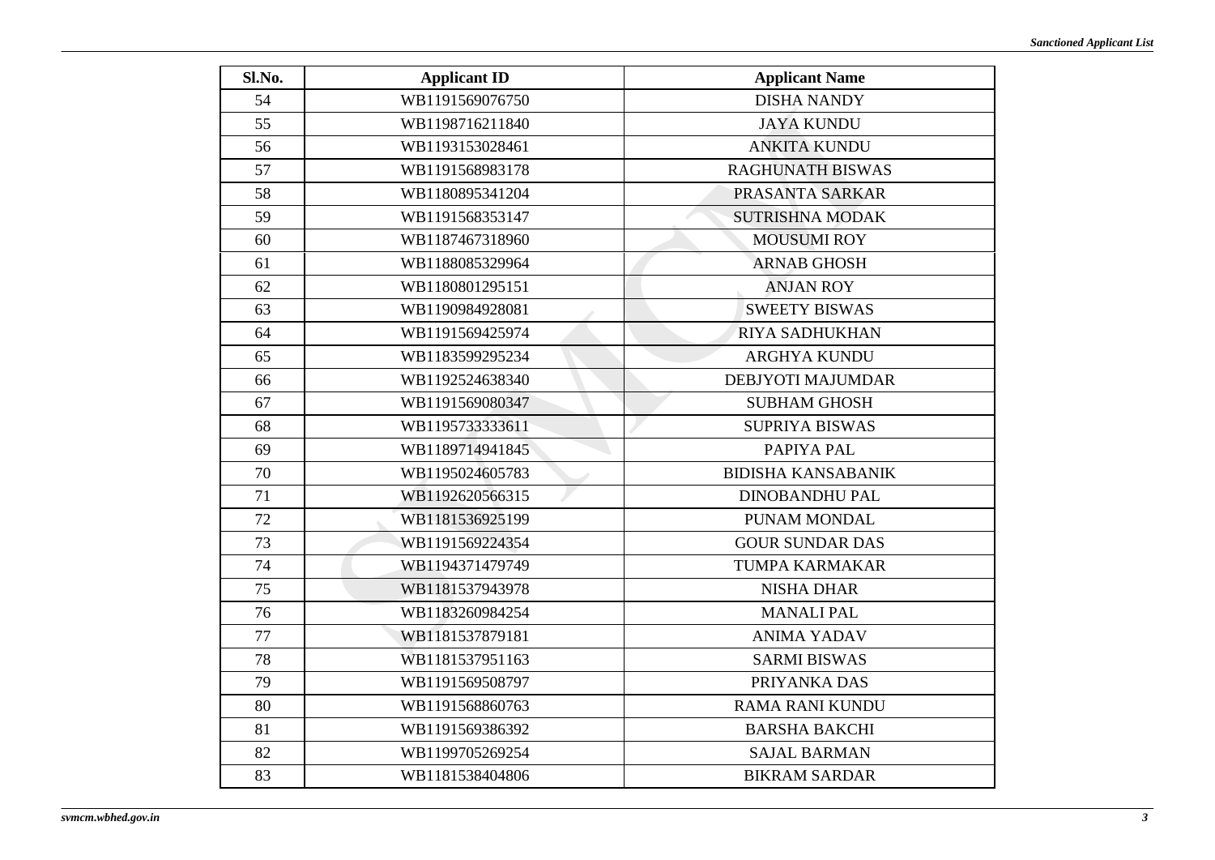| Sl.No. | Applicant ID | Applicant Name |
|---|---|---|
| 54 | WB1191569076750 | DISHA NANDY |
| 55 | WB1198716211840 | JAYA KUNDU |
| 56 | WB1193153028461 | ANKITA KUNDU |
| 57 | WB1191568983178 | RAGHUNATH BISWAS |
| 58 | WB1180895341204 | PRASANTA SARKAR |
| 59 | WB1191568353147 | SUTRISHNA MODAK |
| 60 | WB1187467318960 | MOUSUMI ROY |
| 61 | WB1188085329964 | ARNAB GHOSH |
| 62 | WB1180801295151 | ANJAN ROY |
| 63 | WB1190984928081 | SWEETY BISWAS |
| 64 | WB1191569425974 | RIYA SADHUKHAN |
| 65 | WB1183599295234 | ARGHYA KUNDU |
| 66 | WB1192524638340 | DEBJYOTI MAJUMDAR |
| 67 | WB1191569080347 | SUBHAM GHOSH |
| 68 | WB1195733333611 | SUPRIYA BISWAS |
| 69 | WB1189714941845 | PAPIYA PAL |
| 70 | WB1195024605783 | BIDISHA KANSABANIK |
| 71 | WB1192620566315 | DINOBANDHU PAL |
| 72 | WB1181536925199 | PUNAM MONDAL |
| 73 | WB1191569224354 | GOUR SUNDAR DAS |
| 74 | WB1194371479749 | TUMPA KARMAKAR |
| 75 | WB1181537943978 | NISHA DHAR |
| 76 | WB1183260984254 | MANALI PAL |
| 77 | WB1181537879181 | ANIMA YADAV |
| 78 | WB1181537951163 | SARMI BISWAS |
| 79 | WB1191569508797 | PRIYANKA DAS |
| 80 | WB1191568860763 | RAMA RANI KUNDU |
| 81 | WB1191569386392 | BARSHA BAKCHI |
| 82 | WB1199705269254 | SAJAL BARMAN |
| 83 | WB1181538404806 | BIKRAM SARDAR |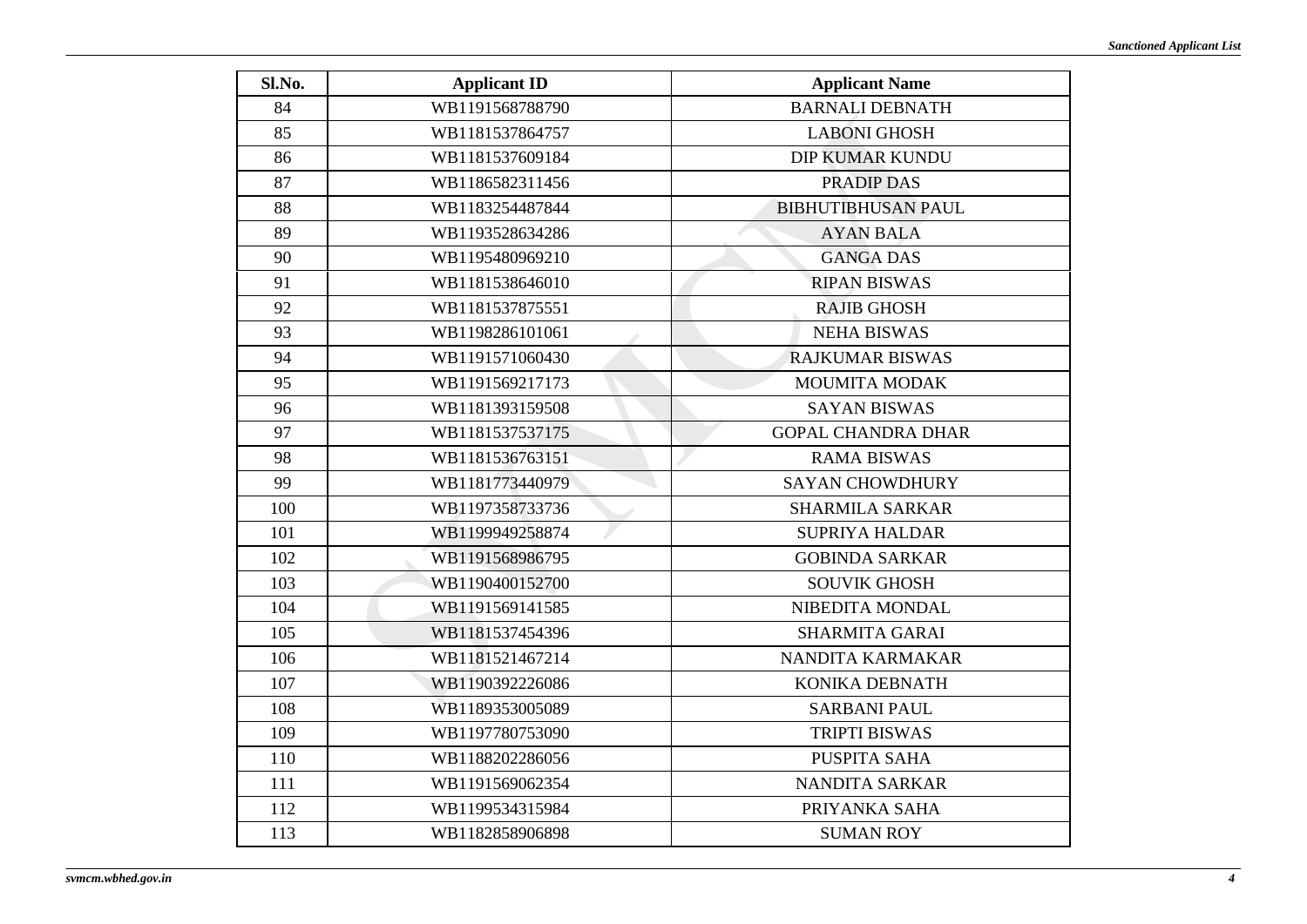| Sl.No. | Applicant ID | Applicant Name |
|---|---|---|
| 84 | WB1191568788790 | BARNALI DEBNATH |
| 85 | WB1181537864757 | LABONI GHOSH |
| 86 | WB1181537609184 | DIP KUMAR KUNDU |
| 87 | WB1186582311456 | PRADIP DAS |
| 88 | WB1183254487844 | BIBHUTIBHUSAN PAUL |
| 89 | WB1193528634286 | AYAN BALA |
| 90 | WB1195480969210 | GANGA DAS |
| 91 | WB1181538646010 | RIPAN BISWAS |
| 92 | WB1181537875551 | RAJIB GHOSH |
| 93 | WB1198286101061 | NEHA BISWAS |
| 94 | WB1191571060430 | RAJKUMAR BISWAS |
| 95 | WB1191569217173 | MOUMITA MODAK |
| 96 | WB1181393159508 | SAYAN BISWAS |
| 97 | WB1181537537175 | GOPAL CHANDRA DHAR |
| 98 | WB1181536763151 | RAMA BISWAS |
| 99 | WB1181773440979 | SAYAN CHOWDHURY |
| 100 | WB1197358733736 | SHARMILA SARKAR |
| 101 | WB1199949258874 | SUPRIYA HALDAR |
| 102 | WB1191568986795 | GOBINDA SARKAR |
| 103 | WB1190400152700 | SOUVIK GHOSH |
| 104 | WB1191569141585 | NIBEDITA MONDAL |
| 105 | WB1181537454396 | SHARMITA GARAI |
| 106 | WB1181521467214 | NANDITA KARMAKAR |
| 107 | WB1190392226086 | KONIKA DEBNATH |
| 108 | WB1189353005089 | SARBANI PAUL |
| 109 | WB1197780753090 | TRIPTI BISWAS |
| 110 | WB1188202286056 | PUSPITA SAHA |
| 111 | WB1191569062354 | NANDITA SARKAR |
| 112 | WB1199534315984 | PRIYANKA SAHA |
| 113 | WB1182858906898 | SUMAN ROY |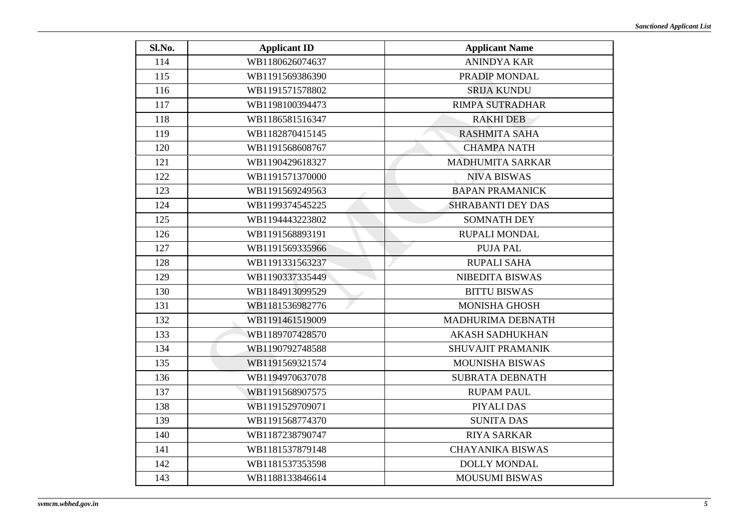| Sl.No. | Applicant ID | Applicant Name |
|---|---|---|
| 114 | WB1180626074637 | ANINDYA KAR |
| 115 | WB1191569386390 | PRADIP MONDAL |
| 116 | WB1191571578802 | SRIJA KUNDU |
| 117 | WB1198100394473 | RIMPA SUTRADHAR |
| 118 | WB1186581516347 | RAKHI DEB |
| 119 | WB1182870415145 | RASHMITA SAHA |
| 120 | WB1191568608767 | CHAMPA NATH |
| 121 | WB1190429618327 | MADHUMITA SARKAR |
| 122 | WB1191571370000 | NIVA BISWAS |
| 123 | WB1191569249563 | BAPAN PRAMANICK |
| 124 | WB1199374545225 | SHRABANTI DEY DAS |
| 125 | WB1194443223802 | SOMNATH DEY |
| 126 | WB1191568893191 | RUPALI MONDAL |
| 127 | WB1191569335966 | PUJA PAL |
| 128 | WB1191331563237 | RUPALI SAHA |
| 129 | WB1190337335449 | NIBEDITA BISWAS |
| 130 | WB1184913099529 | BITTU BISWAS |
| 131 | WB1181536982776 | MONISHA GHOSH |
| 132 | WB1191461519009 | MADHURIMA DEBNATH |
| 133 | WB1189707428570 | AKASH SADHUKHAN |
| 134 | WB1190792748588 | SHUVAJIT PRAMANIK |
| 135 | WB1191569321574 | MOUNISHA BISWAS |
| 136 | WB1194970637078 | SUBRATA DEBNATH |
| 137 | WB1191568907575 | RUPAM PAUL |
| 138 | WB1191529709071 | PIYALI DAS |
| 139 | WB1191568774370 | SUNITA DAS |
| 140 | WB1187238790747 | RIYA SARKAR |
| 141 | WB1181537879148 | CHAYANIKA BISWAS |
| 142 | WB1181537353598 | DOLLY MONDAL |
| 143 | WB1188133846614 | MOUSUMI BISWAS |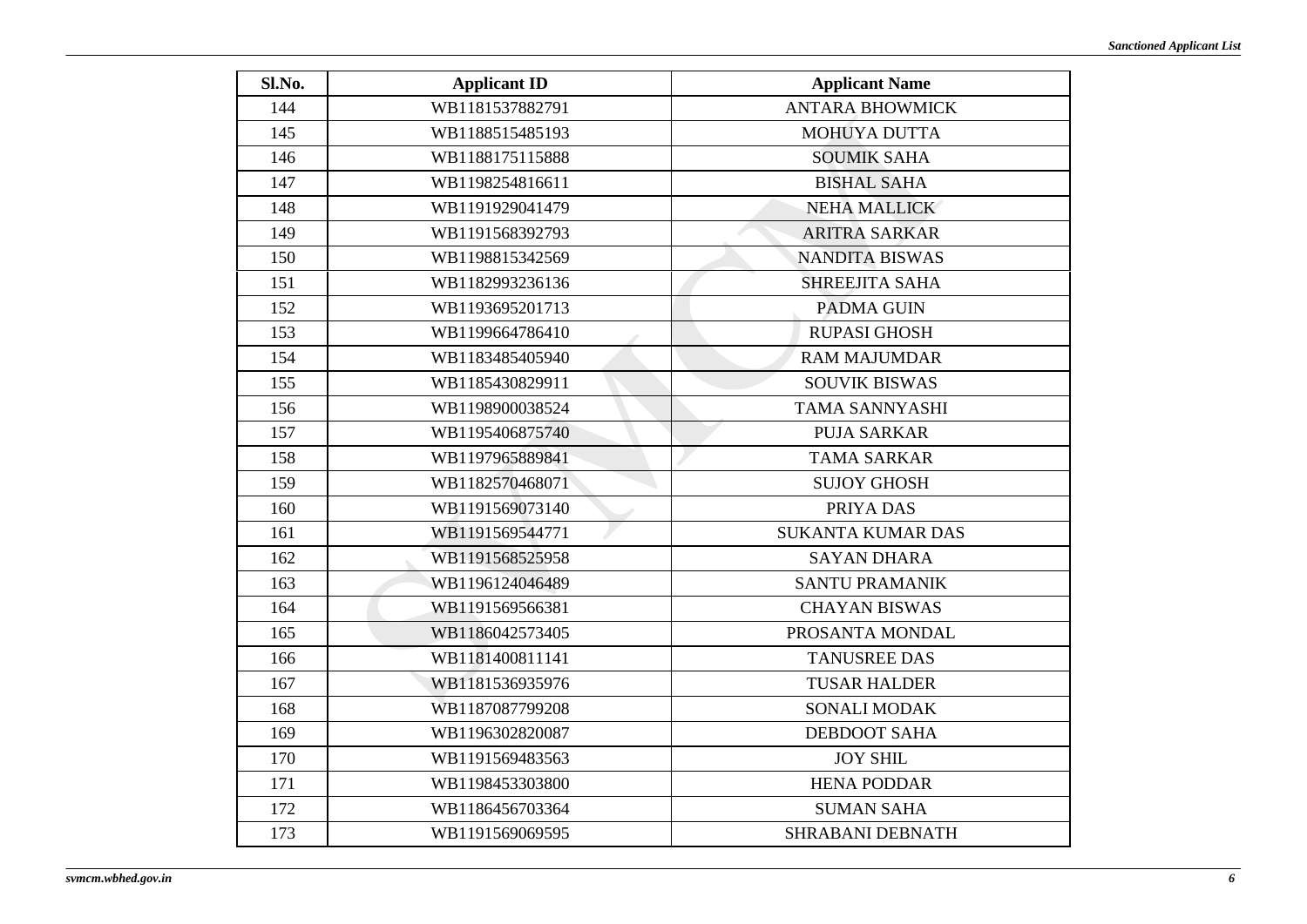| Sl.No. | Applicant ID | Applicant Name |
|---|---|---|
| 144 | WB1181537882791 | ANTARA BHOWMICK |
| 145 | WB1188515485193 | MOHUYA DUTTA |
| 146 | WB1188175115888 | SOUMIK SAHA |
| 147 | WB1198254816611 | BISHAL SAHA |
| 148 | WB1191929041479 | NEHA MALLICK |
| 149 | WB1191568392793 | ARITRA SARKAR |
| 150 | WB1198815342569 | NANDITA BISWAS |
| 151 | WB1182993236136 | SHREEJITA SAHA |
| 152 | WB1193695201713 | PADMA GUIN |
| 153 | WB1199664786410 | RUPASI GHOSH |
| 154 | WB1183485405940 | RAM MAJUMDAR |
| 155 | WB1185430829911 | SOUVIK BISWAS |
| 156 | WB1198900038524 | TAMA SANNYASHI |
| 157 | WB1195406875740 | PUJA SARKAR |
| 158 | WB1197965889841 | TAMA SARKAR |
| 159 | WB1182570468071 | SUJOY GHOSH |
| 160 | WB1191569073140 | PRIYA DAS |
| 161 | WB1191569544771 | SUKANTA KUMAR DAS |
| 162 | WB1191568525958 | SAYAN DHARA |
| 163 | WB1196124046489 | SANTU PRAMANIK |
| 164 | WB1191569566381 | CHAYAN BISWAS |
| 165 | WB1186042573405 | PROSANTA MONDAL |
| 166 | WB1181400811141 | TANUSREE DAS |
| 167 | WB1181536935976 | TUSAR HALDER |
| 168 | WB1187087799208 | SONALI MODAK |
| 169 | WB1196302820087 | DEBDOOT SAHA |
| 170 | WB1191569483563 | JOY SHIL |
| 171 | WB1198453303800 | HENA PODDAR |
| 172 | WB1186456703364 | SUMAN SAHA |
| 173 | WB1191569069595 | SHRABANI DEBNATH |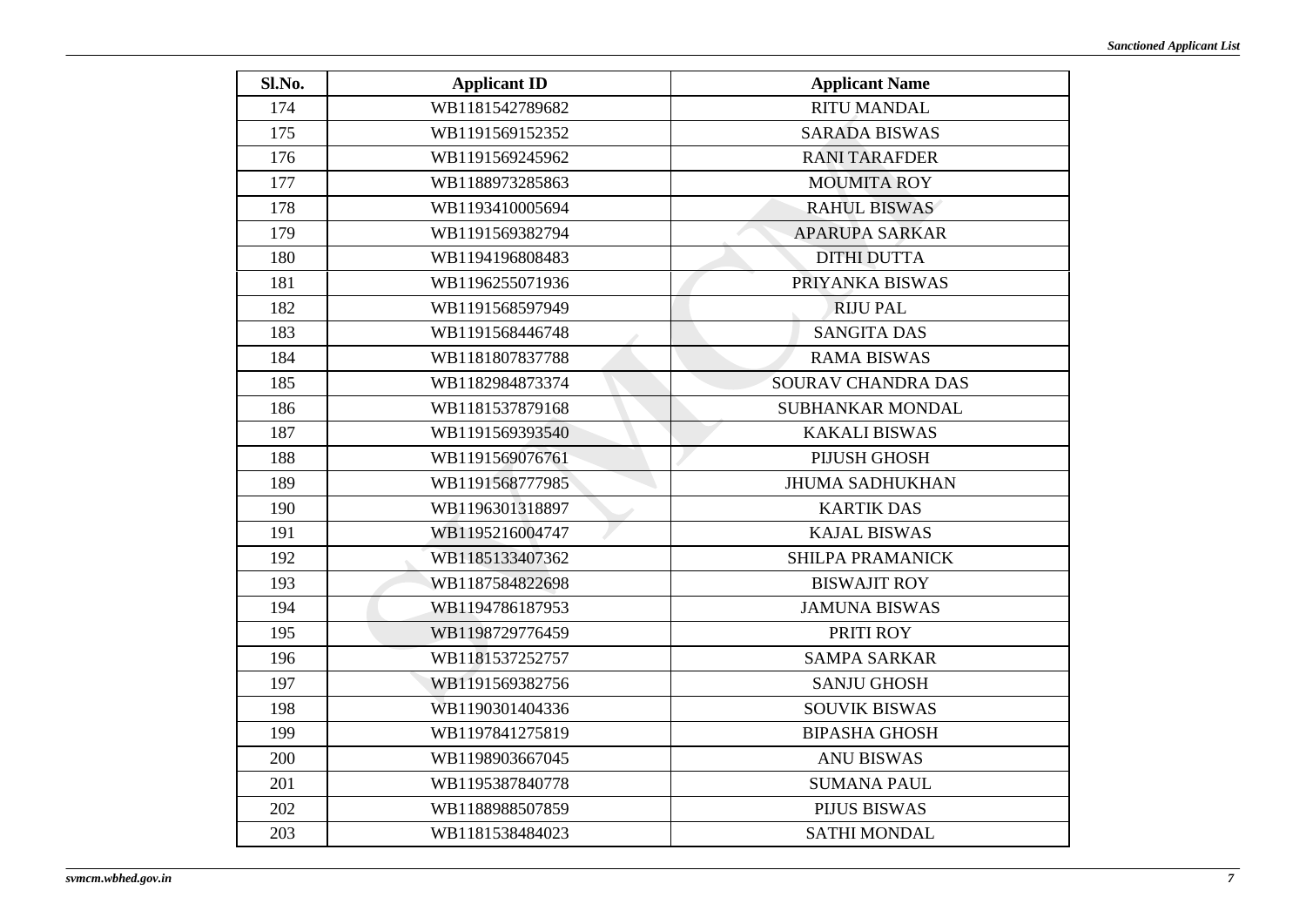| Sl.No. | Applicant ID | Applicant Name |
|---|---|---|
| 174 | WB1181542789682 | RITU MANDAL |
| 175 | WB1191569152352 | SARADA BISWAS |
| 176 | WB1191569245962 | RANI TARAFDER |
| 177 | WB1188973285863 | MOUMITA ROY |
| 178 | WB1193410005694 | RAHUL BISWAS |
| 179 | WB1191569382794 | APARUPA SARKAR |
| 180 | WB1194196808483 | DITHI DUTTA |
| 181 | WB1196255071936 | PRIYANKA BISWAS |
| 182 | WB1191568597949 | RIJU PAL |
| 183 | WB1191568446748 | SANGITA DAS |
| 184 | WB1181807837788 | RAMA BISWAS |
| 185 | WB1182984873374 | SOURAV CHANDRA DAS |
| 186 | WB1181537879168 | SUBHANKAR MONDAL |
| 187 | WB1191569393540 | KAKALI BISWAS |
| 188 | WB1191569076761 | PIJUSH GHOSH |
| 189 | WB1191568777985 | JHUMA SADHUKHAN |
| 190 | WB1196301318897 | KARTIK DAS |
| 191 | WB1195216004747 | KAJAL BISWAS |
| 192 | WB1185133407362 | SHILPA PRAMANICK |
| 193 | WB1187584822698 | BISWAJIT ROY |
| 194 | WB1194786187953 | JAMUNA BISWAS |
| 195 | WB1198729776459 | PRITI ROY |
| 196 | WB1181537252757 | SAMPA SARKAR |
| 197 | WB1191569382756 | SANJU GHOSH |
| 198 | WB1190301404336 | SOUVIK BISWAS |
| 199 | WB1197841275819 | BIPASHA GHOSH |
| 200 | WB1198903667045 | ANU BISWAS |
| 201 | WB1195387840778 | SUMANA PAUL |
| 202 | WB1188988507859 | PIJUS BISWAS |
| 203 | WB1181538484023 | SATHI MONDAL |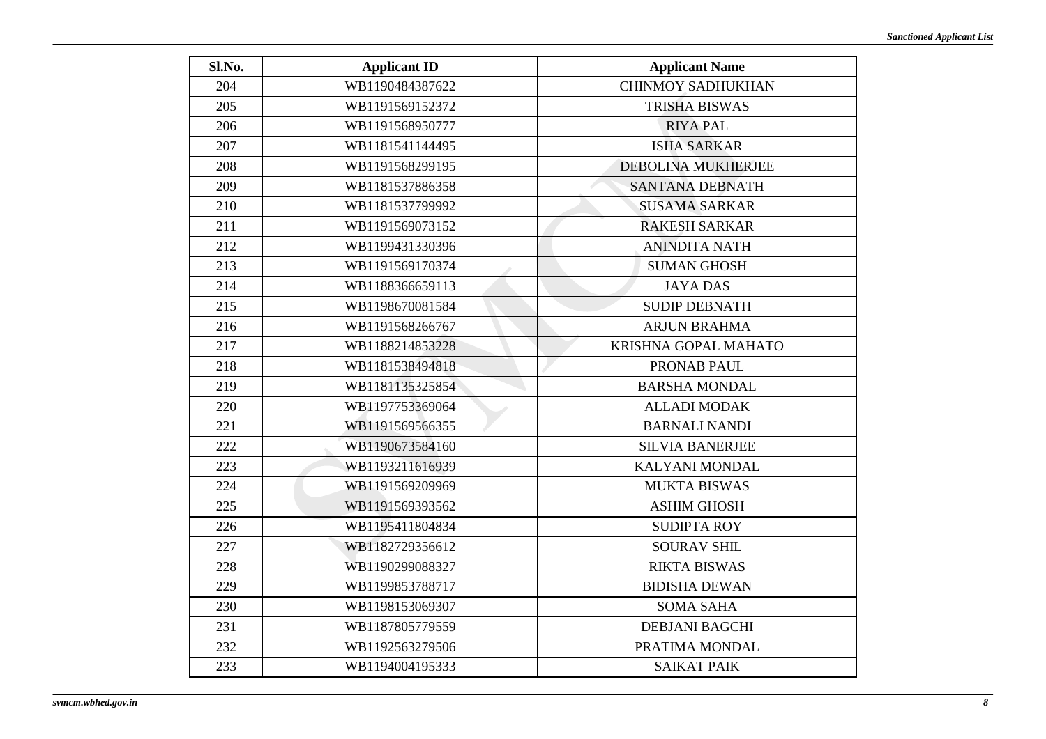| Sl.No. | Applicant ID | Applicant Name |
|---|---|---|
| 204 | WB1190484387622 | CHINMOY SADHUKHAN |
| 205 | WB1191569152372 | TRISHA BISWAS |
| 206 | WB1191568950777 | RIYA PAL |
| 207 | WB1181541144495 | ISHA SARKAR |
| 208 | WB1191568299195 | DEBOLINA MUKHERJEE |
| 209 | WB1181537886358 | SANTANA DEBNATH |
| 210 | WB1181537799992 | SUSAMA SARKAR |
| 211 | WB1191569073152 | RAKESH SARKAR |
| 212 | WB1199431330396 | ANINDITA NATH |
| 213 | WB1191569170374 | SUMAN GHOSH |
| 214 | WB1188366659113 | JAYA DAS |
| 215 | WB1198670081584 | SUDIP DEBNATH |
| 216 | WB1191568266767 | ARJUN BRAHMA |
| 217 | WB1188214853228 | KRISHNA GOPAL MAHATO |
| 218 | WB1181538494818 | PRONAB PAUL |
| 219 | WB1181135325854 | BARSHA MONDAL |
| 220 | WB1197753369064 | ALLADI MODAK |
| 221 | WB1191569566355 | BARNALI NANDI |
| 222 | WB1190673584160 | SILVIA BANERJEE |
| 223 | WB1193211616939 | KALYANI MONDAL |
| 224 | WB1191569209969 | MUKTA BISWAS |
| 225 | WB1191569393562 | ASHIM GHOSH |
| 226 | WB1195411804834 | SUDIPTA ROY |
| 227 | WB1182729356612 | SOURAV SHIL |
| 228 | WB1190299088327 | RIKTA BISWAS |
| 229 | WB1199853788717 | BIDISHA DEWAN |
| 230 | WB1198153069307 | SOMA SAHA |
| 231 | WB1187805779559 | DEBJANI BAGCHI |
| 232 | WB1192563279506 | PRATIMA MONDAL |
| 233 | WB1194004195333 | SAIKAT PAIK |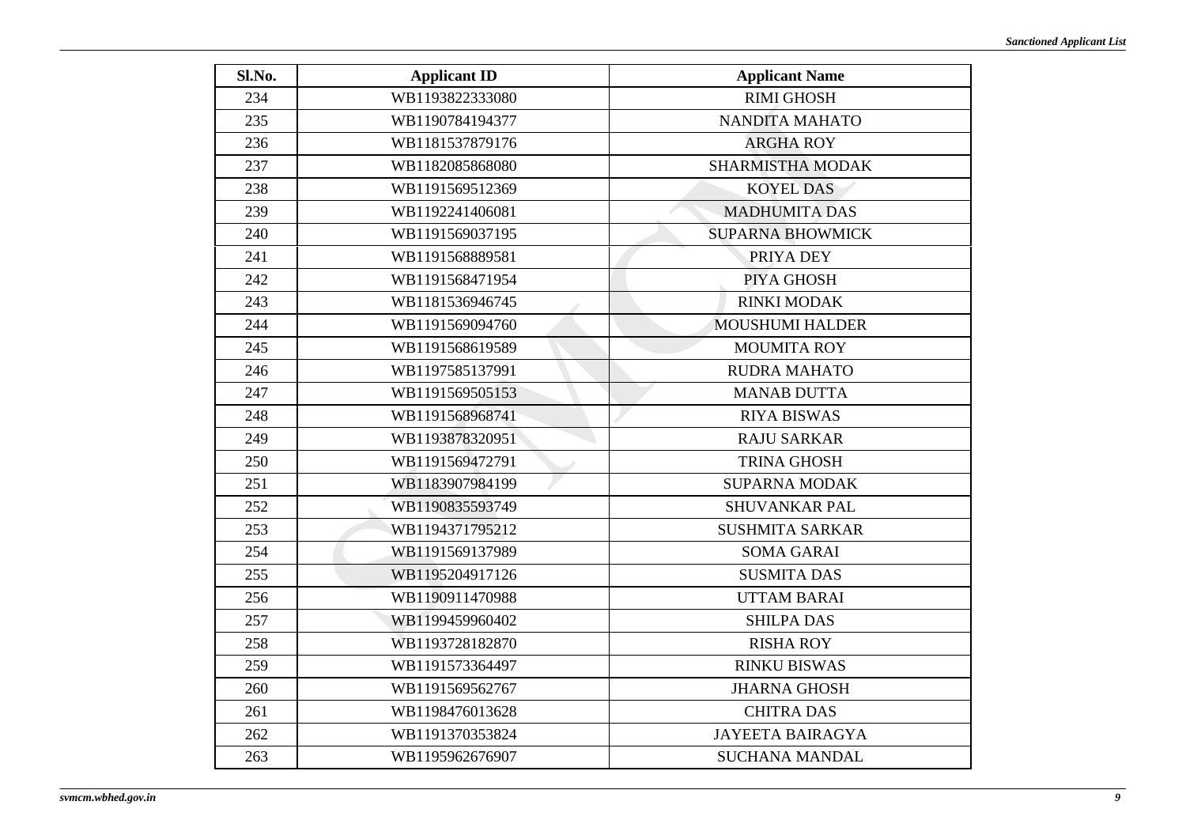| Sl.No. | Applicant ID | Applicant Name |
|---|---|---|
| 234 | WB1193822333080 | RIMI GHOSH |
| 235 | WB1190784194377 | NANDITA MAHATO |
| 236 | WB1181537879176 | ARGHA ROY |
| 237 | WB1182085868080 | SHARMISTHA MODAK |
| 238 | WB1191569512369 | KOYEL DAS |
| 239 | WB1192241406081 | MADHUMITA DAS |
| 240 | WB1191569037195 | SUPARNA BHOWMICK |
| 241 | WB1191568889581 | PRIYA DEY |
| 242 | WB1191568471954 | PIYA GHOSH |
| 243 | WB1181536946745 | RINKI MODAK |
| 244 | WB1191569094760 | MOUSHUMI HALDER |
| 245 | WB1191568619589 | MOUMITA ROY |
| 246 | WB1197585137991 | RUDRA MAHATO |
| 247 | WB1191569505153 | MANAB DUTTA |
| 248 | WB1191568968741 | RIYA BISWAS |
| 249 | WB1193878320951 | RAJU SARKAR |
| 250 | WB1191569472791 | TRINA GHOSH |
| 251 | WB1183907984199 | SUPARNA MODAK |
| 252 | WB1190835593749 | SHUVANKAR PAL |
| 253 | WB1194371795212 | SUSHMITA SARKAR |
| 254 | WB1191569137989 | SOMA GARAI |
| 255 | WB1195204917126 | SUSMITA DAS |
| 256 | WB1190911470988 | UTTAM BARAI |
| 257 | WB1199459960402 | SHILPA DAS |
| 258 | WB1193728182870 | RISHA ROY |
| 259 | WB1191573364497 | RINKU BISWAS |
| 260 | WB1191569562767 | JHARNA GHOSH |
| 261 | WB1198476013628 | CHITRA DAS |
| 262 | WB1191370353824 | JAYEETA BAIRAGYA |
| 263 | WB1195962676907 | SUCHANA MANDAL |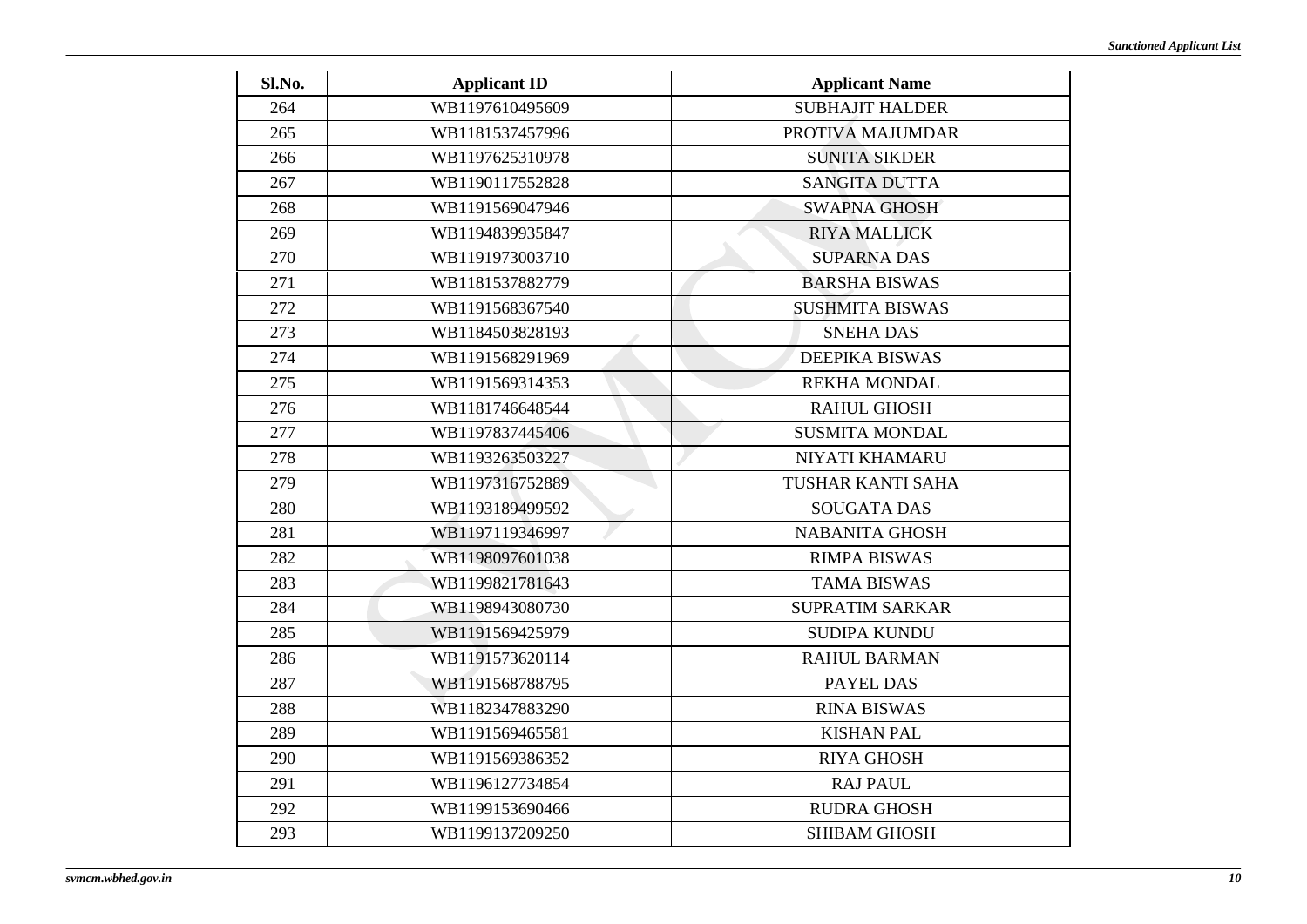| Sl.No. | Applicant ID | Applicant Name |
|---|---|---|
| 264 | WB1197610495609 | SUBHAJIT HALDER |
| 265 | WB1181537457996 | PROTIVA MAJUMDAR |
| 266 | WB1197625310978 | SUNITA SIKDER |
| 267 | WB1190117552828 | SANGITA DUTTA |
| 268 | WB1191569047946 | SWAPNA GHOSH |
| 269 | WB1194839935847 | RIYA MALLICK |
| 270 | WB1191973003710 | SUPARNA DAS |
| 271 | WB1181537882779 | BARSHA BISWAS |
| 272 | WB1191568367540 | SUSHMITA BISWAS |
| 273 | WB1184503828193 | SNEHA DAS |
| 274 | WB1191568291969 | DEEPIKA BISWAS |
| 275 | WB1191569314353 | REKHA MONDAL |
| 276 | WB1181746648544 | RAHUL GHOSH |
| 277 | WB1197837445406 | SUSMITA MONDAL |
| 278 | WB1193263503227 | NIYATI KHAMARU |
| 279 | WB1197316752889 | TUSHAR KANTI SAHA |
| 280 | WB1193189499592 | SOUGATA DAS |
| 281 | WB1197119346997 | NABANITA GHOSH |
| 282 | WB1198097601038 | RIMPA BISWAS |
| 283 | WB1199821781643 | TAMA BISWAS |
| 284 | WB1198943080730 | SUPRATIM SARKAR |
| 285 | WB1191569425979 | SUDIPA KUNDU |
| 286 | WB1191573620114 | RAHUL BARMAN |
| 287 | WB1191568788795 | PAYEL DAS |
| 288 | WB1182347883290 | RINA BISWAS |
| 289 | WB1191569465581 | KISHAN PAL |
| 290 | WB1191569386352 | RIYA GHOSH |
| 291 | WB1196127734854 | RAJ PAUL |
| 292 | WB1199153690466 | RUDRA GHOSH |
| 293 | WB1199137209250 | SHIBAM GHOSH |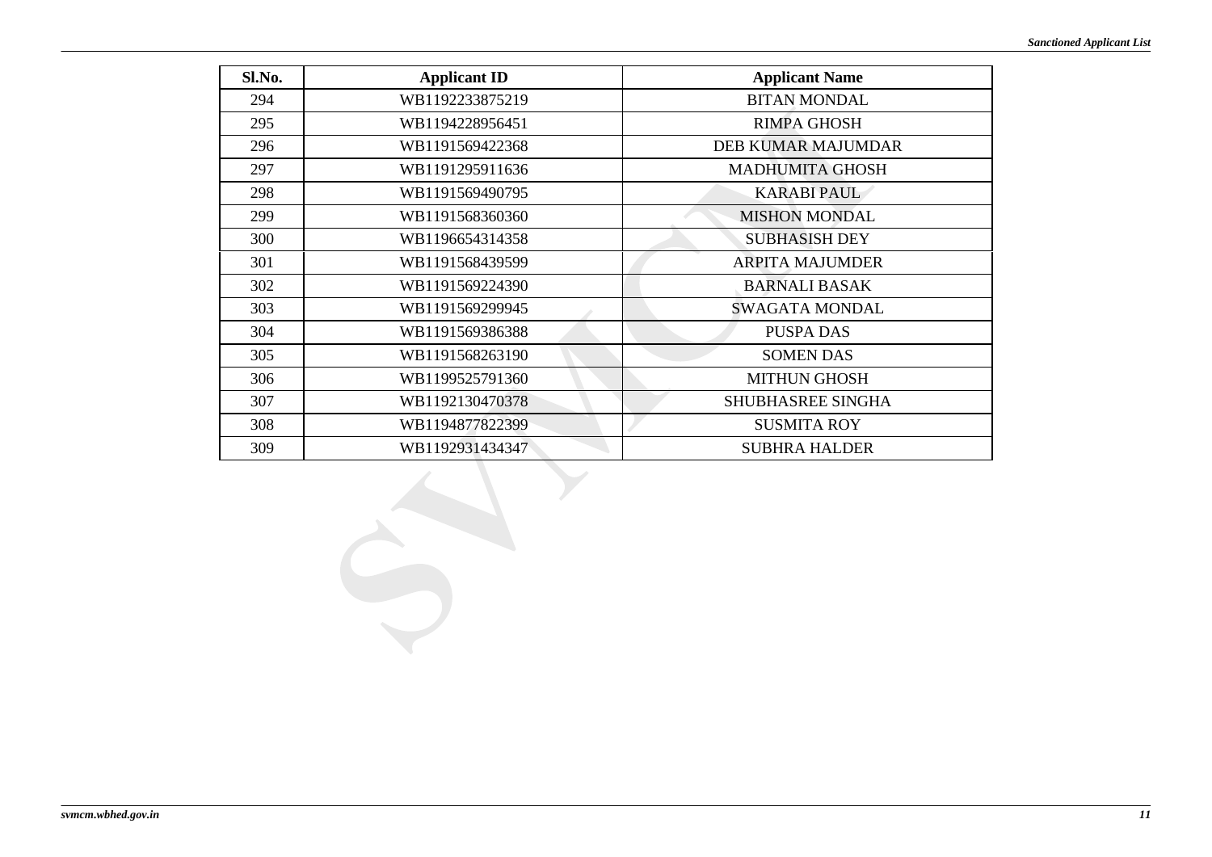| Sl.No. | Applicant ID | Applicant Name |
|---|---|---|
| 294 | WB1192233875219 | BITAN MONDAL |
| 295 | WB1194228956451 | RIMPA GHOSH |
| 296 | WB1191569422368 | DEB KUMAR MAJUMDAR |
| 297 | WB1191295911636 | MADHUMITA GHOSH |
| 298 | WB1191569490795 | KARABI PAUL |
| 299 | WB1191568360360 | MISHON MONDAL |
| 300 | WB1196654314358 | SUBHASISH DEY |
| 301 | WB1191568439599 | ARPITA MAJUMDER |
| 302 | WB1191569224390 | BARNALI BASAK |
| 303 | WB1191569299945 | SWAGATA MONDAL |
| 304 | WB1191569386388 | PUSPA DAS |
| 305 | WB1191568263190 | SOMEN DAS |
| 306 | WB1199525791360 | MITHUN GHOSH |
| 307 | WB1192130470378 | SHUBHASREE SINGHA |
| 308 | WB1194877822399 | SUSMITA ROY |
| 309 | WB1192931434347 | SUBHRA HALDER |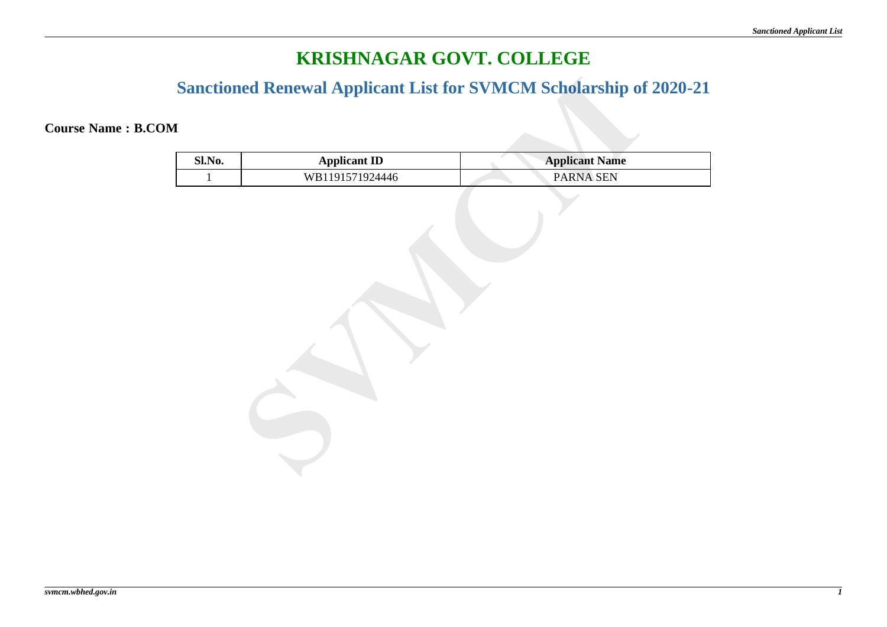# KRISHNAGAR GOVT. COLLEGE

## Sanctioned Renewal Applicant List for SVMCM Scholarship of 2020-21

**Course Name : B.COM**

| Sl.No. | Applicant ID | Applicant Name |
| --- | --- | --- |
| 1 | WB1191571924446 | PARNA SEN |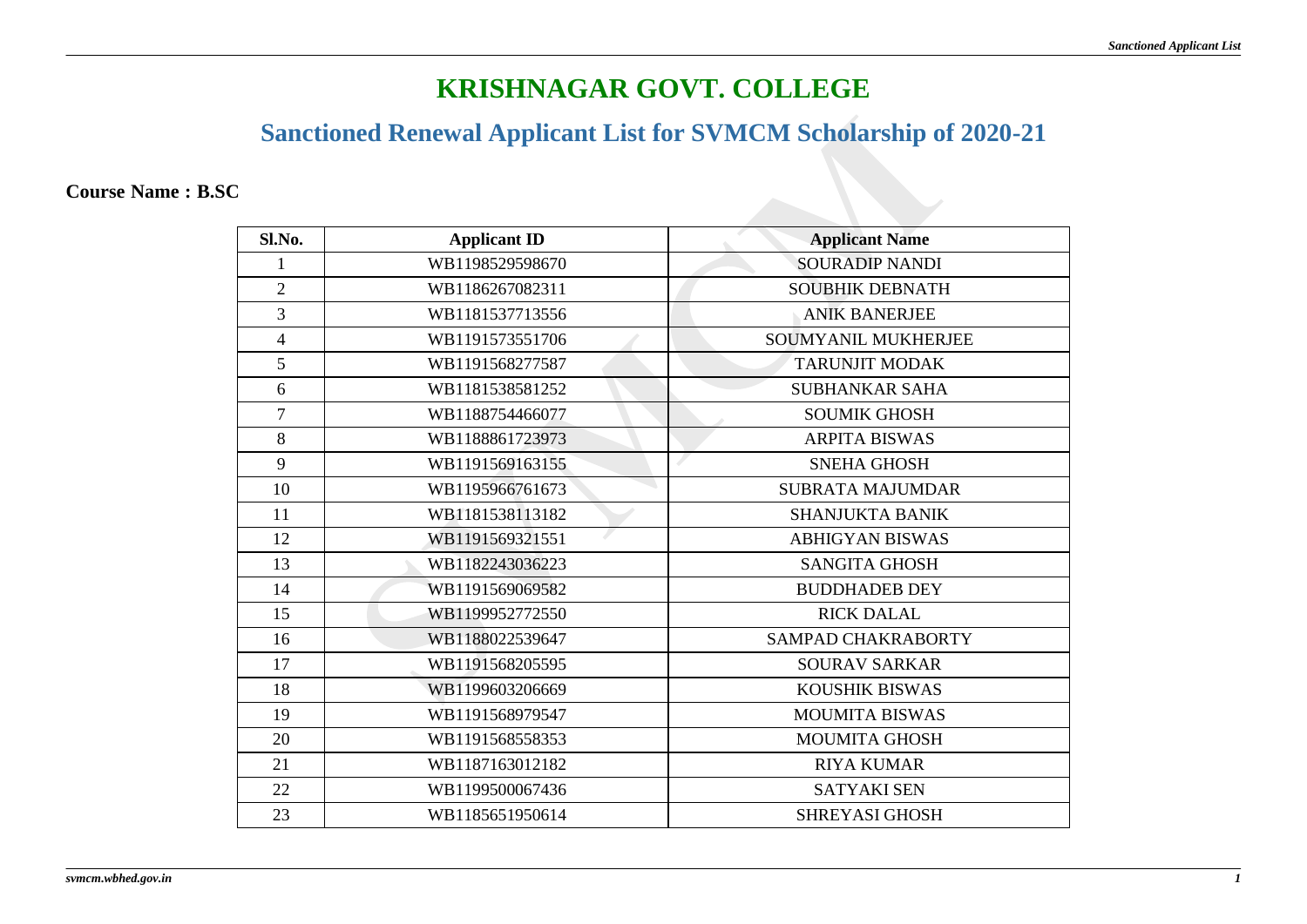# KRISHNAGAR GOVT. COLLEGE

## Sanctioned Renewal Applicant List for SVMCM Scholarship of 2020-21

**Course Name : B.SC**

| Sl.No. | Applicant ID | Applicant Name |
|---|---|---|
| 1 | WB1198529598670 | SOURADIP NANDI |
| 2 | WB1186267082311 | SOUBHIK DEBNATH |
| 3 | WB1181537713556 | ANIK BANERJEE |
| 4 | WB1191573551706 | SOUMYANIL MUKHERJEE |
| 5 | WB1191568277587 | TARUNJIT MODAK |
| 6 | WB1181538581252 | SUBHANKAR SAHA |
| 7 | WB1188754466077 | SOUMIK GHOSH |
| 8 | WB1188861723973 | ARPITA BISWAS |
| 9 | WB1191569163155 | SNEHA GHOSH |
| 10 | WB1195966761673 | SUBRATA MAJUMDAR |
| 11 | WB1181538113182 | SHANJUKTA BANIK |
| 12 | WB1191569321551 | ABHIGYAN BISWAS |
| 13 | WB1182243036223 | SANGITA GHOSH |
| 14 | WB1191569069582 | BUDDHADEB DEY |
| 15 | WB1199952772550 | RICK DALAL |
| 16 | WB1188022539647 | SAMPAD CHAKRABORTY |
| 17 | WB1191568205595 | SOURAV SARKAR |
| 18 | WB1199603206669 | KOUSHIK BISWAS |
| 19 | WB1191568979547 | MOUMITA BISWAS |
| 20 | WB1191568558353 | MOUMITA GHOSH |
| 21 | WB1187163012182 | RIYA KUMAR |
| 22 | WB1199500067436 | SATYAKI SEN |
| 23 | WB1185651950614 | SHREYASI GHOSH |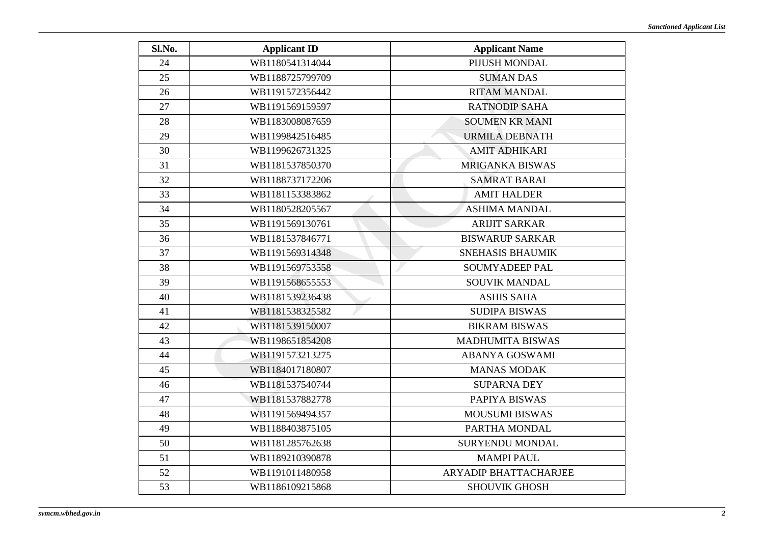| Sl.No. | Applicant ID | Applicant Name |
|---|---|---|
| 24 | WB1180541314044 | PIJUSH MONDAL |
| 25 | WB1188725799709 | SUMAN DAS |
| 26 | WB1191572356442 | RITAM MANDAL |
| 27 | WB1191569159597 | RATNODIP SAHA |
| 28 | WB1183008087659 | SOUMEN KR MANI |
| 29 | WB1199842516485 | URMILA DEBNATH |
| 30 | WB1199626731325 | AMIT ADHIKARI |
| 31 | WB1181537850370 | MRIGANKA BISWAS |
| 32 | WB1188737172206 | SAMRAT BARAI |
| 33 | WB1181153383862 | AMIT HALDER |
| 34 | WB1180528205567 | ASHIMA MANDAL |
| 35 | WB1191569130761 | ARIJIT SARKAR |
| 36 | WB1181537846771 | BISWARUP SARKAR |
| 37 | WB1191569314348 | SNEHASIS BHAUMIK |
| 38 | WB1191569753558 | SOUMYADEEP PAL |
| 39 | WB1191568655553 | SOUVIK MANDAL |
| 40 | WB1181539236438 | ASHIS SAHA |
| 41 | WB1181538325582 | SUDIPA BISWAS |
| 42 | WB1181539150007 | BIKRAM BISWAS |
| 43 | WB1198651854208 | MADHUMITA BISWAS |
| 44 | WB1191573213275 | ABANYA GOSWAMI |
| 45 | WB1184017180807 | MANAS MODAK |
| 46 | WB1181537540744 | SUPARNA DEY |
| 47 | WB1181537882778 | PAPIYA BISWAS |
| 48 | WB1191569494357 | MOUSUMI BISWAS |
| 49 | WB1188403875105 | PARTHA MONDAL |
| 50 | WB1181285762638 | SURYENDU MONDAL |
| 51 | WB1189210390878 | MAMPI PAUL |
| 52 | WB1191011480958 | ARYADIP BHATTACHARJEE |
| 53 | WB1186109215868 | SHOUVIK GHOSH |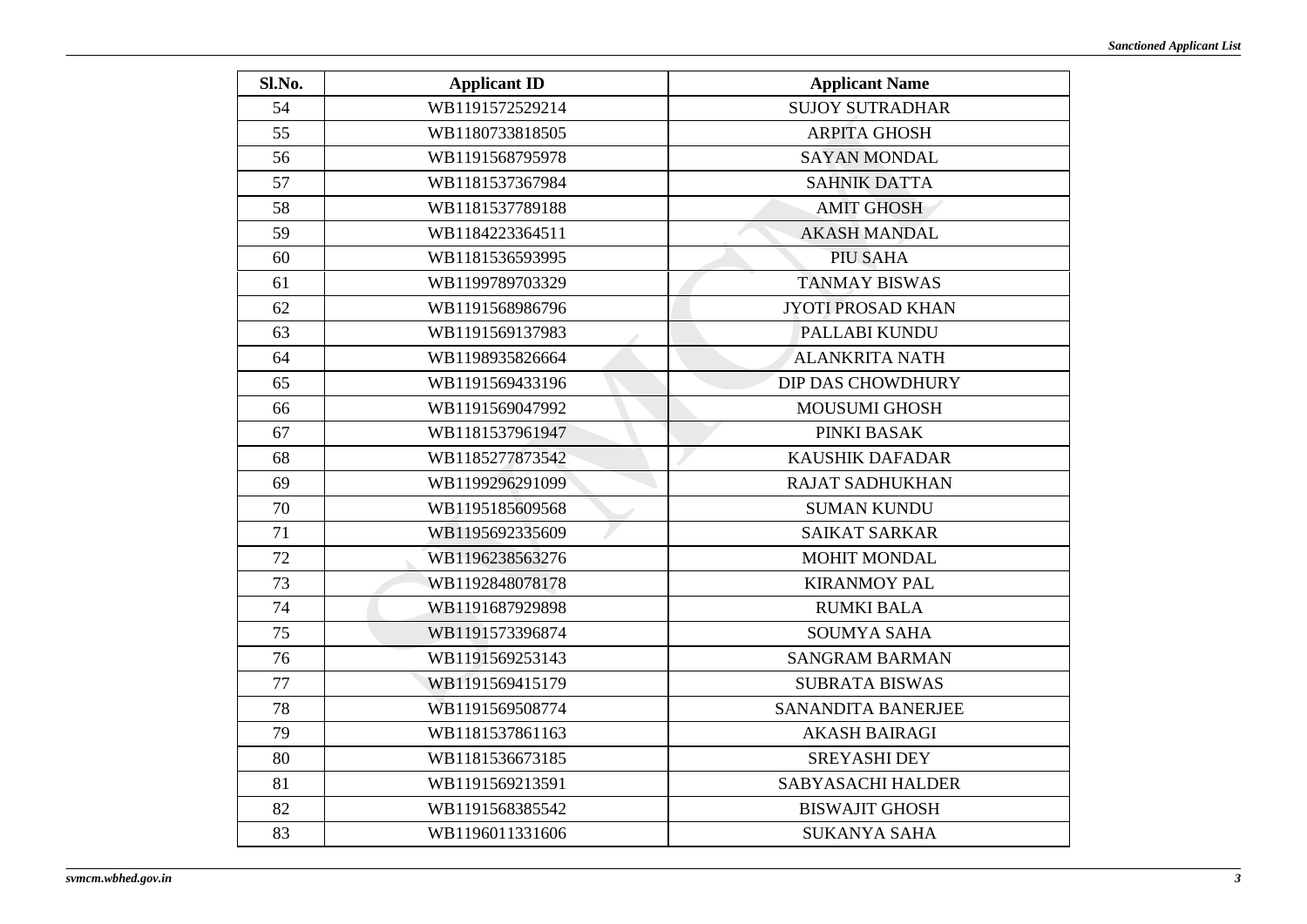| Sl.No. | Applicant ID | Applicant Name |
|---|---|---|
| 54 | WB1191572529214 | SUJOY SUTRADHAR |
| 55 | WB1180733818505 | ARPITA GHOSH |
| 56 | WB1191568795978 | SAYAN MONDAL |
| 57 | WB1181537367984 | SAHNIK DATTA |
| 58 | WB1181537789188 | AMIT GHOSH |
| 59 | WB1184223364511 | AKASH MANDAL |
| 60 | WB1181536593995 | PIU SAHA |
| 61 | WB1199789703329 | TANMAY BISWAS |
| 62 | WB1191568986796 | JYOTI PROSAD KHAN |
| 63 | WB1191569137983 | PALLABI KUNDU |
| 64 | WB1198935826664 | ALANKRITA NATH |
| 65 | WB1191569433196 | DIP DAS CHOWDHURY |
| 66 | WB1191569047992 | MOUSUMI GHOSH |
| 67 | WB1181537961947 | PINKI BASAK |
| 68 | WB1185277873542 | KAUSHIK DAFADAR |
| 69 | WB1199296291099 | RAJAT SADHUKHAN |
| 70 | WB1195185609568 | SUMAN KUNDU |
| 71 | WB1195692335609 | SAIKAT SARKAR |
| 72 | WB1196238563276 | MOHIT MONDAL |
| 73 | WB1192848078178 | KIRANMOY PAL |
| 74 | WB1191687929898 | RUMKI BALA |
| 75 | WB1191573396874 | SOUMYA SAHA |
| 76 | WB1191569253143 | SANGRAM BARMAN |
| 77 | WB1191569415179 | SUBRATA BISWAS |
| 78 | WB1191569508774 | SANANDITA BANERJEE |
| 79 | WB1181537861163 | AKASH BAIRAGI |
| 80 | WB1181536673185 | SREYASHI DEY |
| 81 | WB1191569213591 | SABYASACHI HALDER |
| 82 | WB1191568385542 | BISWAJIT GHOSH |
| 83 | WB1196011331606 | SUKANYA SAHA |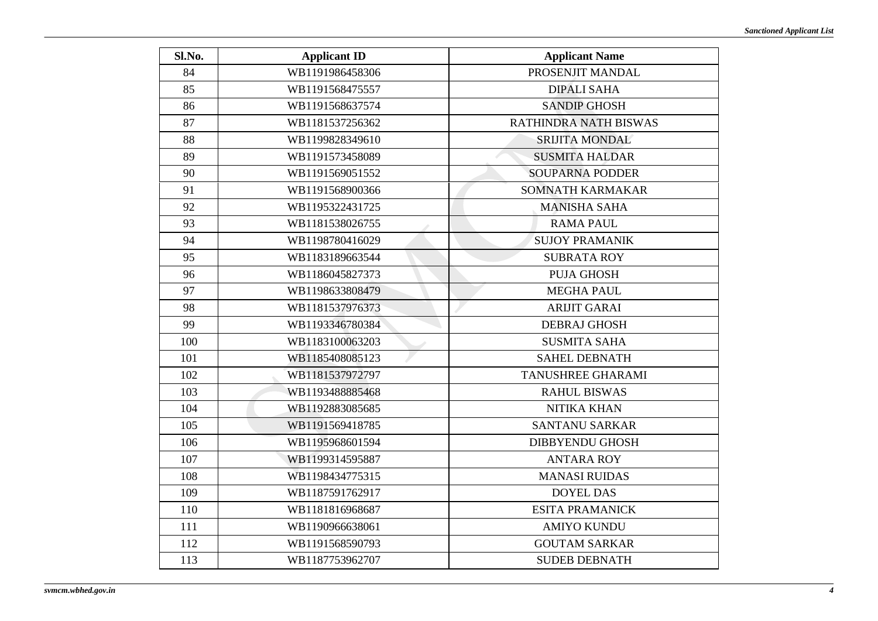| Sl.No. | Applicant ID | Applicant Name |
|---|---|---|
| 84 | WB1191986458306 | PROSENJIT MANDAL |
| 85 | WB1191568475557 | DIPALI SAHA |
| 86 | WB1191568637574 | SANDIP GHOSH |
| 87 | WB1181537256362 | RATHINDRA NATH BISWAS |
| 88 | WB1199828349610 | SRIJITA MONDAL |
| 89 | WB1191573458089 | SUSMITA HALDAR |
| 90 | WB1191569051552 | SOUPARNA PODDER |
| 91 | WB1191568900366 | SOMNATH KARMAKAR |
| 92 | WB1195322431725 | MANISHA SAHA |
| 93 | WB1181538026755 | RAMA PAUL |
| 94 | WB1198780416029 | SUJOY PRAMANIK |
| 95 | WB1183189663544 | SUBRATA ROY |
| 96 | WB1186045827373 | PUJA GHOSH |
| 97 | WB1198633808479 | MEGHA PAUL |
| 98 | WB1181537976373 | ARIJIT GARAI |
| 99 | WB1193346780384 | DEBRAJ GHOSH |
| 100 | WB1183100063203 | SUSMITA SAHA |
| 101 | WB1185408085123 | SAHEL DEBNATH |
| 102 | WB1181537972797 | TANUSHREE GHARAMI |
| 103 | WB1193488885468 | RAHUL BISWAS |
| 104 | WB1192883085685 | NITIKA KHAN |
| 105 | WB1191569418785 | SANTANU SARKAR |
| 106 | WB1195968601594 | DIBBYENDU GHOSH |
| 107 | WB1199314595887 | ANTARA ROY |
| 108 | WB1198434775315 | MANASI RUIDAS |
| 109 | WB1187591762917 | DOYEL DAS |
| 110 | WB1181816968687 | ESITA PRAMANICK |
| 111 | WB1190966638061 | AMIYO KUNDU |
| 112 | WB1191568590793 | GOUTAM SARKAR |
| 113 | WB1187753962707 | SUDEB DEBNATH |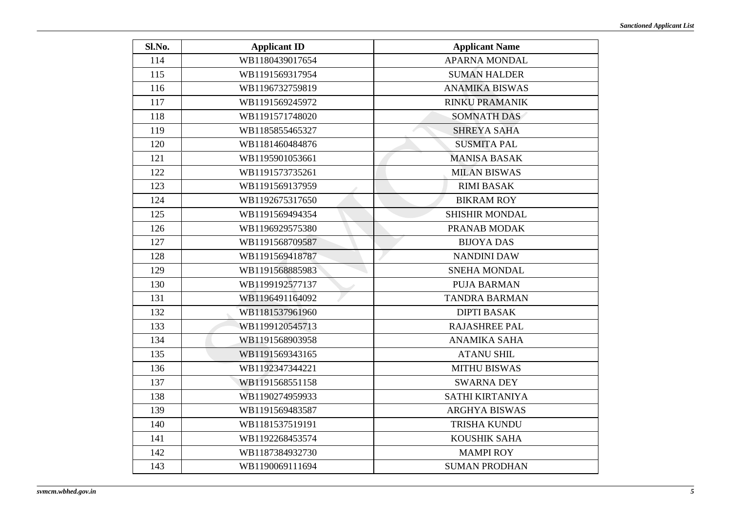| Sl.No. | Applicant ID | Applicant Name |
|---|---|---|
| 114 | WB1180439017654 | APARNA MONDAL |
| 115 | WB1191569317954 | SUMAN HALDER |
| 116 | WB1196732759819 | ANAMIKA BISWAS |
| 117 | WB1191569245972 | RINKU PRAMANIK |
| 118 | WB1191571748020 | SOMNATH DAS |
| 119 | WB1185855465327 | SHREYA SAHA |
| 120 | WB1181460484876 | SUSMITA PAL |
| 121 | WB1195901053661 | MANISA BASAK |
| 122 | WB1191573735261 | MILAN BISWAS |
| 123 | WB1191569137959 | RIMI BASAK |
| 124 | WB1192675317650 | BIKRAM ROY |
| 125 | WB1191569494354 | SHISHIR MONDAL |
| 126 | WB1196929575380 | PRANAB MODAK |
| 127 | WB1191568709587 | BIJOYA DAS |
| 128 | WB1191569418787 | NANDINI DAW |
| 129 | WB1191568885983 | SNEHA MONDAL |
| 130 | WB1199192577137 | PUJA BARMAN |
| 131 | WB1196491164092 | TANDRA BARMAN |
| 132 | WB1181537961960 | DIPTI BASAK |
| 133 | WB1199120545713 | RAJASHREE PAL |
| 134 | WB1191568903958 | ANAMIKA SAHA |
| 135 | WB1191569343165 | ATANU SHIL |
| 136 | WB1192347344221 | MITHU BISWAS |
| 137 | WB1191568551158 | SWARNA DEY |
| 138 | WB1190274959933 | SATHI KIRTANIYA |
| 139 | WB1191569483587 | ARGHYA BISWAS |
| 140 | WB1181537519191 | TRISHA KUNDU |
| 141 | WB1192268453574 | KOUSHIK SAHA |
| 142 | WB1187384932730 | MAMPI ROY |
| 143 | WB1190069111694 | SUMAN PRODHAN |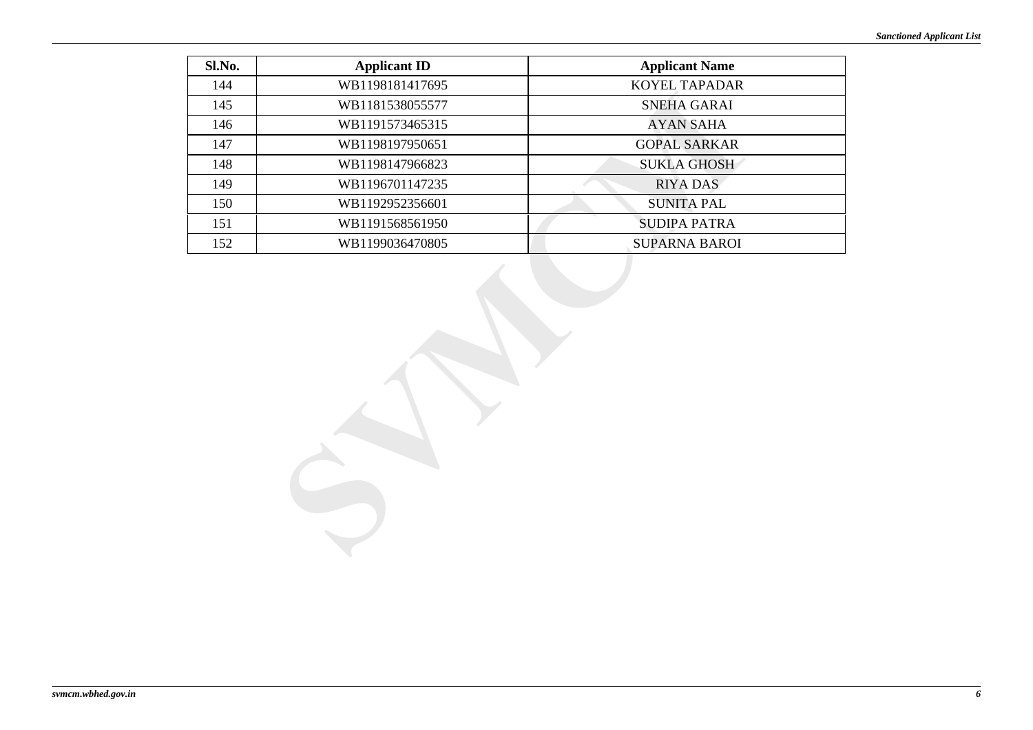| Sl.No. | Applicant ID | Applicant Name |
|---|---|---|
| 144 | WB1198181417695 | KOYEL TAPADAR |
| 145 | WB1181538055577 | SNEHA GARAI |
| 146 | WB1191573465315 | AYAN SAHA |
| 147 | WB1198197950651 | GOPAL SARKAR |
| 148 | WB1198147966823 | SUKLA GHOSH |
| 149 | WB1196701147235 | RIYA DAS |
| 150 | WB1192952356601 | SUNITA PAL |
| 151 | WB1191568561950 | SUDIPA PATRA |
| 152 | WB1199036470805 | SUPARNA BAROI |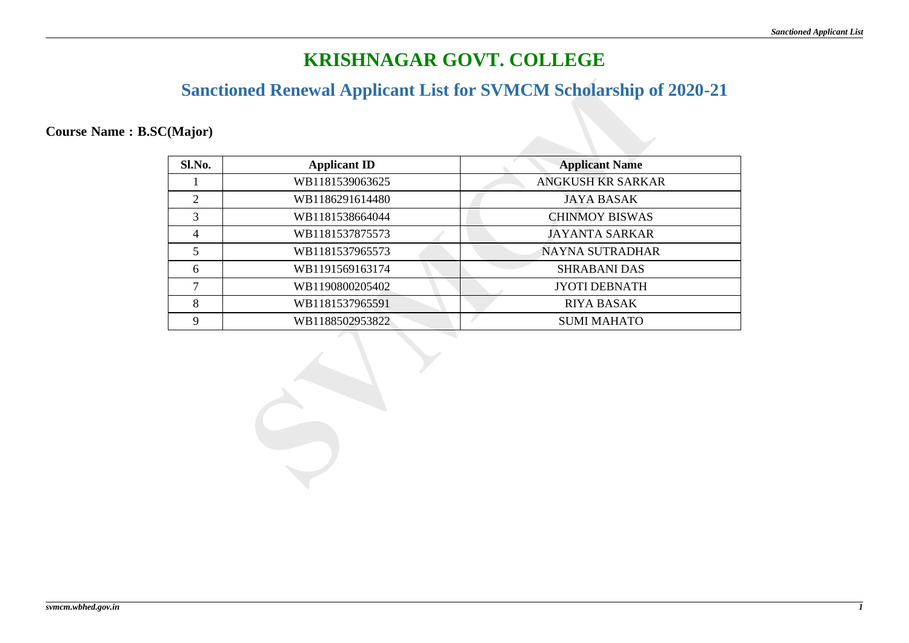# KRISHNAGAR GOVT. COLLEGE

## Sanctioned Renewal Applicant List for SVMCM Scholarship of 2020-21

**Course Name : B.SC(Major)**

| Sl.No. | Applicant ID | Applicant Name |
|---|---|---|
| 1 | WB1181539063625 | ANGKUSH KR SARKAR |
| 2 | WB1186291614480 | JAYA BASAK |
| 3 | WB1181538664044 | CHINMOY BISWAS |
| 4 | WB1181537875573 | JAYANTA SARKAR |
| 5 | WB1181537965573 | NAYNA SUTRADHAR |
| 6 | WB1191569163174 | SHRABANI DAS |
| 7 | WB1190800205402 | JYOTI DEBNATH |
| 8 | WB1181537965591 | RIYA BASAK |
| 9 | WB1188502953822 | SUMI MAHATO |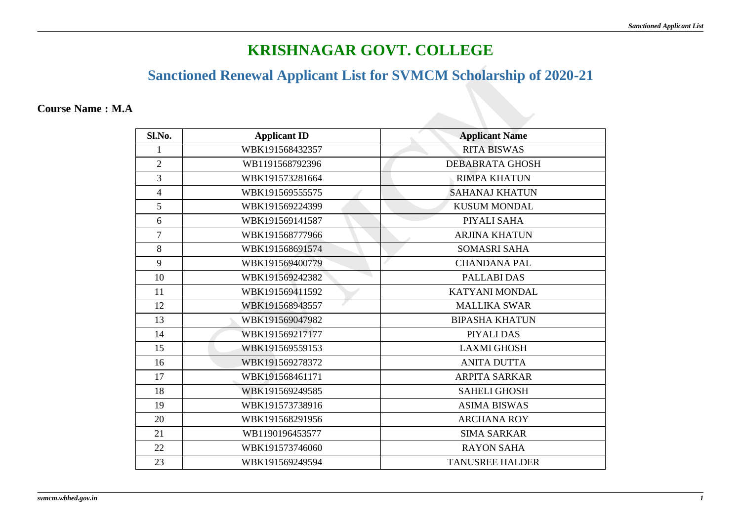# KRISHNAGAR GOVT. COLLEGE

## Sanctioned Renewal Applicant List for SVMCM Scholarship of 2020-21

**Course Name : M.A**

| Sl.No. | Applicant ID | Applicant Name |
|---|---|---|
| 1 | WBK191568432357 | RITA BISWAS |
| 2 | WB1191568792396 | DEBABRATA GHOSH |
| 3 | WBK191573281664 | RIMPA KHATUN |
| 4 | WBK191569555575 | SAHANAJ KHATUN |
| 5 | WBK191569224399 | KUSUM MONDAL |
| 6 | WBK191569141587 | PIYALI SAHA |
| 7 | WBK191568777966 | ARJINA KHATUN |
| 8 | WBK191568691574 | SOMASRI SAHA |
| 9 | WBK191569400779 | CHANDANA PAL |
| 10 | WBK191569242382 | PALLABI DAS |
| 11 | WBK191569411592 | KATYANI MONDAL |
| 12 | WBK191568943557 | MALLIKA SWAR |
| 13 | WBK191569047982 | BIPASHA KHATUN |
| 14 | WBK191569217177 | PIYALI DAS |
| 15 | WBK191569559153 | LAXMI GHOSH |
| 16 | WBK191569278372 | ANITA DUTTA |
| 17 | WBK191568461171 | ARPITA SARKAR |
| 18 | WBK191569249585 | SAHELI GHOSH |
| 19 | WBK191573738916 | ASIMA BISWAS |
| 20 | WBK191568291956 | ARCHANA ROY |
| 21 | WB1190196453577 | SIMA SARKAR |
| 22 | WBK191573746060 | RAYON SAHA |
| 23 | WBK191569249594 | TANUSREE HALDER |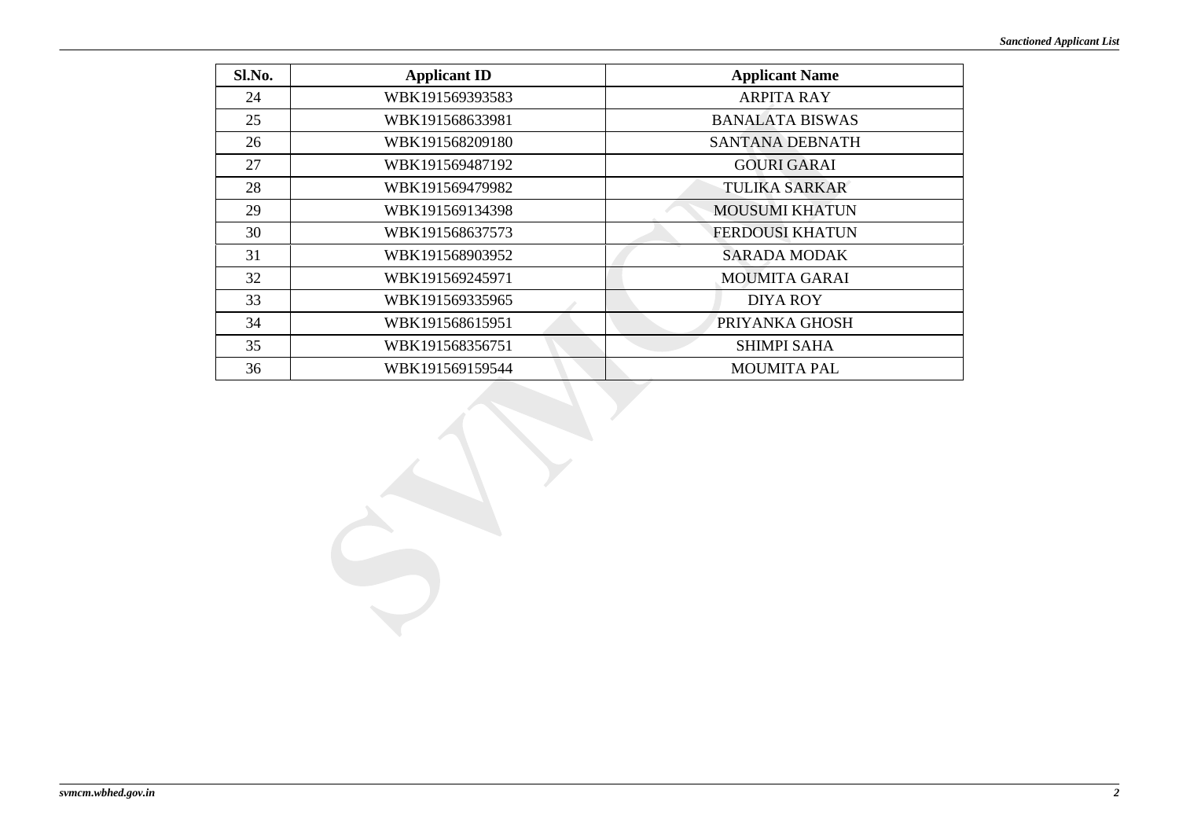| Sl.No. | Applicant ID | Applicant Name |
|---|---|---|
| 24 | WBK191569393583 | ARPITA RAY |
| 25 | WBK191568633981 | BANALATA BISWAS |
| 26 | WBK191568209180 | SANTANA DEBNATH |
| 27 | WBK191569487192 | GOURI GARAI |
| 28 | WBK191569479982 | TULIKA SARKAR |
| 29 | WBK191569134398 | MOUSUMI KHATUN |
| 30 | WBK191568637573 | FERDOUSI KHATUN |
| 31 | WBK191568903952 | SARADA MODAK |
| 32 | WBK191569245971 | MOUMITA GARAI |
| 33 | WBK191569335965 | DIYA ROY |
| 34 | WBK191568615951 | PRIYANKA GHOSH |
| 35 | WBK191568356751 | SHIMPI SAHA |
| 36 | WBK191569159544 | MOUMITA PAL |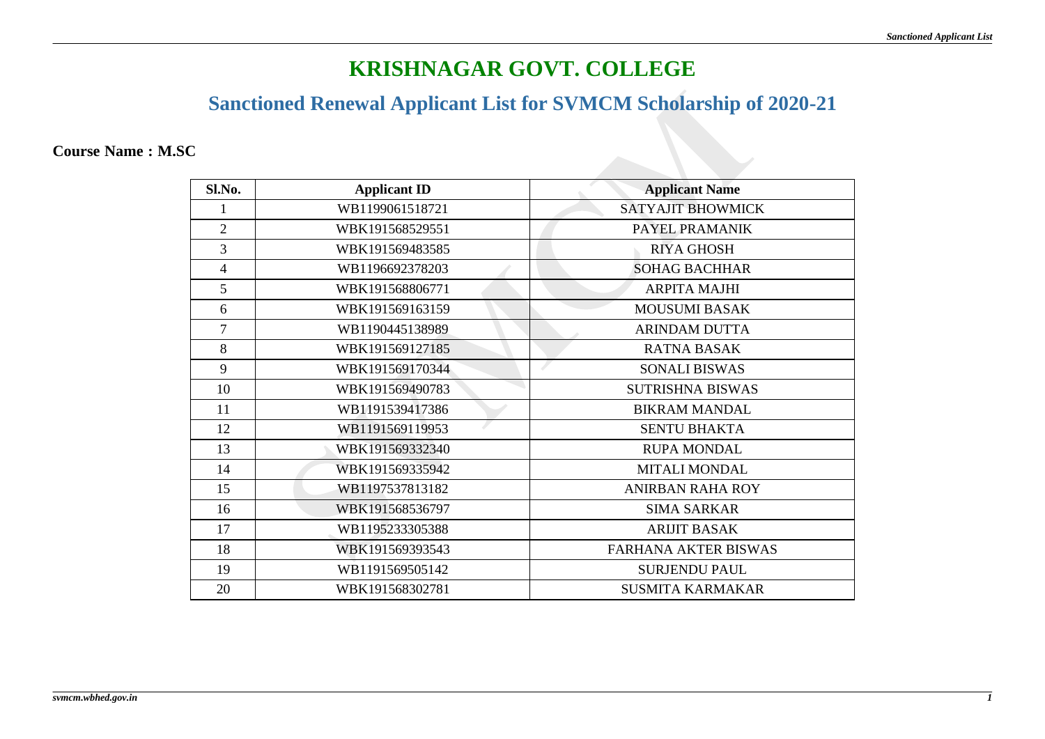# KRISHNAGAR GOVT. COLLEGE

## Sanctioned Renewal Applicant List for SVMCM Scholarship of 2020-21

**Course Name : M.SC**

| Sl.No. | Applicant ID | Applicant Name |
|---|---|---|
| 1 | WB1199061518721 | SATYAJIT BHOWMICK |
| 2 | WBK191568529551 | PAYEL PRAMANIK |
| 3 | WBK191569483585 | RIYA GHOSH |
| 4 | WB1196692378203 | SOHAG BACHHAR |
| 5 | WBK191568806771 | ARPITA MAJHI |
| 6 | WBK191569163159 | MOUSUMI BASAK |
| 7 | WB1190445138989 | ARINDAM DUTTA |
| 8 | WBK191569127185 | RATNA BASAK |
| 9 | WBK191569170344 | SONALI BISWAS |
| 10 | WBK191569490783 | SUTRISHNA BISWAS |
| 11 | WB1191539417386 | BIKRAM MANDAL |
| 12 | WB1191569119953 | SENTU BHAKTA |
| 13 | WBK191569332340 | RUPA MONDAL |
| 14 | WBK191569335942 | MITALI MONDAL |
| 15 | WB1197537813182 | ANIRBAN RAHA ROY |
| 16 | WBK191568536797 | SIMA SARKAR |
| 17 | WB1195233305388 | ARIJIT BASAK |
| 18 | WBK191569393543 | FARHANA AKTER BISWAS |
| 19 | WB1191569505142 | SURJENDU PAUL |
| 20 | WBK191568302781 | SUSMITA KARMAKAR |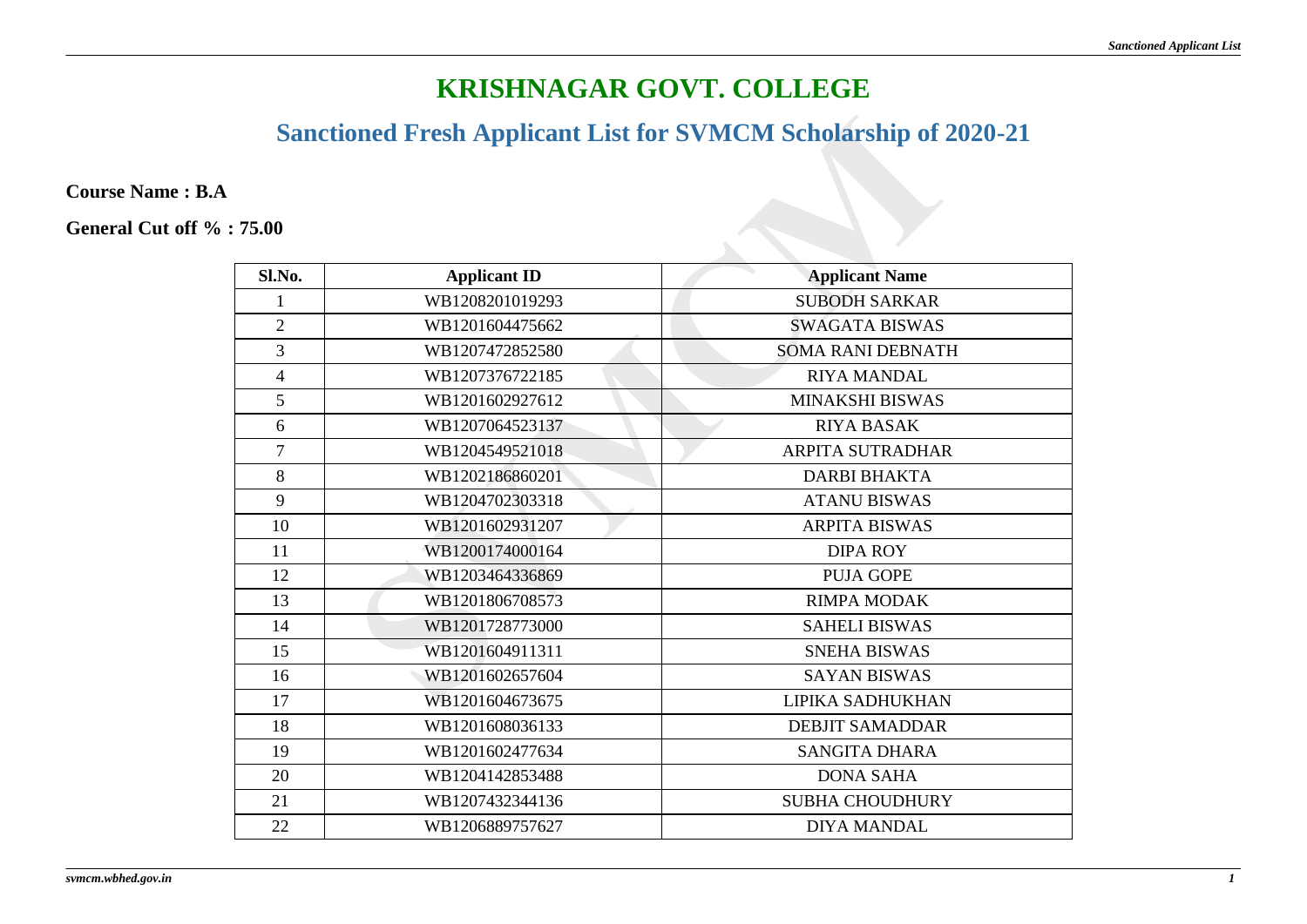# KRISHNAGAR GOVT. COLLEGE

## Sanctioned Fresh Applicant List for SVMCM Scholarship of 2020-21

**Course Name : B.A**

**General Cut off % : 75.00**

| Sl.No. | Applicant ID | Applicant Name |
|---|---|---|
| 1 | WB1208201019293 | SUBODH SARKAR |
| 2 | WB1201604475662 | SWAGATA BISWAS |
| 3 | WB1207472852580 | SOMA RANI DEBNATH |
| 4 | WB1207376722185 | RIYA MANDAL |
| 5 | WB1201602927612 | MINAKSHI BISWAS |
| 6 | WB1207064523137 | RIYA BASAK |
| 7 | WB1204549521018 | ARPITA SUTRADHAR |
| 8 | WB1202186860201 | DARBI BHAKTA |
| 9 | WB1204702303318 | ATANU BISWAS |
| 10 | WB1201602931207 | ARPITA BISWAS |
| 11 | WB1200174000164 | DIPA ROY |
| 12 | WB1203464336869 | PUJA GOPE |
| 13 | WB1201806708573 | RIMPA MODAK |
| 14 | WB1201728773000 | SAHELI BISWAS |
| 15 | WB1201604911311 | SNEHA BISWAS |
| 16 | WB1201602657604 | SAYAN BISWAS |
| 17 | WB1201604673675 | LIPIKA SADHUKHAN |
| 18 | WB1201608036133 | DEBJIT SAMADDAR |
| 19 | WB1201602477634 | SANGITA DHARA |
| 20 | WB1204142853488 | DONA SAHA |
| 21 | WB1207432344136 | SUBHA CHOUDHURY |
| 22 | WB1206889757627 | DIYA MANDAL |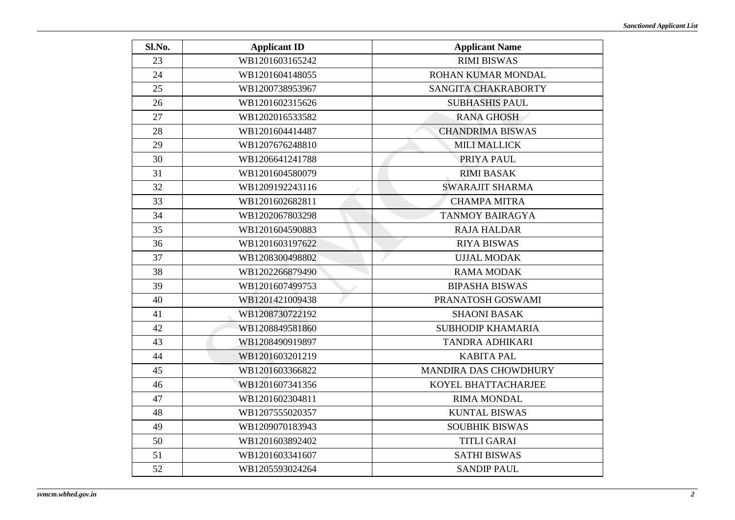| Sl.No. | Applicant ID | Applicant Name |
|---|---|---|
| 23 | WB1201603165242 | RIMI BISWAS |
| 24 | WB1201604148055 | ROHAN KUMAR MONDAL |
| 25 | WB1200738953967 | SANGITA CHAKRABORTY |
| 26 | WB1201602315626 | SUBHASHIS PAUL |
| 27 | WB1202016533582 | RANA GHOSH |
| 28 | WB1201604414487 | CHANDRIMA BISWAS |
| 29 | WB1207676248810 | MILI MALLICK |
| 30 | WB1206641241788 | PRIYA PAUL |
| 31 | WB1201604580079 | RIMI BASAK |
| 32 | WB1209192243116 | SWARAJIT SHARMA |
| 33 | WB1201602682811 | CHAMPA MITRA |
| 34 | WB1202067803298 | TANMOY BAIRAGYA |
| 35 | WB1201604590883 | RAJA HALDAR |
| 36 | WB1201603197622 | RIYA BISWAS |
| 37 | WB1208300498802 | UJJAL MODAK |
| 38 | WB1202266879490 | RAMA MODAK |
| 39 | WB1201607499753 | BIPASHA BISWAS |
| 40 | WB1201421009438 | PRANATOSH GOSWAMI |
| 41 | WB1208730722192 | SHAONI BASAK |
| 42 | WB1208849581860 | SUBHODIP KHAMARIA |
| 43 | WB1208490919897 | TANDRA ADHIKARI |
| 44 | WB1201603201219 | KABITA PAL |
| 45 | WB1201603366822 | MANDIRA DAS CHOWDHURY |
| 46 | WB1201607341356 | KOYEL BHATTACHARJEE |
| 47 | WB1201602304811 | RIMA MONDAL |
| 48 | WB1207555020357 | KUNTAL BISWAS |
| 49 | WB1209070183943 | SOUBHIK BISWAS |
| 50 | WB1201603892402 | TITLI GARAI |
| 51 | WB1201603341607 | SATHI BISWAS |
| 52 | WB1205593024264 | SANDIP PAUL |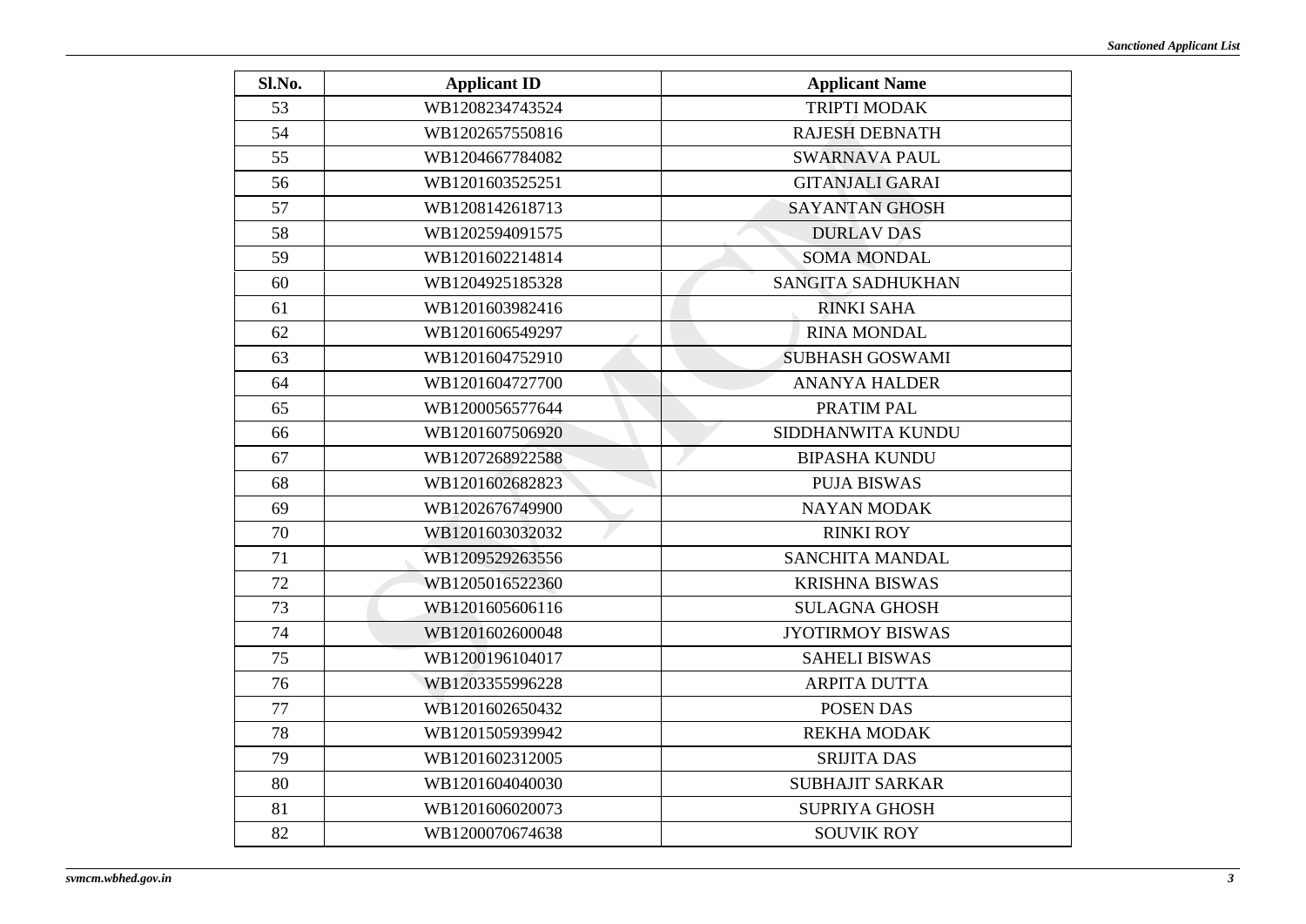| Sl.No. | Applicant ID | Applicant Name |
|---|---|---|
| 53 | WB1208234743524 | TRIPTI MODAK |
| 54 | WB1202657550816 | RAJESH DEBNATH |
| 55 | WB1204667784082 | SWARNAVA PAUL |
| 56 | WB1201603525251 | GITANJALI GARAI |
| 57 | WB1208142618713 | SAYANTAN GHOSH |
| 58 | WB1202594091575 | DURLAV DAS |
| 59 | WB1201602214814 | SOMA MONDAL |
| 60 | WB1204925185328 | SANGITA SADHUKHAN |
| 61 | WB1201603982416 | RINKI SAHA |
| 62 | WB1201606549297 | RINA MONDAL |
| 63 | WB1201604752910 | SUBHASH GOSWAMI |
| 64 | WB1201604727700 | ANANYA HALDER |
| 65 | WB1200056577644 | PRATIM PAL |
| 66 | WB1201607506920 | SIDDHANWITA KUNDU |
| 67 | WB1207268922588 | BIPASHA KUNDU |
| 68 | WB1201602682823 | PUJA BISWAS |
| 69 | WB1202676749900 | NAYAN MODAK |
| 70 | WB1201603032032 | RINKI ROY |
| 71 | WB1209529263556 | SANCHITA MANDAL |
| 72 | WB1205016522360 | KRISHNA BISWAS |
| 73 | WB1201605606116 | SULAGNA GHOSH |
| 74 | WB1201602600048 | JYOTIRMOY BISWAS |
| 75 | WB1200196104017 | SAHELI BISWAS |
| 76 | WB1203355996228 | ARPITA DUTTA |
| 77 | WB1201602650432 | POSEN DAS |
| 78 | WB1201505939942 | REKHA MODAK |
| 79 | WB1201602312005 | SRIJITA DAS |
| 80 | WB1201604040030 | SUBHAJIT SARKAR |
| 81 | WB1201606020073 | SUPRIYA GHOSH |
| 82 | WB1200070674638 | SOUVIK ROY |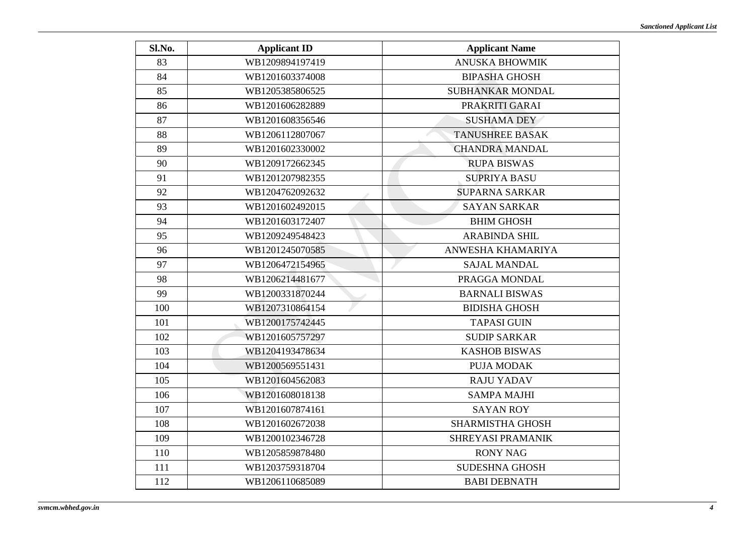| Sl.No. | Applicant ID | Applicant Name |
|---|---|---|
| 83 | WB1209894197419 | ANUSKA BHOWMIK |
| 84 | WB1201603374008 | BIPASHA GHOSH |
| 85 | WB1205385806525 | SUBHANKAR MONDAL |
| 86 | WB1201606282889 | PRAKRITI GARAI |
| 87 | WB1201608356546 | SUSHAMA DEY |
| 88 | WB1206112807067 | TANUSHREE BASAK |
| 89 | WB1201602330002 | CHANDRA MANDAL |
| 90 | WB1209172662345 | RUPA BISWAS |
| 91 | WB1201207982355 | SUPRIYA BASU |
| 92 | WB1204762092632 | SUPARNA SARKAR |
| 93 | WB1201602492015 | SAYAN SARKAR |
| 94 | WB1201603172407 | BHIM GHOSH |
| 95 | WB1209249548423 | ARABINDA SHIL |
| 96 | WB1201245070585 | ANWESHA KHAMARIYA |
| 97 | WB1206472154965 | SAJAL MANDAL |
| 98 | WB1206214481677 | PRAGGA MONDAL |
| 99 | WB1200331870244 | BARNALI BISWAS |
| 100 | WB1207310864154 | BIDISHA GHOSH |
| 101 | WB1200175742445 | TAPASI GUIN |
| 102 | WB1201605757297 | SUDIP SARKAR |
| 103 | WB1204193478634 | KASHOB BISWAS |
| 104 | WB1200569551431 | PUJA MODAK |
| 105 | WB1201604562083 | RAJU YADAV |
| 106 | WB1201608018138 | SAMPA MAJHI |
| 107 | WB1201607874161 | SAYAN ROY |
| 108 | WB1201602672038 | SHARMISTHA GHOSH |
| 109 | WB1200102346728 | SHREYASI PRAMANIK |
| 110 | WB1205859878480 | RONY NAG |
| 111 | WB1203759318704 | SUDESHNA GHOSH |
| 112 | WB1206110685089 | BABI DEBNATH |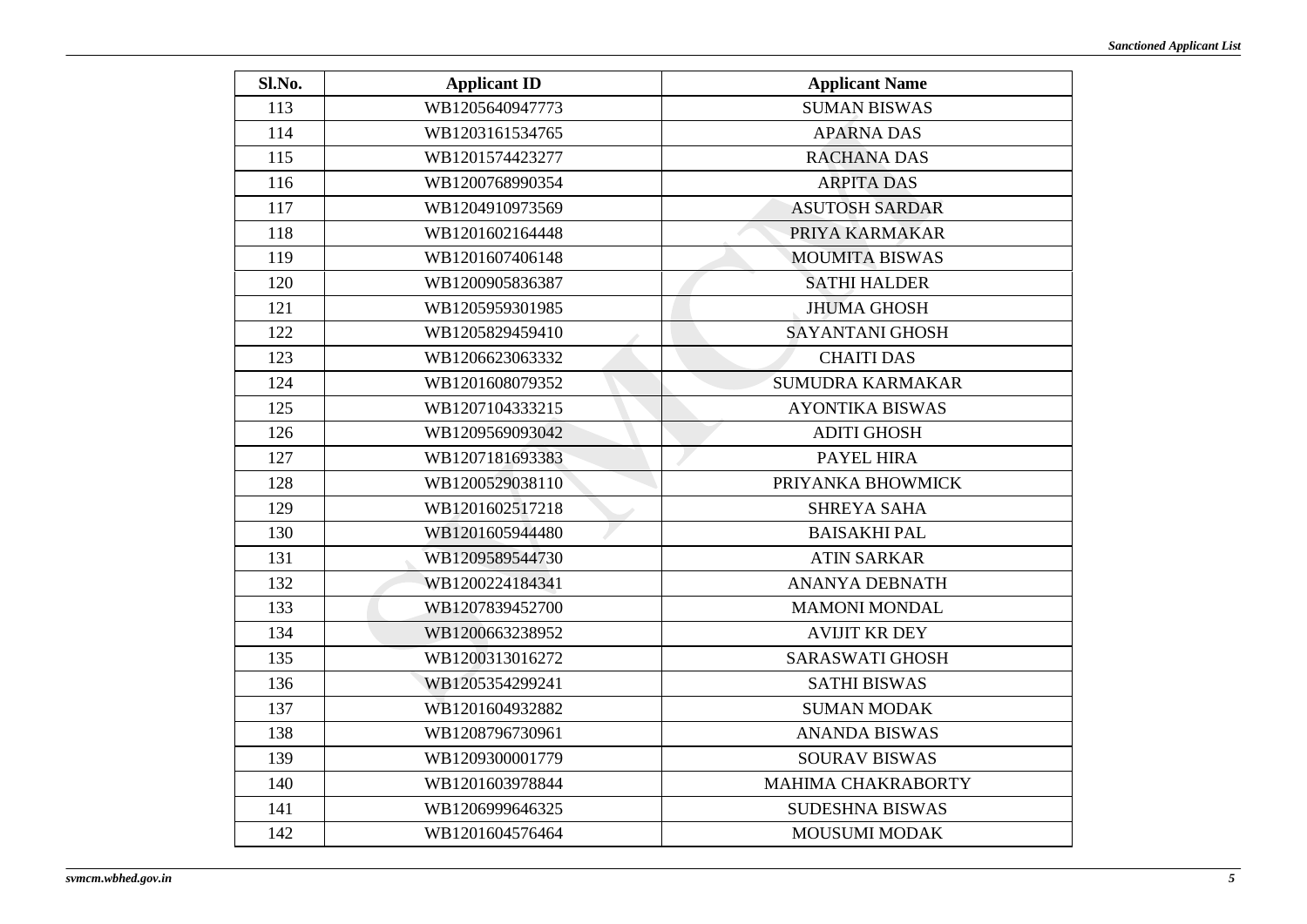| Sl.No. | Applicant ID | Applicant Name |
|---|---|---|
| 113 | WB1205640947773 | SUMAN BISWAS |
| 114 | WB1203161534765 | APARNA DAS |
| 115 | WB1201574423277 | RACHANA DAS |
| 116 | WB1200768990354 | ARPITA DAS |
| 117 | WB1204910973569 | ASUTOSH SARDAR |
| 118 | WB1201602164448 | PRIYA KARMAKAR |
| 119 | WB1201607406148 | MOUMITA BISWAS |
| 120 | WB1200905836387 | SATHI HALDER |
| 121 | WB1205959301985 | JHUMA GHOSH |
| 122 | WB1205829459410 | SAYANTANI GHOSH |
| 123 | WB1206623063332 | CHAITI DAS |
| 124 | WB1201608079352 | SUMUDRA KARMAKAR |
| 125 | WB1207104333215 | AYONTIKA BISWAS |
| 126 | WB1209569093042 | ADITI GHOSH |
| 127 | WB1207181693383 | PAYEL HIRA |
| 128 | WB1200529038110 | PRIYANKA BHOWMICK |
| 129 | WB1201602517218 | SHREYA SAHA |
| 130 | WB1201605944480 | BAISAKHI PAL |
| 131 | WB1209589544730 | ATIN SARKAR |
| 132 | WB1200224184341 | ANANYA DEBNATH |
| 133 | WB1207839452700 | MAMONI MONDAL |
| 134 | WB1200663238952 | AVIJIT KR DEY |
| 135 | WB1200313016272 | SARASWATI GHOSH |
| 136 | WB1205354299241 | SATHI BISWAS |
| 137 | WB1201604932882 | SUMAN MODAK |
| 138 | WB1208796730961 | ANANDA BISWAS |
| 139 | WB1209300001779 | SOURAV BISWAS |
| 140 | WB1201603978844 | MAHIMA CHAKRABORTY |
| 141 | WB1206999646325 | SUDESHNA BISWAS |
| 142 | WB1201604576464 | MOUSUMI MODAK |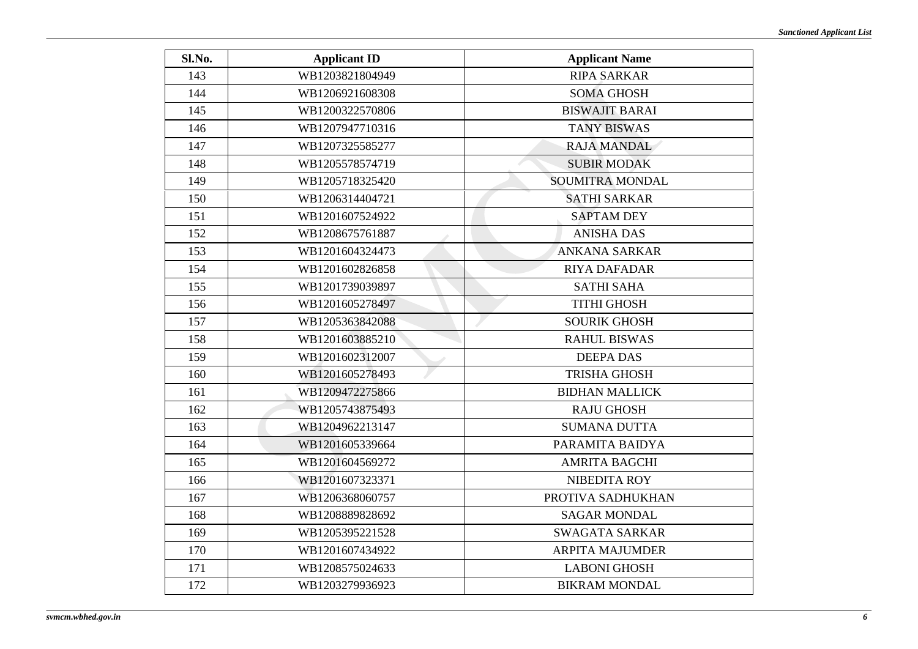| Sl.No. | Applicant ID | Applicant Name |
|---|---|---|
| 143 | WB1203821804949 | RIPA SARKAR |
| 144 | WB1206921608308 | SOMA GHOSH |
| 145 | WB1200322570806 | BISWAJIT BARAI |
| 146 | WB1207947710316 | TANY BISWAS |
| 147 | WB1207325585277 | RAJA MANDAL |
| 148 | WB1205578574719 | SUBIR MODAK |
| 149 | WB1205718325420 | SOUMITRA MONDAL |
| 150 | WB1206314404721 | SATHI SARKAR |
| 151 | WB1201607524922 | SAPTAM DEY |
| 152 | WB1208675761887 | ANISHA DAS |
| 153 | WB1201604324473 | ANKANA SARKAR |
| 154 | WB1201602826858 | RIYA DAFADAR |
| 155 | WB1201739039897 | SATHI SAHA |
| 156 | WB1201605278497 | TITHI GHOSH |
| 157 | WB1205363842088 | SOURIK GHOSH |
| 158 | WB1201603885210 | RAHUL BISWAS |
| 159 | WB1201602312007 | DEEPA DAS |
| 160 | WB1201605278493 | TRISHA GHOSH |
| 161 | WB1209472275866 | BIDHAN MALLICK |
| 162 | WB1205743875493 | RAJU GHOSH |
| 163 | WB1204962213147 | SUMANA DUTTA |
| 164 | WB1201605339664 | PARAMITA BAIDYA |
| 165 | WB1201604569272 | AMRITA BAGCHI |
| 166 | WB1201607323371 | NIBEDITA ROY |
| 167 | WB1206368060757 | PROTIVA SADHUKHAN |
| 168 | WB1208889828692 | SAGAR MONDAL |
| 169 | WB1205395221528 | SWAGATA SARKAR |
| 170 | WB1201607434922 | ARPITA MAJUMDER |
| 171 | WB1208575024633 | LABONI GHOSH |
| 172 | WB1203279936923 | BIKRAM MONDAL |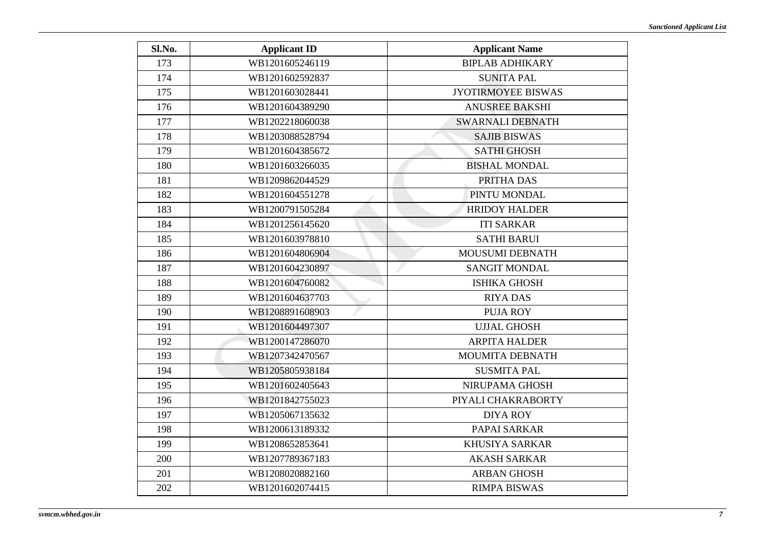| Sl.No. | Applicant ID | Applicant Name |
|---|---|---|
| 173 | WB1201605246119 | BIPLAB ADHIKARY |
| 174 | WB1201602592837 | SUNITA PAL |
| 175 | WB1201603028441 | JYOTIRMOYEE BISWAS |
| 176 | WB1201604389290 | ANUSREE BAKSHI |
| 177 | WB1202218060038 | SWARNALI DEBNATH |
| 178 | WB1203088528794 | SAJIB BISWAS |
| 179 | WB1201604385672 | SATHI GHOSH |
| 180 | WB1201603266035 | BISHAL MONDAL |
| 181 | WB1209862044529 | PRITHA DAS |
| 182 | WB1201604551278 | PINTU MONDAL |
| 183 | WB1200791505284 | HRIDOY HALDER |
| 184 | WB1201256145620 | ITI SARKAR |
| 185 | WB1201603978810 | SATHI BARUI |
| 186 | WB1201604806904 | MOUSUMI DEBNATH |
| 187 | WB1201604230897 | SANGIT MONDAL |
| 188 | WB1201604760082 | ISHIKA GHOSH |
| 189 | WB1201604637703 | RIYA DAS |
| 190 | WB1208891608903 | PUJA ROY |
| 191 | WB1201604497307 | UJJAL GHOSH |
| 192 | WB1200147286070 | ARPITA HALDER |
| 193 | WB1207342470567 | MOUMITA DEBNATH |
| 194 | WB1205805938184 | SUSMITA PAL |
| 195 | WB1201602405643 | NIRUPAMA GHOSH |
| 196 | WB1201842755023 | PIYALI CHAKRABORTY |
| 197 | WB1205067135632 | DIYA ROY |
| 198 | WB1200613189332 | PAPAI SARKAR |
| 199 | WB1208652853641 | KHUSIYA SARKAR |
| 200 | WB1207789367183 | AKASH SARKAR |
| 201 | WB1208020882160 | ARBAN GHOSH |
| 202 | WB1201602074415 | RIMPA BISWAS |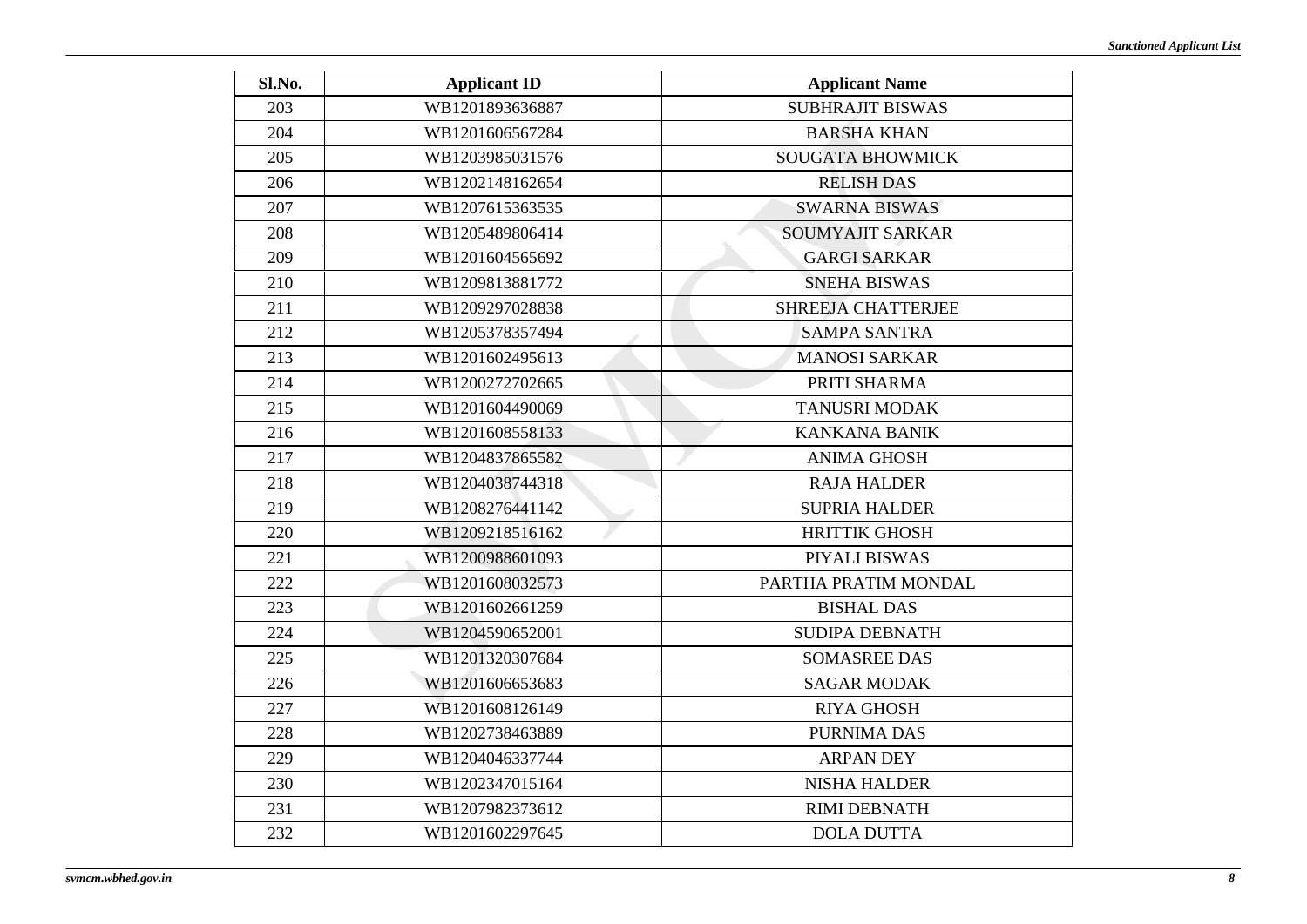| Sl.No. | Applicant ID | Applicant Name |
|---|---|---|
| 203 | WB1201893636887 | SUBHRAJIT BISWAS |
| 204 | WB1201606567284 | BARSHA KHAN |
| 205 | WB1203985031576 | SOUGATA BHOWMICK |
| 206 | WB1202148162654 | RELISH DAS |
| 207 | WB1207615363535 | SWARNA BISWAS |
| 208 | WB1205489806414 | SOUMYAJIT SARKAR |
| 209 | WB1201604565692 | GARGI SARKAR |
| 210 | WB1209813881772 | SNEHA BISWAS |
| 211 | WB1209297028838 | SHREEJA CHATTERJEE |
| 212 | WB1205378357494 | SAMPA SANTRA |
| 213 | WB1201602495613 | MANOSI SARKAR |
| 214 | WB1200272702665 | PRITI SHARMA |
| 215 | WB1201604490069 | TANUSRI MODAK |
| 216 | WB1201608558133 | KANKANA BANIK |
| 217 | WB1204837865582 | ANIMA GHOSH |
| 218 | WB1204038744318 | RAJA HALDER |
| 219 | WB1208276441142 | SUPRIA HALDER |
| 220 | WB1209218516162 | HRITTIK GHOSH |
| 221 | WB1200988601093 | PIYALI BISWAS |
| 222 | WB1201608032573 | PARTHA PRATIM MONDAL |
| 223 | WB1201602661259 | BISHAL DAS |
| 224 | WB1204590652001 | SUDIPA DEBNATH |
| 225 | WB1201320307684 | SOMASREE DAS |
| 226 | WB1201606653683 | SAGAR MODAK |
| 227 | WB1201608126149 | RIYA GHOSH |
| 228 | WB1202738463889 | PURNIMA DAS |
| 229 | WB1204046337744 | ARPAN DEY |
| 230 | WB1202347015164 | NISHA HALDER |
| 231 | WB1207982373612 | RIMI DEBNATH |
| 232 | WB1201602297645 | DOLA DUTTA |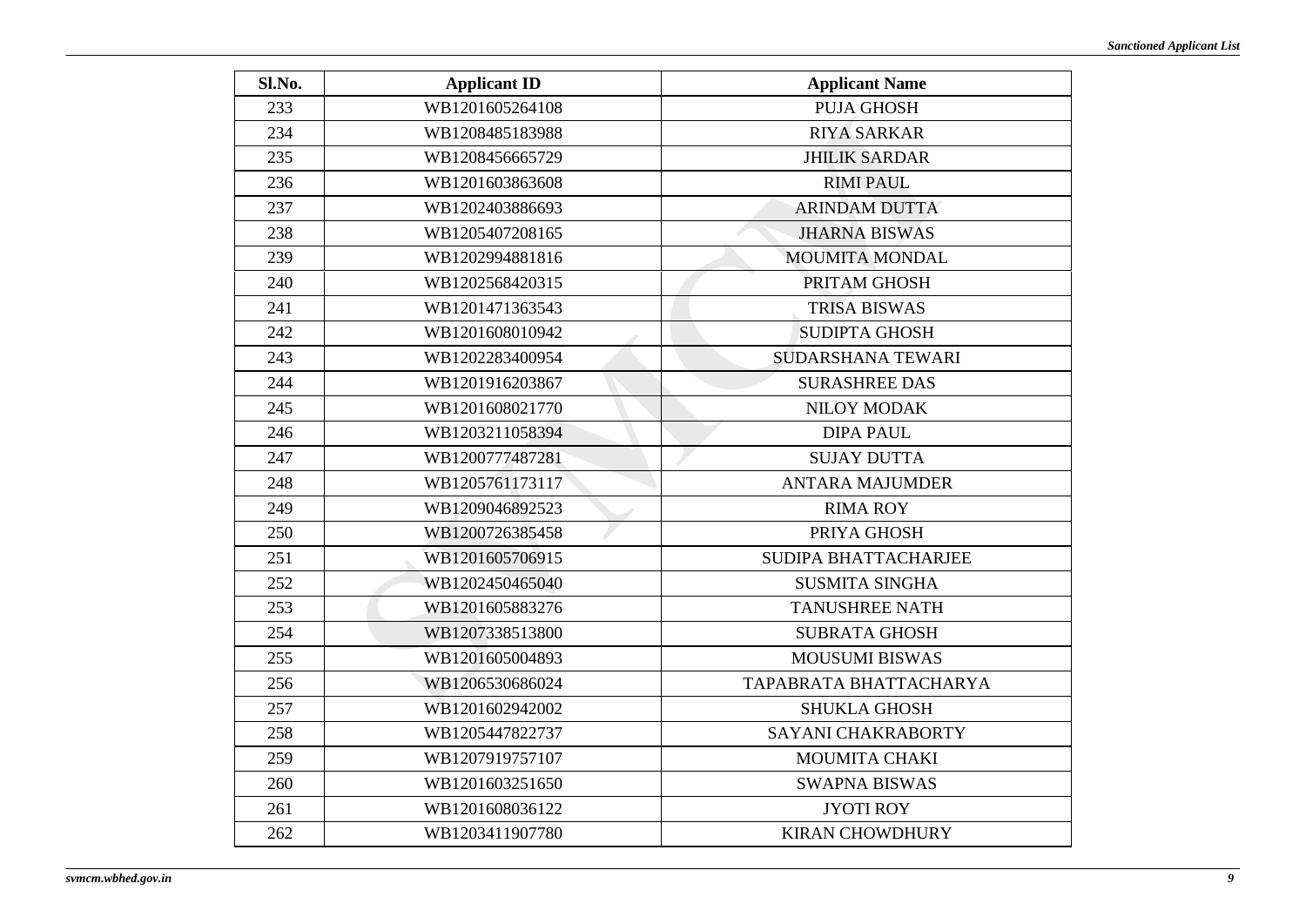| Sl.No. | Applicant ID | Applicant Name |
|---|---|---|
| 233 | WB1201605264108 | PUJA GHOSH |
| 234 | WB1208485183988 | RIYA SARKAR |
| 235 | WB1208456665729 | JHILIK SARDAR |
| 236 | WB1201603863608 | RIMI PAUL |
| 237 | WB1202403886693 | ARINDAM DUTTA |
| 238 | WB1205407208165 | JHARNA BISWAS |
| 239 | WB1202994881816 | MOUMITA MONDAL |
| 240 | WB1202568420315 | PRITAM GHOSH |
| 241 | WB1201471363543 | TRISA BISWAS |
| 242 | WB1201608010942 | SUDIPTA GHOSH |
| 243 | WB1202283400954 | SUDARSHANA TEWARI |
| 244 | WB1201916203867 | SURASHREE DAS |
| 245 | WB1201608021770 | NILOY MODAK |
| 246 | WB1203211058394 | DIPA PAUL |
| 247 | WB1200777487281 | SUJAY DUTTA |
| 248 | WB1205761173117 | ANTARA MAJUMDER |
| 249 | WB1209046892523 | RIMA ROY |
| 250 | WB1200726385458 | PRIYA GHOSH |
| 251 | WB1201605706915 | SUDIPA BHATTACHARJEE |
| 252 | WB1202450465040 | SUSMITA SINGHA |
| 253 | WB1201605883276 | TANUSHREE NATH |
| 254 | WB1207338513800 | SUBRATA GHOSH |
| 255 | WB1201605004893 | MOUSUMI BISWAS |
| 256 | WB1206530686024 | TAPABRATA BHATTACHARYA |
| 257 | WB1201602942002 | SHUKLA GHOSH |
| 258 | WB1205447822737 | SAYANI CHAKRABORTY |
| 259 | WB1207919757107 | MOUMITA CHAKI |
| 260 | WB1201603251650 | SWAPNA BISWAS |
| 261 | WB1201608036122 | JYOTI ROY |
| 262 | WB1203411907780 | KIRAN CHOWDHURY |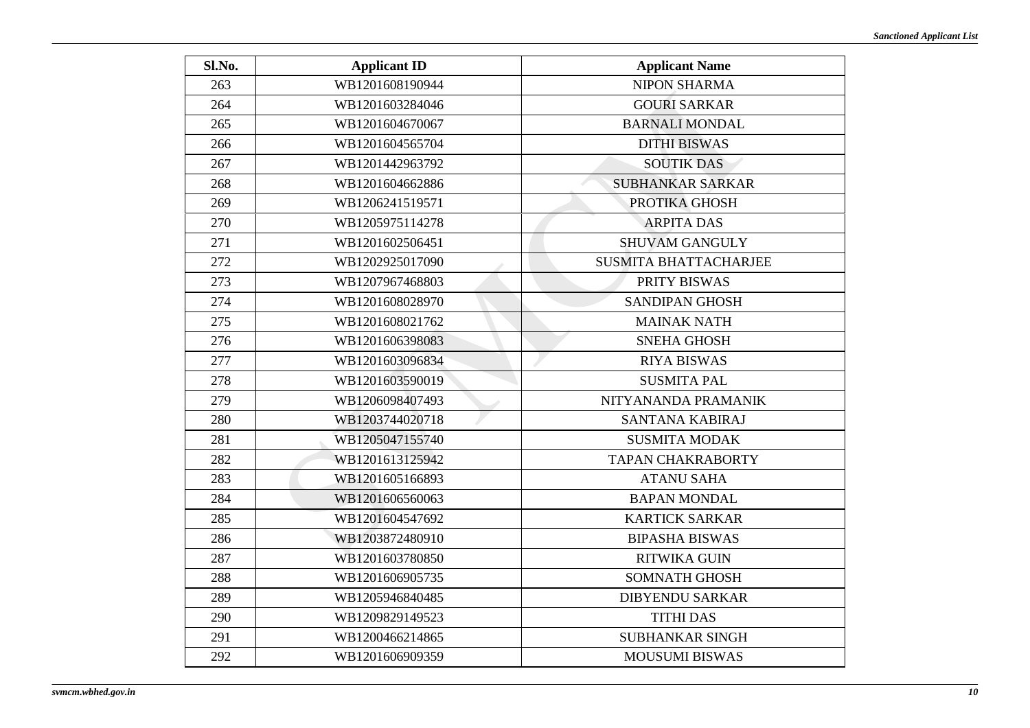| Sl.No. | Applicant ID | Applicant Name |
|---|---|---|
| 263 | WB1201608190944 | NIPON SHARMA |
| 264 | WB1201603284046 | GOURI SARKAR |
| 265 | WB1201604670067 | BARNALI MONDAL |
| 266 | WB1201604565704 | DITHI BISWAS |
| 267 | WB1201442963792 | SOUTIK DAS |
| 268 | WB1201604662886 | SUBHANKAR SARKAR |
| 269 | WB1206241519571 | PROTIKA GHOSH |
| 270 | WB1205975114278 | ARPITA DAS |
| 271 | WB1201602506451 | SHUVAM GANGULY |
| 272 | WB1202925017090 | SUSMITA BHATTACHARJEE |
| 273 | WB1207967468803 | PRITY BISWAS |
| 274 | WB1201608028970 | SANDIPAN GHOSH |
| 275 | WB1201608021762 | MAINAK NATH |
| 276 | WB1201606398083 | SNEHA GHOSH |
| 277 | WB1201603096834 | RIYA BISWAS |
| 278 | WB1201603590019 | SUSMITA PAL |
| 279 | WB1206098407493 | NITYANANDA PRAMANIK |
| 280 | WB1203744020718 | SANTANA KABIRAJ |
| 281 | WB1205047155740 | SUSMITA MODAK |
| 282 | WB1201613125942 | TAPAN CHAKRABORTY |
| 283 | WB1201605166893 | ATANU SAHA |
| 284 | WB1201606560063 | BAPAN MONDAL |
| 285 | WB1201604547692 | KARTICK SARKAR |
| 286 | WB1203872480910 | BIPASHA BISWAS |
| 287 | WB1201603780850 | RITWIKA GUIN |
| 288 | WB1201606905735 | SOMNATH GHOSH |
| 289 | WB1205946840485 | DIBYENDU SARKAR |
| 290 | WB1209829149523 | TITHI DAS |
| 291 | WB1200466214865 | SUBHANKAR SINGH |
| 292 | WB1201606909359 | MOUSUMI BISWAS |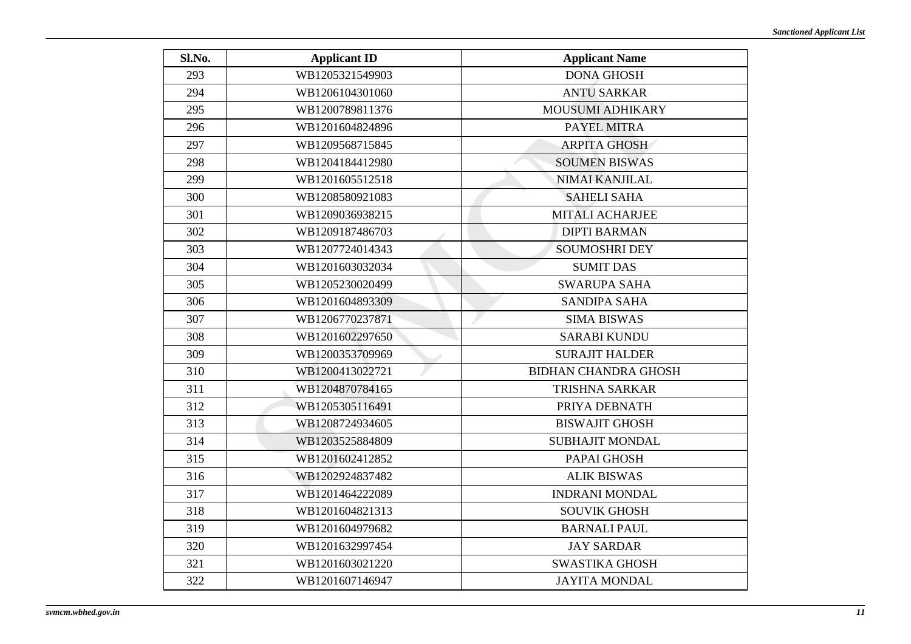| Sl.No. | Applicant ID | Applicant Name |
|---|---|---|
| 293 | WB1205321549903 | DONA GHOSH |
| 294 | WB1206104301060 | ANTU SARKAR |
| 295 | WB1200789811376 | MOUSUMI ADHIKARY |
| 296 | WB1201604824896 | PAYEL MITRA |
| 297 | WB1209568715845 | ARPITA GHOSH |
| 298 | WB1204184412980 | SOUMEN BISWAS |
| 299 | WB1201605512518 | NIMAI KANJILAL |
| 300 | WB1208580921083 | SAHELI SAHA |
| 301 | WB1209036938215 | MITALI ACHARJEE |
| 302 | WB1209187486703 | DIPTI BARMAN |
| 303 | WB1207724014343 | SOUMOSHRI DEY |
| 304 | WB1201603032034 | SUMIT DAS |
| 305 | WB1205230020499 | SWARUPA SAHA |
| 306 | WB1201604893309 | SANDIPA SAHA |
| 307 | WB1206770237871 | SIMA BISWAS |
| 308 | WB1201602297650 | SARABI KUNDU |
| 309 | WB1200353709969 | SURAJIT HALDER |
| 310 | WB1200413022721 | BIDHAN CHANDRA GHOSH |
| 311 | WB1204870784165 | TRISHNA SARKAR |
| 312 | WB1205305116491 | PRIYA DEBNATH |
| 313 | WB1208724934605 | BISWAJIT GHOSH |
| 314 | WB1203525884809 | SUBHAJIT MONDAL |
| 315 | WB1201602412852 | PAPAI GHOSH |
| 316 | WB1202924837482 | ALIK BISWAS |
| 317 | WB1201464222089 | INDRANI MONDAL |
| 318 | WB1201604821313 | SOUVIK GHOSH |
| 319 | WB1201604979682 | BARNALI PAUL |
| 320 | WB1201632997454 | JAY SARDAR |
| 321 | WB1201603021220 | SWASTIKA GHOSH |
| 322 | WB1201607146947 | JAYITA MONDAL |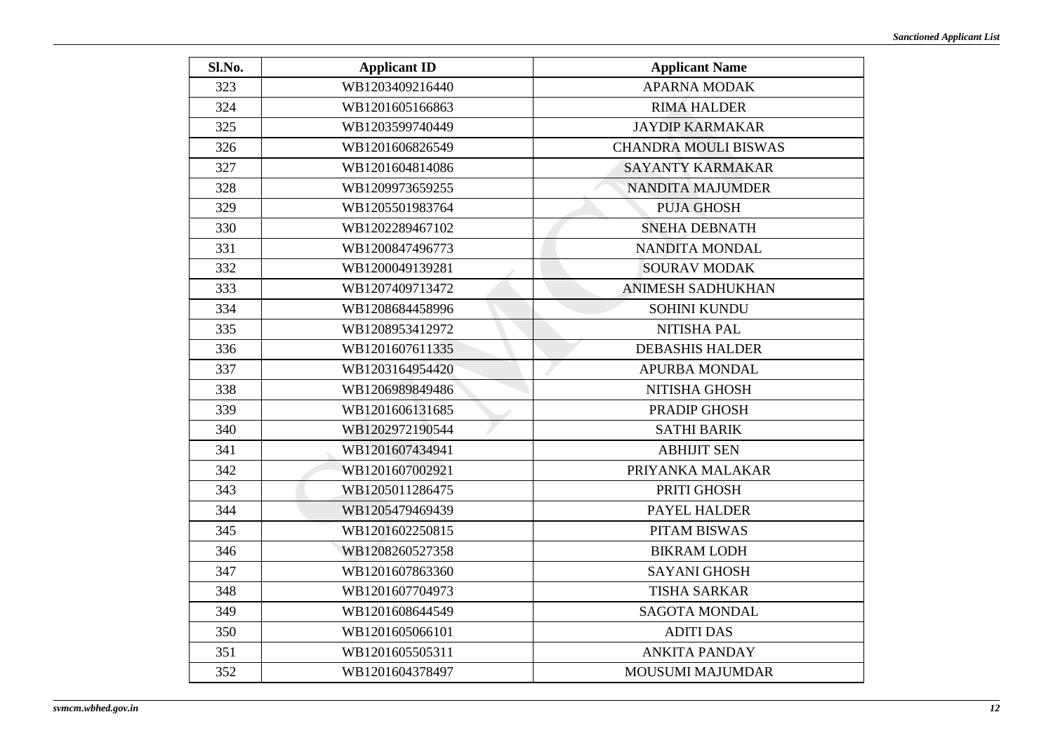| Sl.No. | Applicant ID | Applicant Name |
|---|---|---|
| 323 | WB1203409216440 | APARNA MODAK |
| 324 | WB1201605166863 | RIMA HALDER |
| 325 | WB1203599740449 | JAYDIP KARMAKAR |
| 326 | WB1201606826549 | CHANDRA MOULI BISWAS |
| 327 | WB1201604814086 | SAYANTY KARMAKAR |
| 328 | WB1209973659255 | NANDITA MAJUMDER |
| 329 | WB1205501983764 | PUJA GHOSH |
| 330 | WB1202289467102 | SNEHA DEBNATH |
| 331 | WB1200847496773 | NANDITA MONDAL |
| 332 | WB1200049139281 | SOURAV MODAK |
| 333 | WB1207409713472 | ANIMESH SADHUKHAN |
| 334 | WB1208684458996 | SOHINI KUNDU |
| 335 | WB1208953412972 | NITISHA PAL |
| 336 | WB1201607611335 | DEBASHIS HALDER |
| 337 | WB1203164954420 | APURBA MONDAL |
| 338 | WB1206989849486 | NITISHA GHOSH |
| 339 | WB1201606131685 | PRADIP GHOSH |
| 340 | WB1202972190544 | SATHI BARIK |
| 341 | WB1201607434941 | ABHIJIT SEN |
| 342 | WB1201607002921 | PRIYANKA MALAKAR |
| 343 | WB1205011286475 | PRITI GHOSH |
| 344 | WB1205479469439 | PAYEL HALDER |
| 345 | WB1201602250815 | PITAM BISWAS |
| 346 | WB1208260527358 | BIKRAM LODH |
| 347 | WB1201607863360 | SAYANI GHOSH |
| 348 | WB1201607704973 | TISHA SARKAR |
| 349 | WB1201608644549 | SAGOTA MONDAL |
| 350 | WB1201605066101 | ADITI DAS |
| 351 | WB1201605505311 | ANKITA PANDAY |
| 352 | WB1201604378497 | MOUSUMI MAJUMDAR |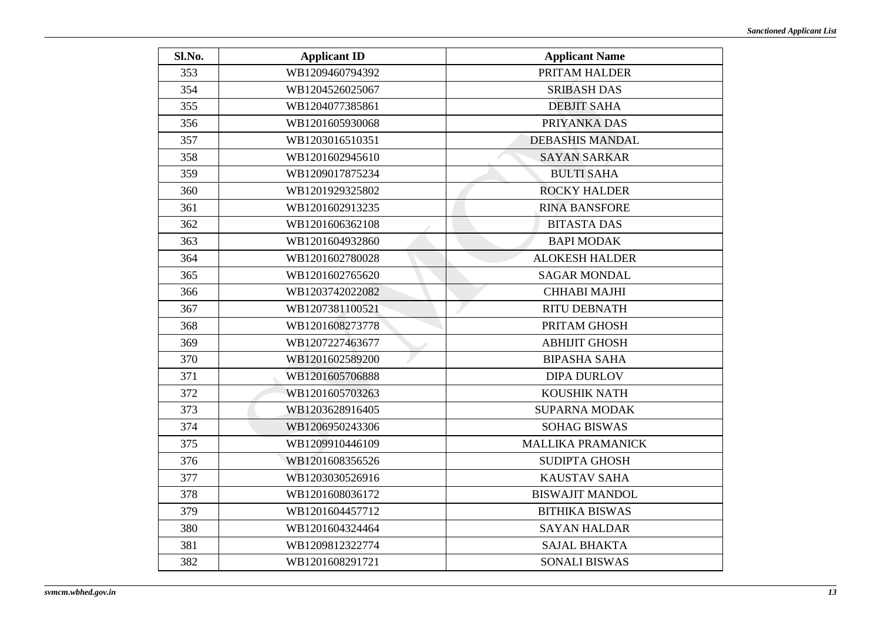| Sl.No. | Applicant ID | Applicant Name |
|---|---|---|
| 353 | WB1209460794392 | PRITAM HALDER |
| 354 | WB1204526025067 | SRIBASH DAS |
| 355 | WB1204077385861 | DEBJIT SAHA |
| 356 | WB1201605930068 | PRIYANKA DAS |
| 357 | WB1203016510351 | DEBASHIS MANDAL |
| 358 | WB1201602945610 | SAYAN SARKAR |
| 359 | WB1209017875234 | BULTI SAHA |
| 360 | WB1201929325802 | ROCKY HALDER |
| 361 | WB1201602913235 | RINA BANSFORE |
| 362 | WB1201606362108 | BITASTA DAS |
| 363 | WB1201604932860 | BAPI MODAK |
| 364 | WB1201602780028 | ALOKESH HALDER |
| 365 | WB1201602765620 | SAGAR MONDAL |
| 366 | WB1203742022082 | CHHABI MAJHI |
| 367 | WB1207381100521 | RITU DEBNATH |
| 368 | WB1201608273778 | PRITAM GHOSH |
| 369 | WB1207227463677 | ABHIJIT GHOSH |
| 370 | WB1201602589200 | BIPASHA SAHA |
| 371 | WB1201605706888 | DIPA DURLOV |
| 372 | WB1201605703263 | KOUSHIK NATH |
| 373 | WB1203628916405 | SUPARNA MODAK |
| 374 | WB1206950243306 | SOHAG BISWAS |
| 375 | WB1209910446109 | MALLIKA PRAMANICK |
| 376 | WB1201608356526 | SUDIPTA GHOSH |
| 377 | WB1203030526916 | KAUSTAV SAHA |
| 378 | WB1201608036172 | BISWAJIT MANDOL |
| 379 | WB1201604457712 | BITHIKA BISWAS |
| 380 | WB1201604324464 | SAYAN HALDAR |
| 381 | WB1209812322774 | SAJAL BHAKTA |
| 382 | WB1201608291721 | SONALI BISWAS |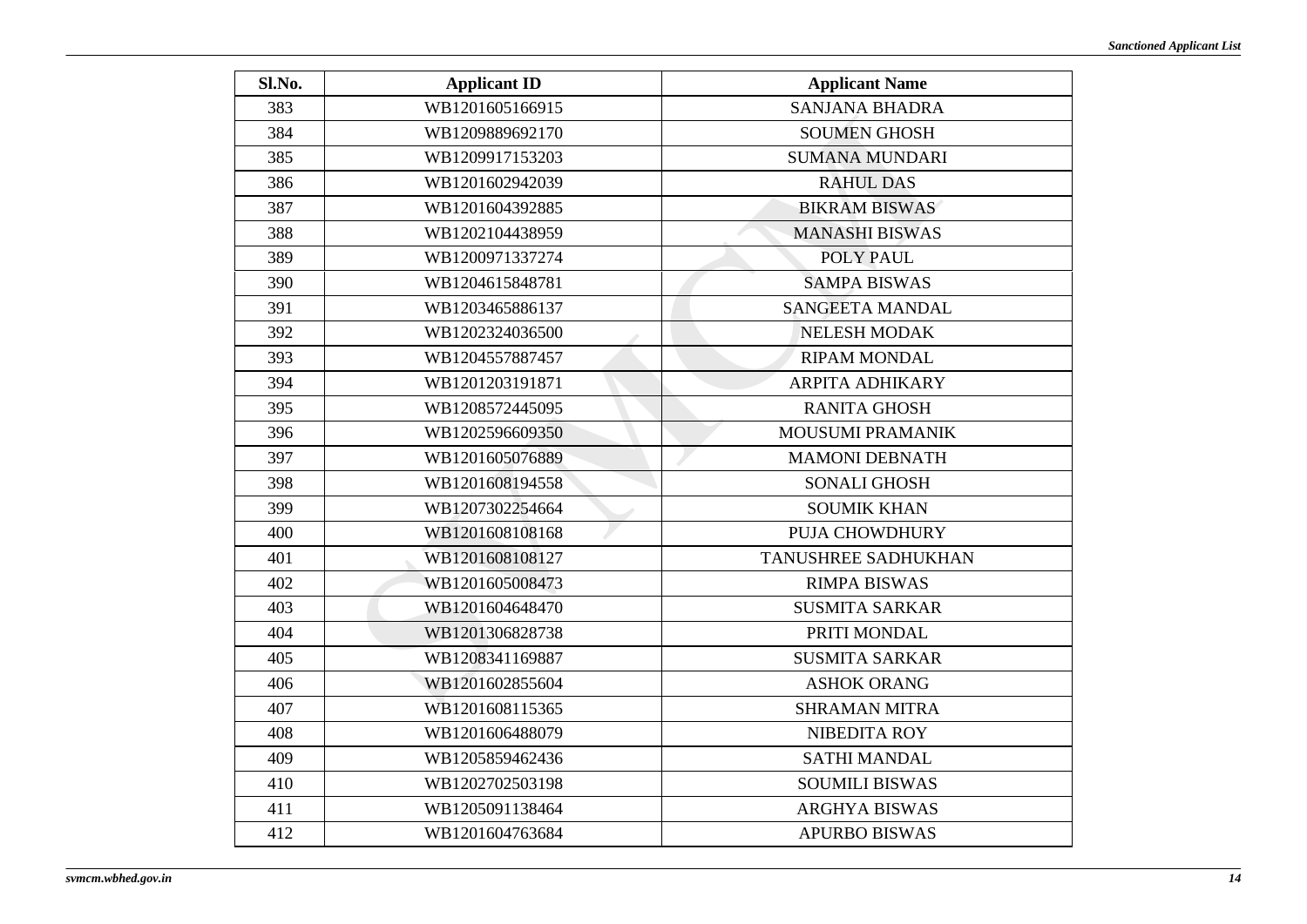| Sl.No. | Applicant ID | Applicant Name |
|---|---|---|
| 383 | WB1201605166915 | SANJANA BHADRA |
| 384 | WB1209889692170 | SOUMEN GHOSH |
| 385 | WB1209917153203 | SUMANA MUNDARI |
| 386 | WB1201602942039 | RAHUL DAS |
| 387 | WB1201604392885 | BIKRAM BISWAS |
| 388 | WB1202104438959 | MANASHI BISWAS |
| 389 | WB1200971337274 | POLY PAUL |
| 390 | WB1204615848781 | SAMPA BISWAS |
| 391 | WB1203465886137 | SANGEETA MANDAL |
| 392 | WB1202324036500 | NELESH MODAK |
| 393 | WB1204557887457 | RIPAM MONDAL |
| 394 | WB1201203191871 | ARPITA ADHIKARY |
| 395 | WB1208572445095 | RANITA GHOSH |
| 396 | WB1202596609350 | MOUSUMI PRAMANIK |
| 397 | WB1201605076889 | MAMONI DEBNATH |
| 398 | WB1201608194558 | SONALI GHOSH |
| 399 | WB1207302254664 | SOUMIK KHAN |
| 400 | WB1201608108168 | PUJA CHOWDHURY |
| 401 | WB1201608108127 | TANUSHREE SADHUKHAN |
| 402 | WB1201605008473 | RIMPA BISWAS |
| 403 | WB1201604648470 | SUSMITA SARKAR |
| 404 | WB1201306828738 | PRITI MONDAL |
| 405 | WB1208341169887 | SUSMITA SARKAR |
| 406 | WB1201602855604 | ASHOK ORANG |
| 407 | WB1201608115365 | SHRAMAN MITRA |
| 408 | WB1201606488079 | NIBEDITA ROY |
| 409 | WB1205859462436 | SATHI MANDAL |
| 410 | WB1202702503198 | SOUMILI BISWAS |
| 411 | WB1205091138464 | ARGHYA BISWAS |
| 412 | WB1201604763684 | APURBO BISWAS |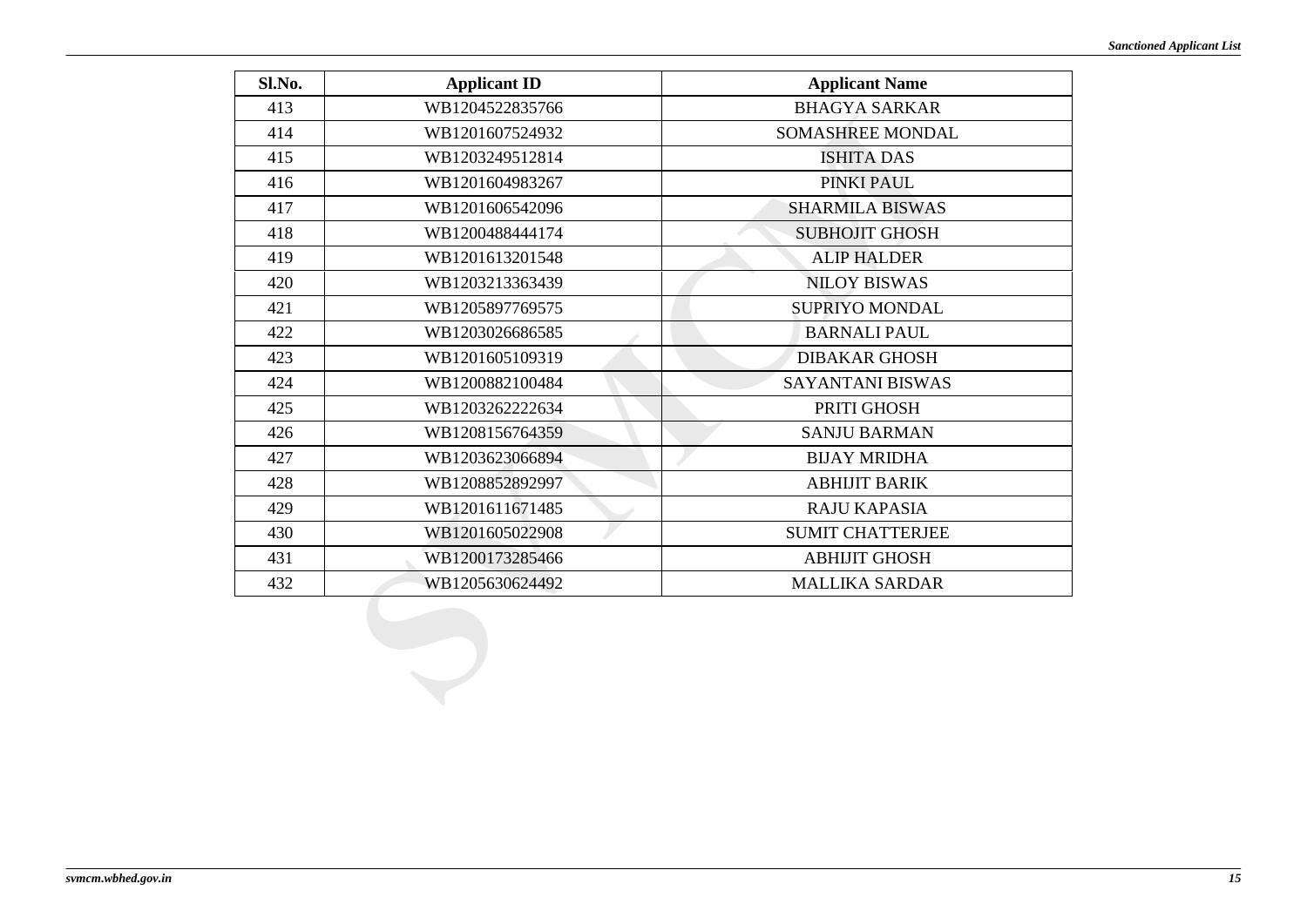| Sl.No. | Applicant ID | Applicant Name |
|---|---|---|
| 413 | WB1204522835766 | BHAGYA SARKAR |
| 414 | WB1201607524932 | SOMASHREE MONDAL |
| 415 | WB1203249512814 | ISHITA DAS |
| 416 | WB1201604983267 | PINKI PAUL |
| 417 | WB1201606542096 | SHARMILA BISWAS |
| 418 | WB1200488444174 | SUBHOJIT GHOSH |
| 419 | WB1201613201548 | ALIP HALDER |
| 420 | WB1203213363439 | NILOY BISWAS |
| 421 | WB1205897769575 | SUPRIYO MONDAL |
| 422 | WB1203026686585 | BARNALI PAUL |
| 423 | WB1201605109319 | DIBAKAR GHOSH |
| 424 | WB1200882100484 | SAYANTANI BISWAS |
| 425 | WB1203262222634 | PRITI GHOSH |
| 426 | WB1208156764359 | SANJU BARMAN |
| 427 | WB1203623066894 | BIJAY MRIDHA |
| 428 | WB1208852892997 | ABHIJIT BARIK |
| 429 | WB1201611671485 | RAJU KAPASIA |
| 430 | WB1201605022908 | SUMIT CHATTERJEE |
| 431 | WB1200173285466 | ABHIJIT GHOSH |
| 432 | WB1205630624492 | MALLIKA SARDAR |